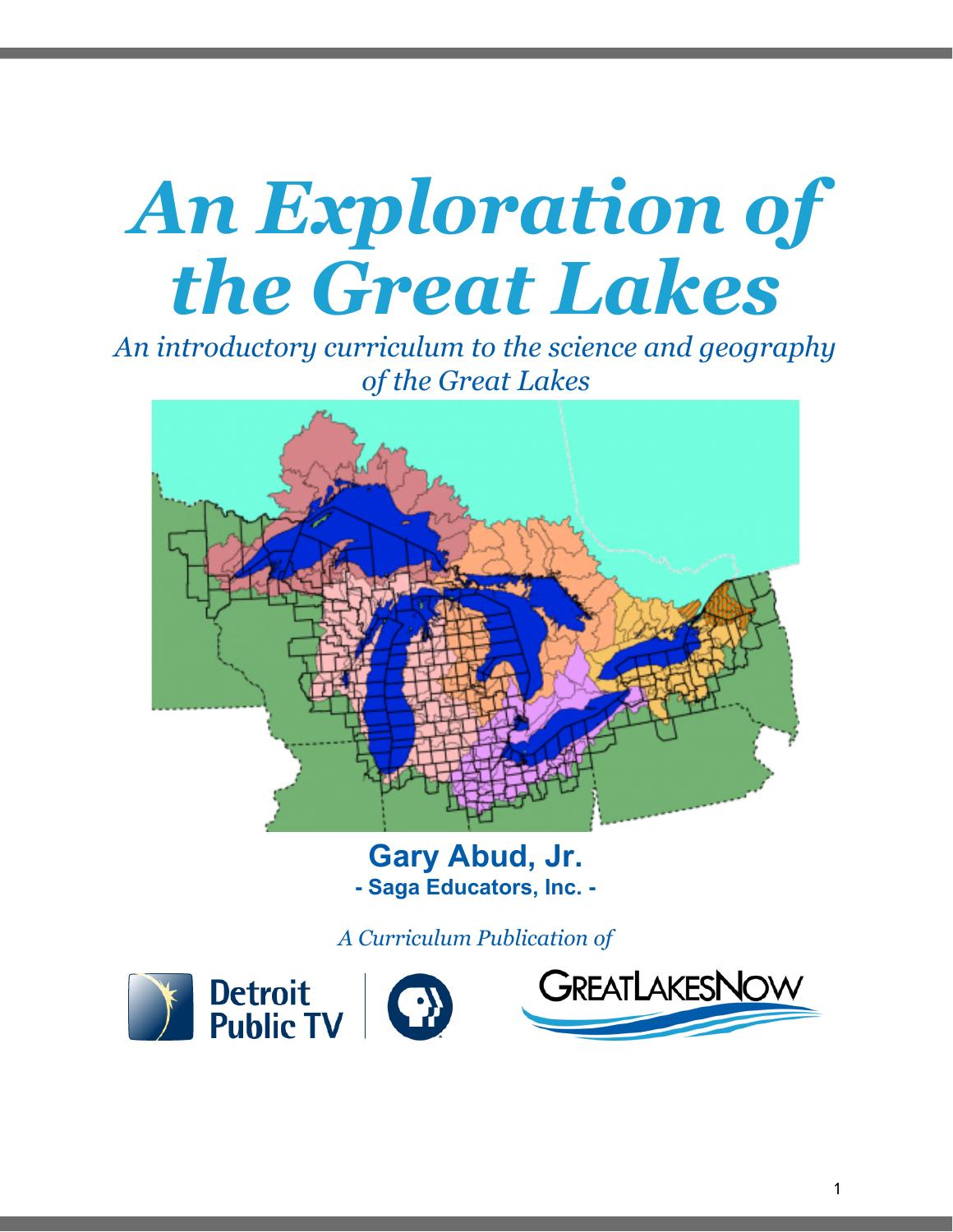# An Exploration of the Great Lakes

*An introductory curriculum to the science and geography of the Great Lakes*

**Gary Abud, Jr.**

**- Saga Educators, Inc. -**

*A Curriculum Publication of*

Detroit Public TV

GREATLAKESNOW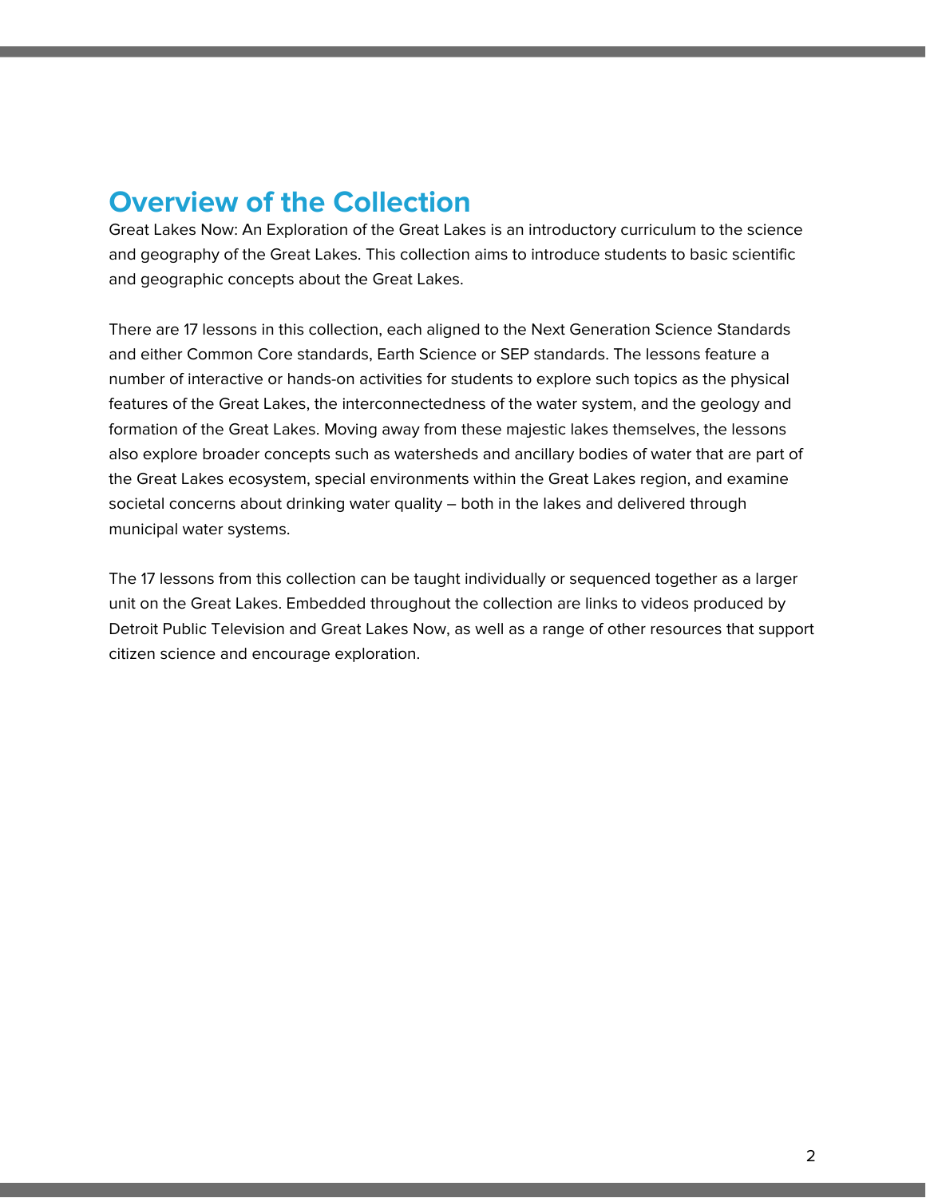# Overview of the Collection

Great Lakes Now: An Exploration of the Great Lakes is an introductory curriculum to the science and geography of the Great Lakes. This collection aims to introduce students to basic scientific and geographic concepts about the Great Lakes.

There are 17 lessons in this collection, each aligned to the Next Generation Science Standards and either Common Core standards, Earth Science or SEP standards. The lessons feature a number of interactive or hands-on activities for students to explore such topics as the physical features of the Great Lakes, the interconnectedness of the water system, and the geology and formation of the Great Lakes. Moving away from these majestic lakes themselves, the lessons also explore broader concepts such as watersheds and ancillary bodies of water that are part of the Great Lakes ecosystem, special environments within the Great Lakes region, and examine societal concerns about drinking water quality – both in the lakes and delivered through municipal water systems.

The 17 lessons from this collection can be taught individually or sequenced together as a larger unit on the Great Lakes. Embedded throughout the collection are links to videos produced by Detroit Public Television and Great Lakes Now, as well as a range of other resources that support citizen science and encourage exploration.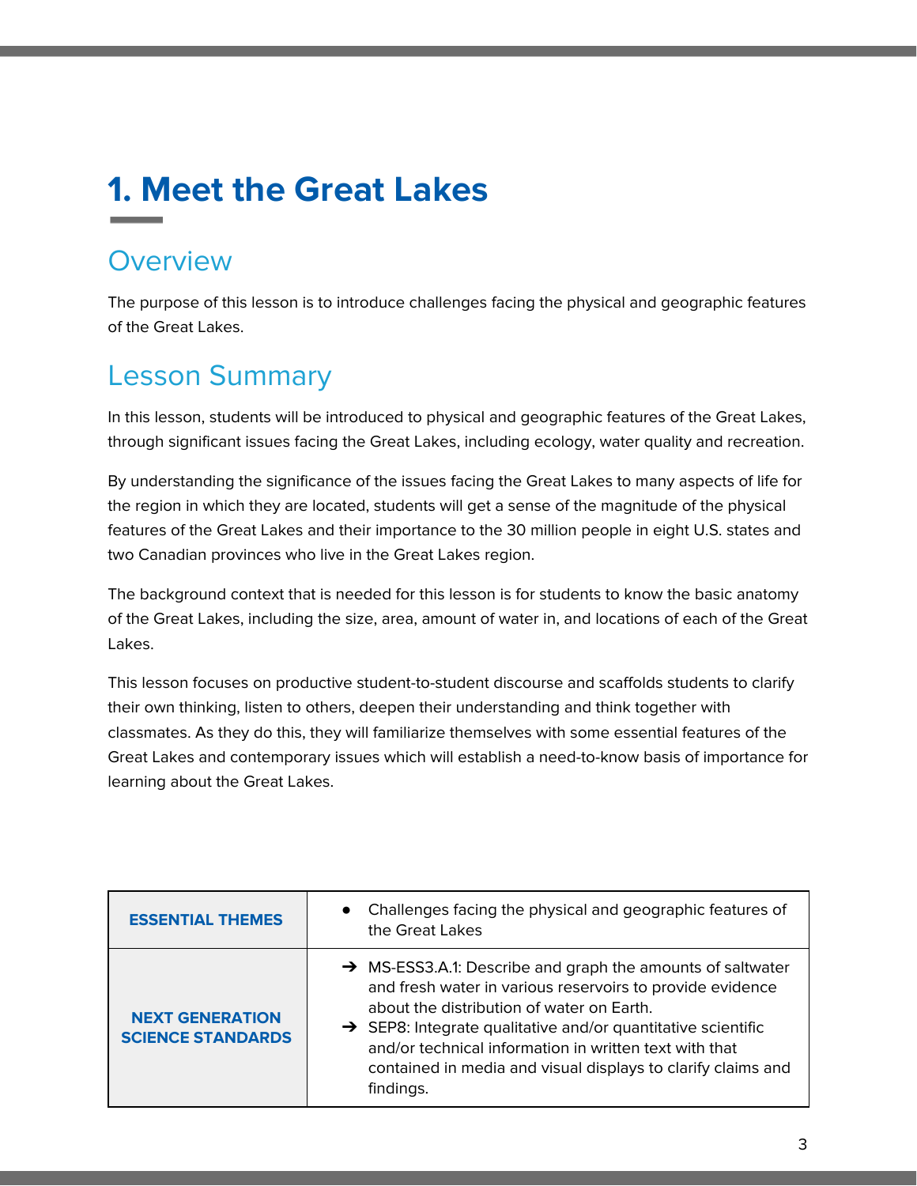# 1. Meet the Great Lakes

## Overview

The purpose of this lesson is to introduce challenges facing the physical and geographic features of the Great Lakes.

## Lesson Summary

In this lesson, students will be introduced to physical and geographic features of the Great Lakes, through significant issues facing the Great Lakes, including ecology, water quality and recreation.

By understanding the significance of the issues facing the Great Lakes to many aspects of life for the region in which they are located, students will get a sense of the magnitude of the physical features of the Great Lakes and their importance to the 30 million people in eight U.S. states and two Canadian provinces who live in the Great Lakes region.

The background context that is needed for this lesson is for students to know the basic anatomy of the Great Lakes, including the size, area, amount of water in, and locations of each of the Great Lakes.

This lesson focuses on productive student-to-student discourse and scaffolds students to clarify their own thinking, listen to others, deepen their understanding and think together with classmates. As they do this, they will familiarize themselves with some essential features of the Great Lakes and contemporary issues which will establish a need-to-know basis of importance for learning about the Great Lakes.

| | |
|---|---|
| **ESSENTIAL THEMES** | • Challenges facing the physical and geographic features of the Great Lakes |
| **NEXT GENERATION SCIENCE STANDARDS** | ➔ MS-ESS3.A.1: Describe and graph the amounts of saltwater and fresh water in various reservoirs to provide evidence about the distribution of water on Earth.<br>➔ SEP8: Integrate qualitative and/or quantitative scientific and/or technical information in written text with that contained in media and visual displays to clarify claims and findings. |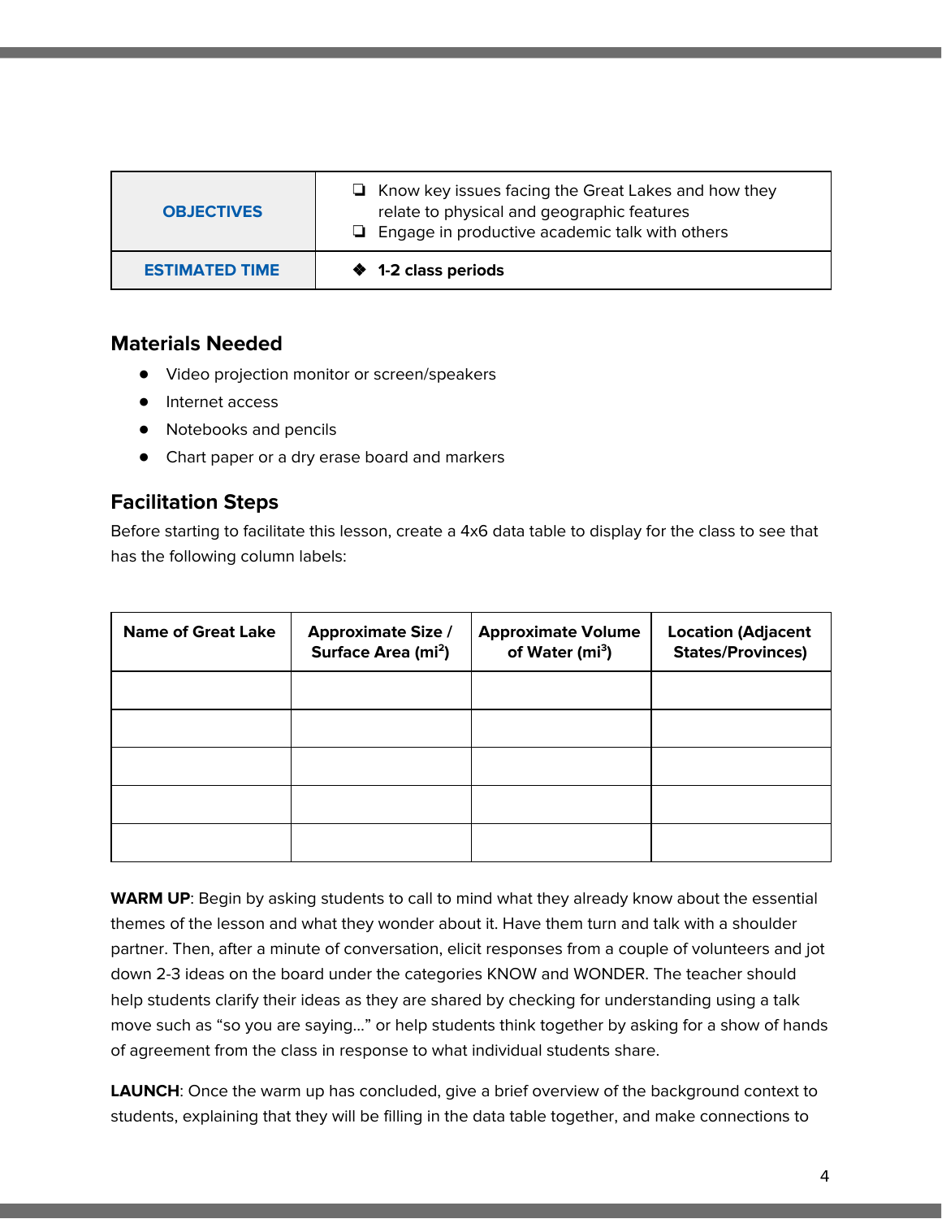| OBJECTIVES | ❏ Know key issues facing the Great Lakes and how they relate to physical and geographic features<br>❏ Engage in productive academic talk with others |
|---|---|
| ESTIMATED TIME | ❖ **1-2 class periods** |

## Materials Needed

- Video projection monitor or screen/speakers
- Internet access
- Notebooks and pencils
- Chart paper or a dry erase board and markers

## Facilitation Steps

Before starting to facilitate this lesson, create a 4x6 data table to display for the class to see that has the following column labels:

| Name of Great Lake | Approximate Size / Surface Area ($mi^2$) | Approximate Volume of Water ($mi^3$) | Location (Adjacent States/Provinces) |
|---|---|---|---|
| | | | |
| | | | |
| | | | |
| | | | |
| | | | |

**WARM UP**: Begin by asking students to call to mind what they already know about the essential themes of the lesson and what they wonder about it. Have them turn and talk with a shoulder partner. Then, after a minute of conversation, elicit responses from a couple of volunteers and jot down 2-3 ideas on the board under the categories KNOW and WONDER. The teacher should help students clarify their ideas as they are shared by checking for understanding using a talk move such as "so you are saying…" or help students think together by asking for a show of hands of agreement from the class in response to what individual students share.

**LAUNCH**: Once the warm up has concluded, give a brief overview of the background context to students, explaining that they will be filling in the data table together, and make connections to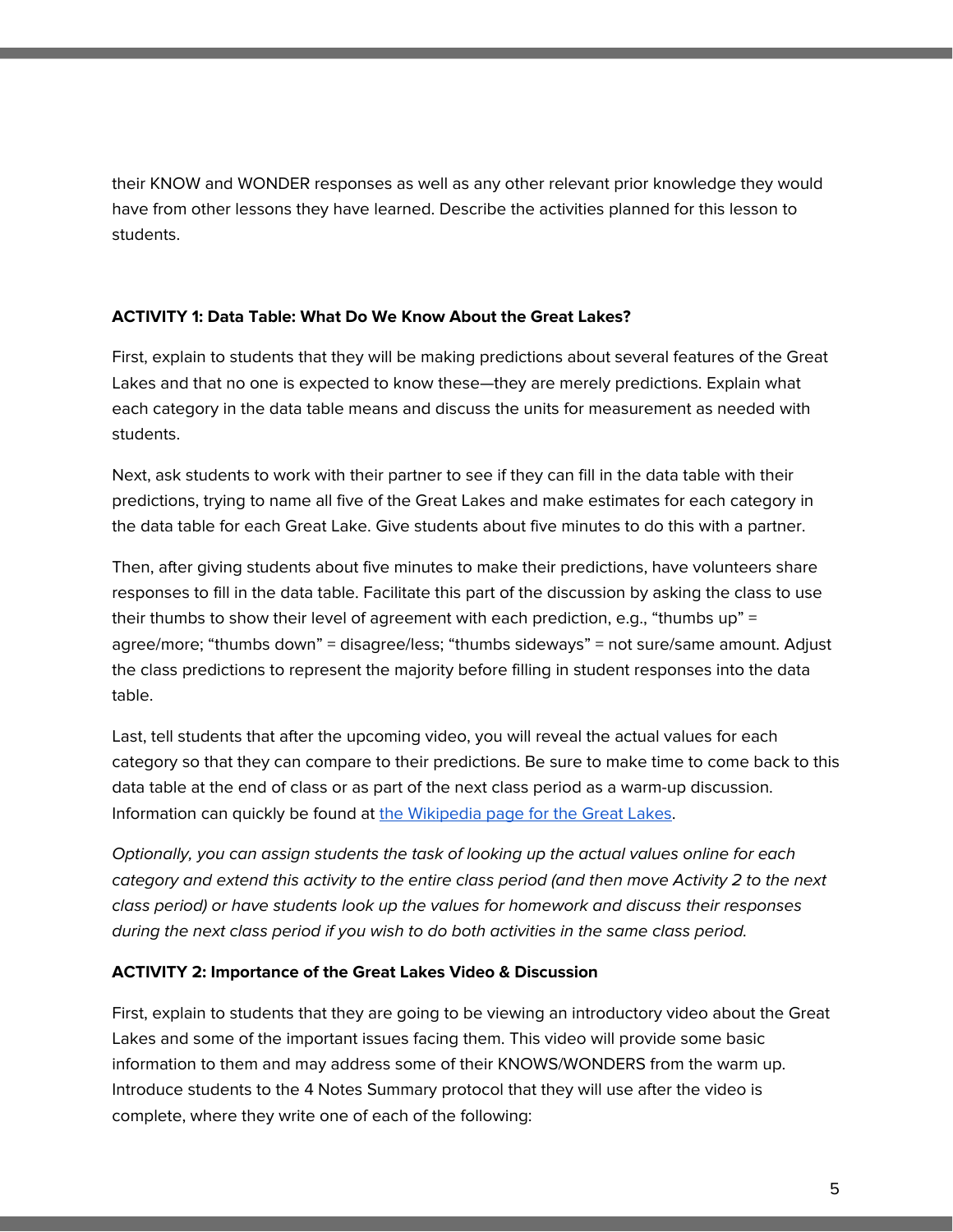their KNOW and WONDER responses as well as any other relevant prior knowledge they would have from other lessons they have learned. Describe the activities planned for this lesson to students.

**ACTIVITY 1: Data Table: What Do We Know About the Great Lakes?**

First, explain to students that they will be making predictions about several features of the Great Lakes and that no one is expected to know these—they are merely predictions. Explain what each category in the data table means and discuss the units for measurement as needed with students.

Next, ask students to work with their partner to see if they can fill in the data table with their predictions, trying to name all five of the Great Lakes and make estimates for each category in the data table for each Great Lake. Give students about five minutes to do this with a partner.

Then, after giving students about five minutes to make their predictions, have volunteers share responses to fill in the data table. Facilitate this part of the discussion by asking the class to use their thumbs to show their level of agreement with each prediction, e.g., "thumbs up" = agree/more; "thumbs down" = disagree/less; "thumbs sideways" = not sure/same amount. Adjust the class predictions to represent the majority before filling in student responses into the data table.

Last, tell students that after the upcoming video, you will reveal the actual values for each category so that they can compare to their predictions. Be sure to make time to come back to this data table at the end of class or as part of the next class period as a warm-up discussion. Information can quickly be found at [the Wikipedia page for the Great Lakes](https://en.wikipedia.org/wiki/Great_Lakes).

*Optionally, you can assign students the task of looking up the actual values online for each category and extend this activity to the entire class period (and then move Activity 2 to the next class period) or have students look up the values for homework and discuss their responses during the next class period if you wish to do both activities in the same class period.*

**ACTIVITY 2: Importance of the Great Lakes Video & Discussion**

First, explain to students that they are going to be viewing an introductory video about the Great Lakes and some of the important issues facing them. This video will provide some basic information to them and may address some of their KNOWS/WONDERS from the warm up. Introduce students to the 4 Notes Summary protocol that they will use after the video is complete, where they write one of each of the following: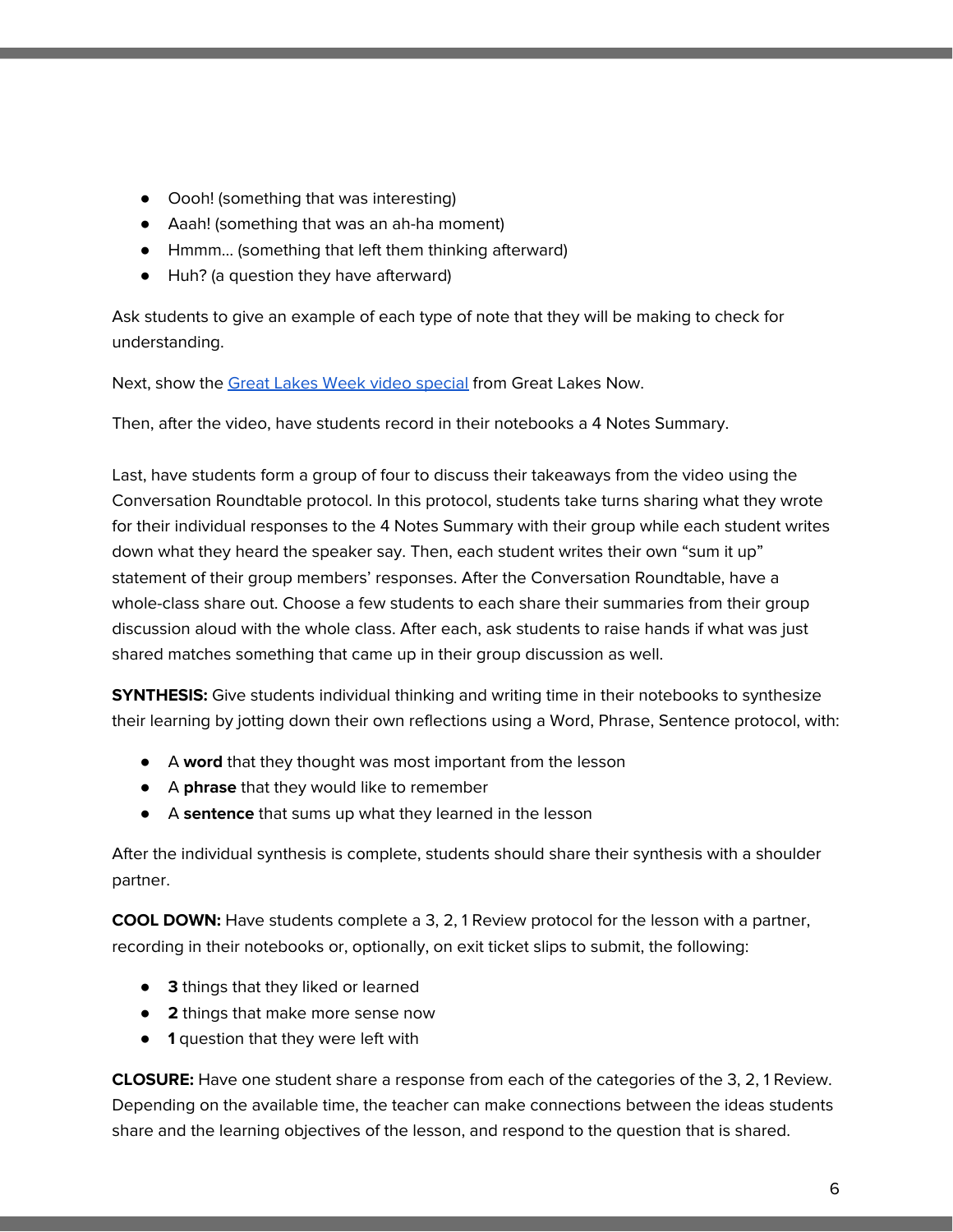- Oooh! (something that was interesting)
- Aaah! (something that was an ah-ha moment)
- Hmmm… (something that left them thinking afterward)
- Huh? (a question they have afterward)

Ask students to give an example of each type of note that they will be making to check for understanding.

Next, show the [Great Lakes Week video special]() from Great Lakes Now.

Then, after the video, have students record in their notebooks a 4 Notes Summary.

Last, have students form a group of four to discuss their takeaways from the video using the Conversation Roundtable protocol. In this protocol, students take turns sharing what they wrote for their individual responses to the 4 Notes Summary with their group while each student writes down what they heard the speaker say. Then, each student writes their own "sum it up" statement of their group members' responses. After the Conversation Roundtable, have a whole-class share out. Choose a few students to each share their summaries from their group discussion aloud with the whole class. After each, ask students to raise hands if what was just shared matches something that came up in their group discussion as well.

**SYNTHESIS:** Give students individual thinking and writing time in their notebooks to synthesize their learning by jotting down their own reflections using a Word, Phrase, Sentence protocol, with:

- A **word** that they thought was most important from the lesson
- A **phrase** that they would like to remember
- A **sentence** that sums up what they learned in the lesson

After the individual synthesis is complete, students should share their synthesis with a shoulder partner.

**COOL DOWN:** Have students complete a 3, 2, 1 Review protocol for the lesson with a partner, recording in their notebooks or, optionally, on exit ticket slips to submit, the following:

- **3** things that they liked or learned
- **2** things that make more sense now
- **1** question that they were left with

**CLOSURE:** Have one student share a response from each of the categories of the 3, 2, 1 Review. Depending on the available time, the teacher can make connections between the ideas students share and the learning objectives of the lesson, and respond to the question that is shared.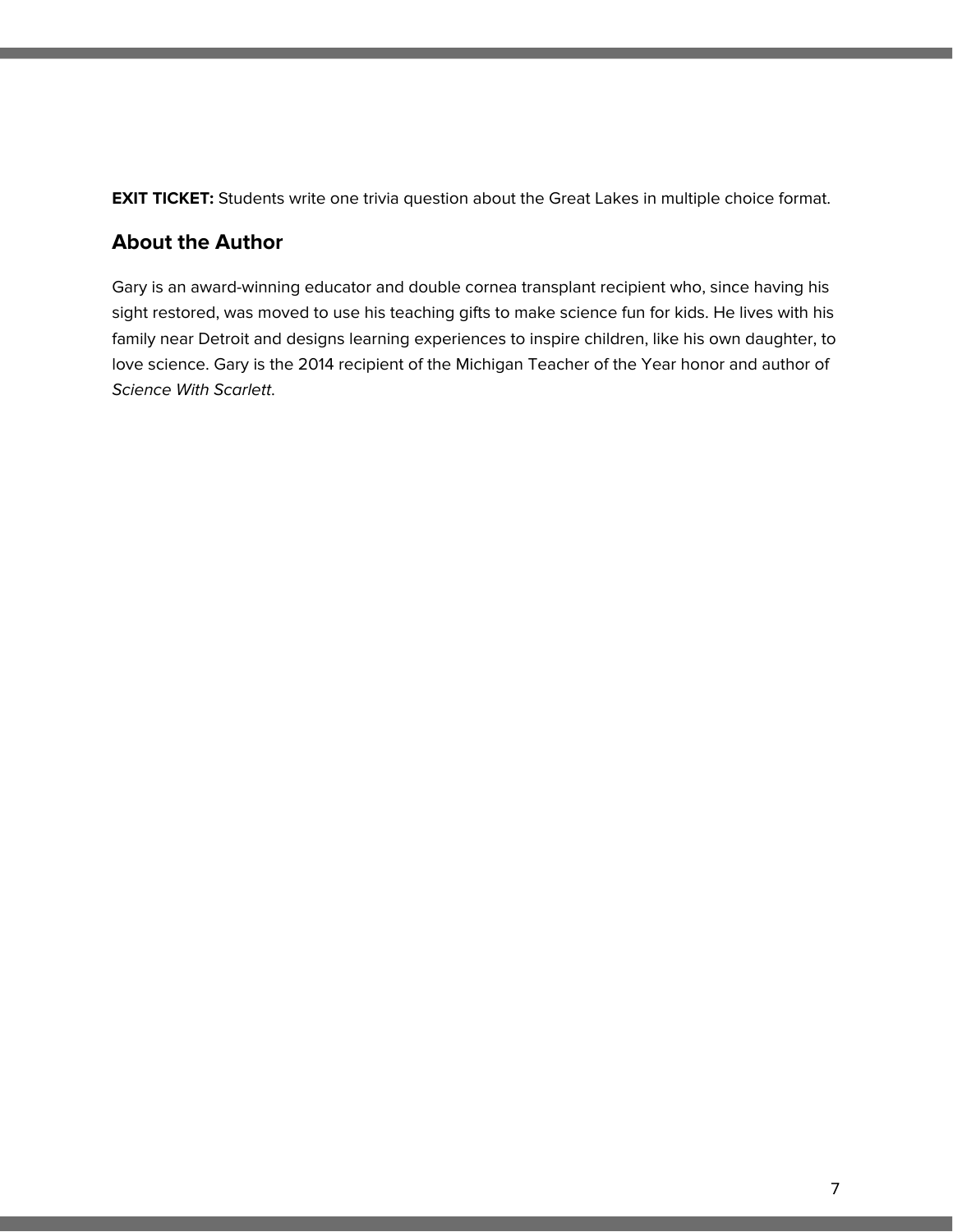**EXIT TICKET:** Students write one trivia question about the Great Lakes in multiple choice format.

## About the Author

Gary is an award-winning educator and double cornea transplant recipient who, since having his sight restored, was moved to use his teaching gifts to make science fun for kids. He lives with his family near Detroit and designs learning experiences to inspire children, like his own daughter, to love science. Gary is the 2014 recipient of the Michigan Teacher of the Year honor and author of *Science With Scarlett*.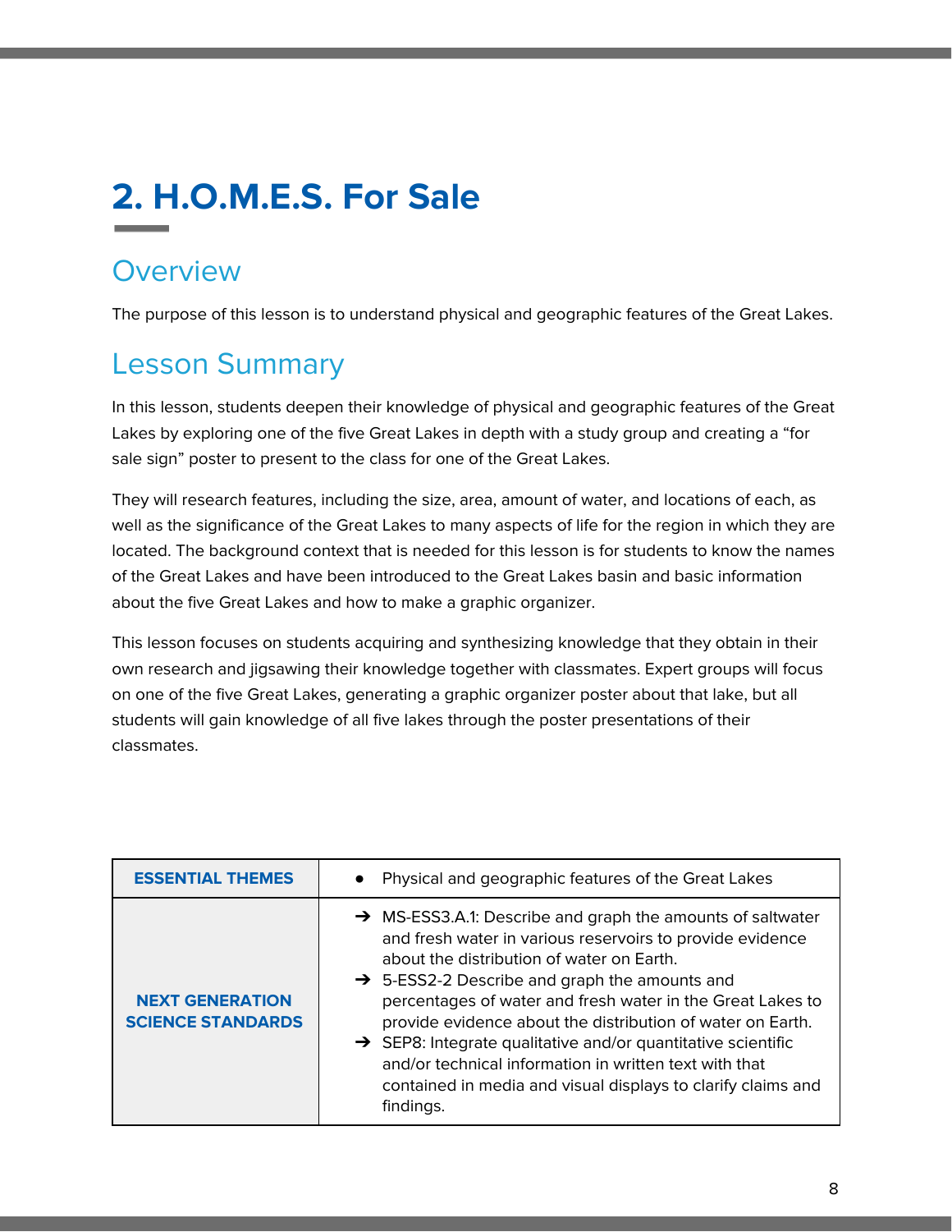# 2. H.O.M.E.S. For Sale

## Overview

The purpose of this lesson is to understand physical and geographic features of the Great Lakes.

## Lesson Summary

In this lesson, students deepen their knowledge of physical and geographic features of the Great Lakes by exploring one of the five Great Lakes in depth with a study group and creating a "for sale sign" poster to present to the class for one of the Great Lakes.

They will research features, including the size, area, amount of water, and locations of each, as well as the significance of the Great Lakes to many aspects of life for the region in which they are located. The background context that is needed for this lesson is for students to know the names of the Great Lakes and have been introduced to the Great Lakes basin and basic information about the five Great Lakes and how to make a graphic organizer.

This lesson focuses on students acquiring and synthesizing knowledge that they obtain in their own research and jigsawing their knowledge together with classmates. Expert groups will focus on one of the five Great Lakes, generating a graphic organizer poster about that lake, but all students will gain knowledge of all five lakes through the poster presentations of their classmates.

| | |
|---|---|
| **ESSENTIAL THEMES** | • Physical and geographic features of the Great Lakes |
| **NEXT GENERATION SCIENCE STANDARDS** | ➔ MS-ESS3.A.1: Describe and graph the amounts of saltwater and fresh water in various reservoirs to provide evidence about the distribution of water on Earth.<br>➔ 5-ESS2-2 Describe and graph the amounts and percentages of water and fresh water in the Great Lakes to provide evidence about the distribution of water on Earth.<br>➔ SEP8: Integrate qualitative and/or quantitative scientific and/or technical information in written text with that contained in media and visual displays to clarify claims and findings. |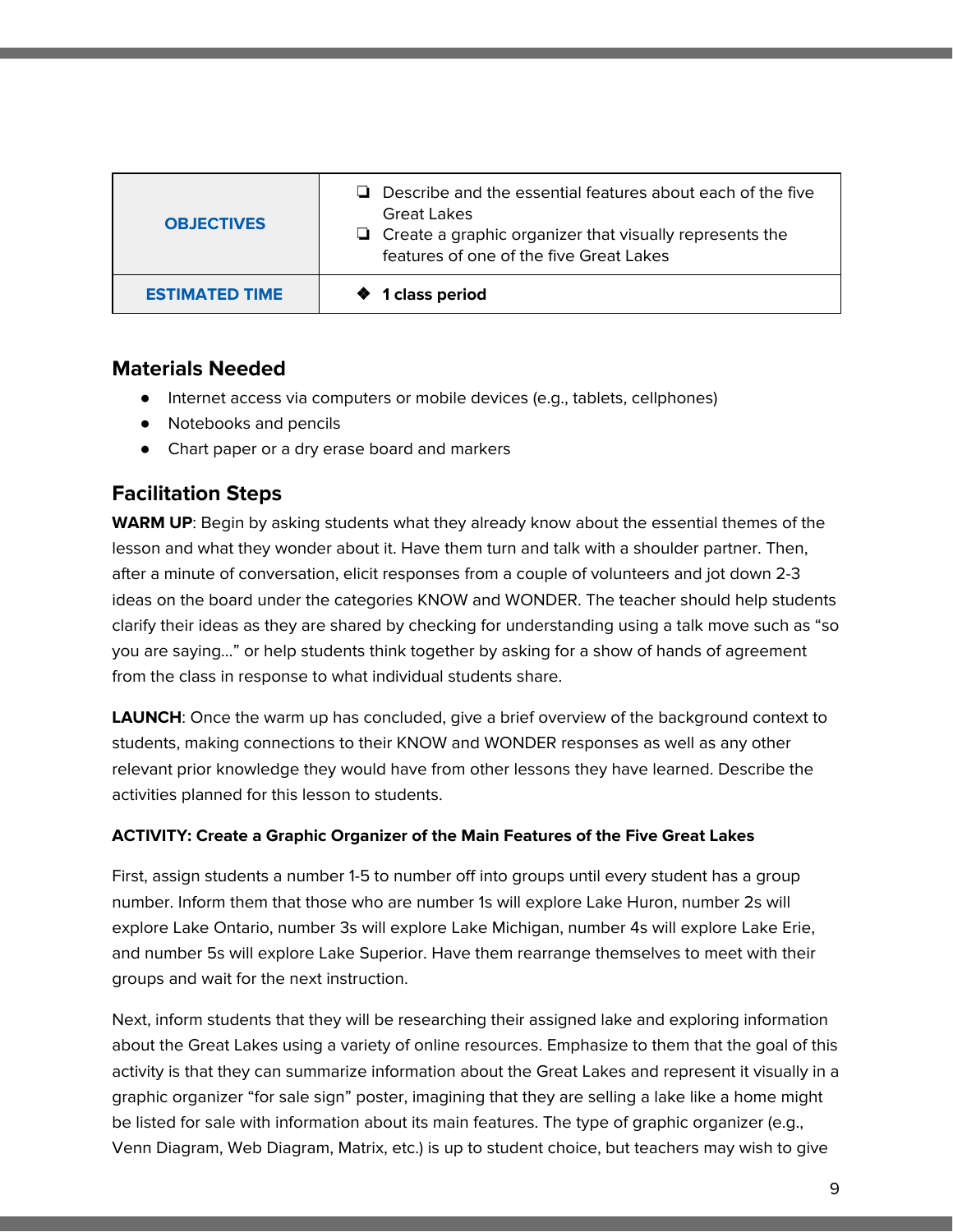| OBJECTIVES | ❏ Describe and the essential features about each of the five Great Lakes<br>❏ Create a graphic organizer that visually represents the features of one of the five Great Lakes |
|---|---|
| ESTIMATED TIME | ❖ **1 class period** |

## Materials Needed

- Internet access via computers or mobile devices (e.g., tablets, cellphones)
- Notebooks and pencils
- Chart paper or a dry erase board and markers

## Facilitation Steps

**WARM UP**: Begin by asking students what they already know about the essential themes of the lesson and what they wonder about it. Have them turn and talk with a shoulder partner. Then, after a minute of conversation, elicit responses from a couple of volunteers and jot down 2-3 ideas on the board under the categories KNOW and WONDER. The teacher should help students clarify their ideas as they are shared by checking for understanding using a talk move such as "so you are saying…" or help students think together by asking for a show of hands of agreement from the class in response to what individual students share.

**LAUNCH**: Once the warm up has concluded, give a brief overview of the background context to students, making connections to their KNOW and WONDER responses as well as any other relevant prior knowledge they would have from other lessons they have learned. Describe the activities planned for this lesson to students.

**ACTIVITY: Create a Graphic Organizer of the Main Features of the Five Great Lakes**

First, assign students a number 1-5 to number off into groups until every student has a group number. Inform them that those who are number 1s will explore Lake Huron, number 2s will explore Lake Ontario, number 3s will explore Lake Michigan, number 4s will explore Lake Erie, and number 5s will explore Lake Superior. Have them rearrange themselves to meet with their groups and wait for the next instruction.

Next, inform students that they will be researching their assigned lake and exploring information about the Great Lakes using a variety of online resources. Emphasize to them that the goal of this activity is that they can summarize information about the Great Lakes and represent it visually in a graphic organizer "for sale sign" poster, imagining that they are selling a lake like a home might be listed for sale with information about its main features. The type of graphic organizer (e.g., Venn Diagram, Web Diagram, Matrix, etc.) is up to student choice, but teachers may wish to give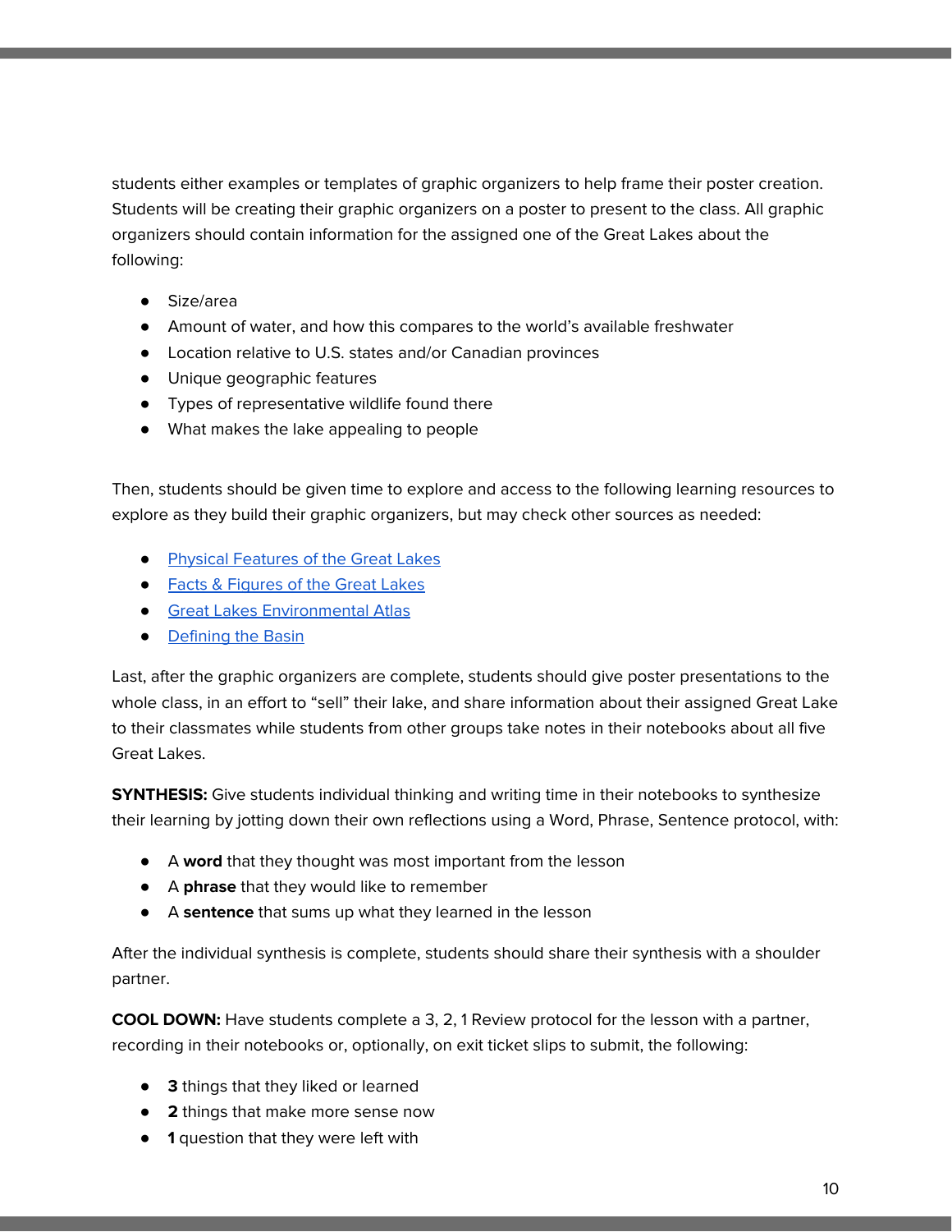students either examples or templates of graphic organizers to help frame their poster creation. Students will be creating their graphic organizers on a poster to present to the class. All graphic organizers should contain information for the assigned one of the Great Lakes about the following:

- Size/area
- Amount of water, and how this compares to the world's available freshwater
- Location relative to U.S. states and/or Canadian provinces
- Unique geographic features
- Types of representative wildlife found there
- What makes the lake appealing to people

Then, students should be given time to explore and access to the following learning resources to explore as they build their graphic organizers, but may check other sources as needed:

- Physical Features of the Great Lakes
- Facts & Figures of the Great Lakes
- Great Lakes Environmental Atlas
- Defining the Basin

Last, after the graphic organizers are complete, students should give poster presentations to the whole class, in an effort to "sell" their lake, and share information about their assigned Great Lake to their classmates while students from other groups take notes in their notebooks about all five Great Lakes.

**SYNTHESIS:** Give students individual thinking and writing time in their notebooks to synthesize their learning by jotting down their own reflections using a Word, Phrase, Sentence protocol, with:

- A **word** that they thought was most important from the lesson
- A **phrase** that they would like to remember
- A **sentence** that sums up what they learned in the lesson

After the individual synthesis is complete, students should share their synthesis with a shoulder partner.

**COOL DOWN:** Have students complete a 3, 2, 1 Review protocol for the lesson with a partner, recording in their notebooks or, optionally, on exit ticket slips to submit, the following:

- **3** things that they liked or learned
- **2** things that make more sense now
- **1** question that they were left with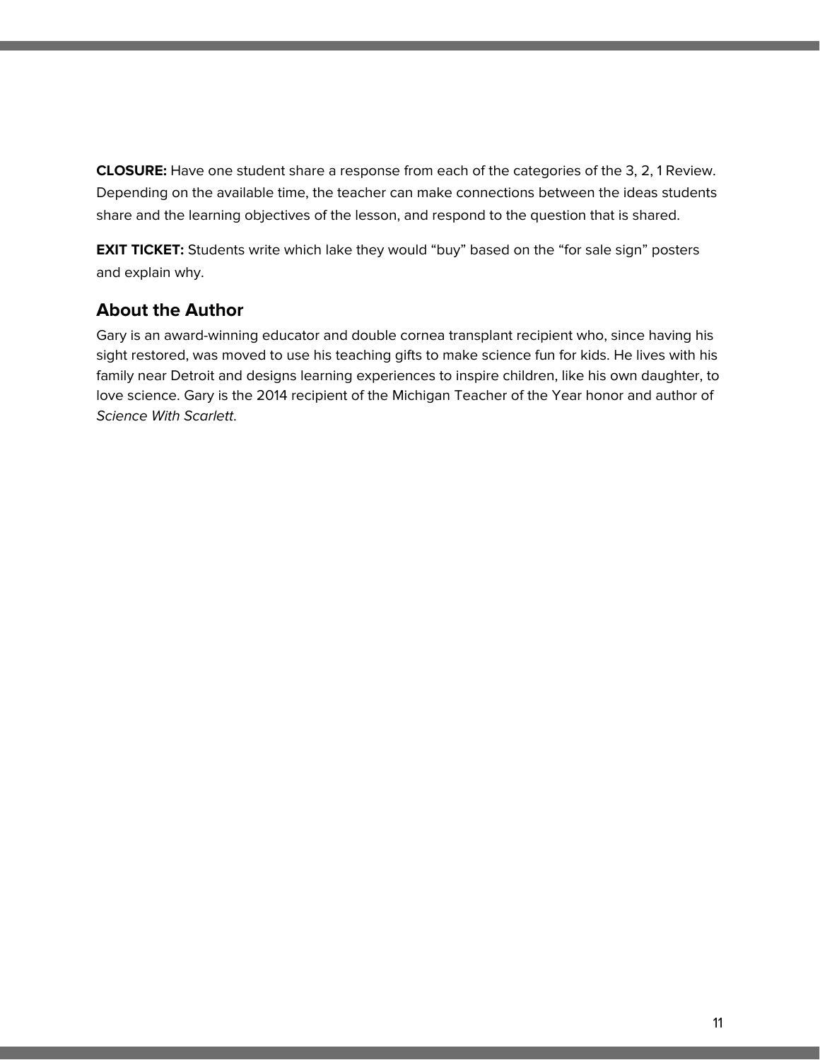**CLOSURE:** Have one student share a response from each of the categories of the 3, 2, 1 Review. Depending on the available time, the teacher can make connections between the ideas students share and the learning objectives of the lesson, and respond to the question that is shared.

**EXIT TICKET:** Students write which lake they would "buy" based on the "for sale sign" posters and explain why.

## About the Author

Gary is an award-winning educator and double cornea transplant recipient who, since having his sight restored, was moved to use his teaching gifts to make science fun for kids. He lives with his family near Detroit and designs learning experiences to inspire children, like his own daughter, to love science. Gary is the 2014 recipient of the Michigan Teacher of the Year honor and author of *Science With Scarlett*.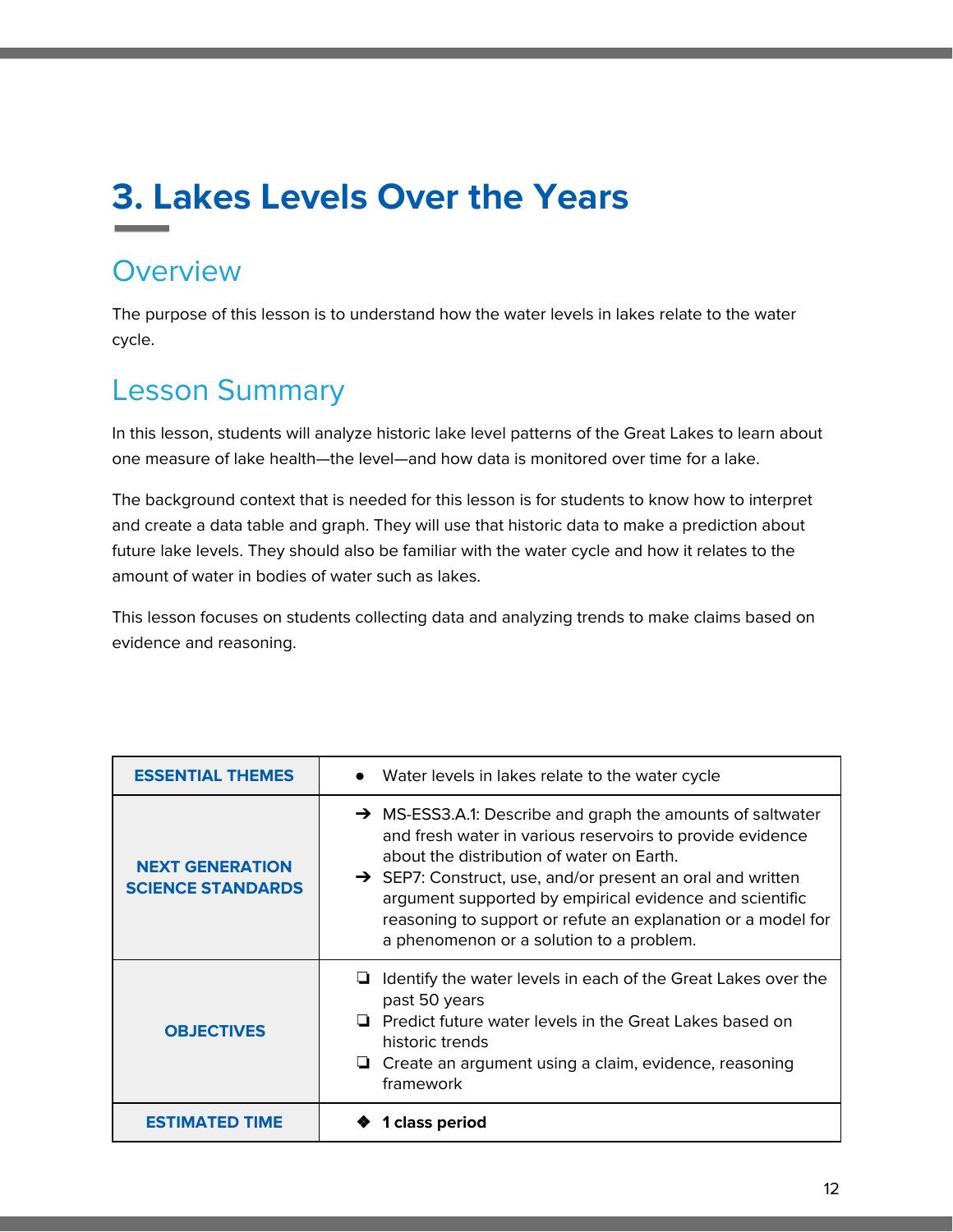# 3. Lakes Levels Over the Years

## Overview

The purpose of this lesson is to understand how the water levels in lakes relate to the water cycle.

## Lesson Summary

In this lesson, students will analyze historic lake level patterns of the Great Lakes to learn about one measure of lake health—the level—and how data is monitored over time for a lake.

The background context that is needed for this lesson is for students to know how to interpret and create a data table and graph. They will use that historic data to make a prediction about future lake levels. They should also be familiar with the water cycle and how it relates to the amount of water in bodies of water such as lakes.

This lesson focuses on students collecting data and analyzing trends to make claims based on evidence and reasoning.

| ESSENTIAL THEMES | • Water levels in lakes relate to the water cycle |
|---|---|
| NEXT GENERATION SCIENCE STANDARDS | ➔ MS-ESS3.A.1: Describe and graph the amounts of saltwater and fresh water in various reservoirs to provide evidence about the distribution of water on Earth.<br>➔ SEP7: Construct, use, and/or present an oral and written argument supported by empirical evidence and scientific reasoning to support or refute an explanation or a model for a phenomenon or a solution to a problem. |
| OBJECTIVES | ❏ Identify the water levels in each of the Great Lakes over the past 50 years<br>❏ Predict future water levels in the Great Lakes based on historic trends<br>❏ Create an argument using a claim, evidence, reasoning framework |
| ESTIMATED TIME | ❖ **1 class period** |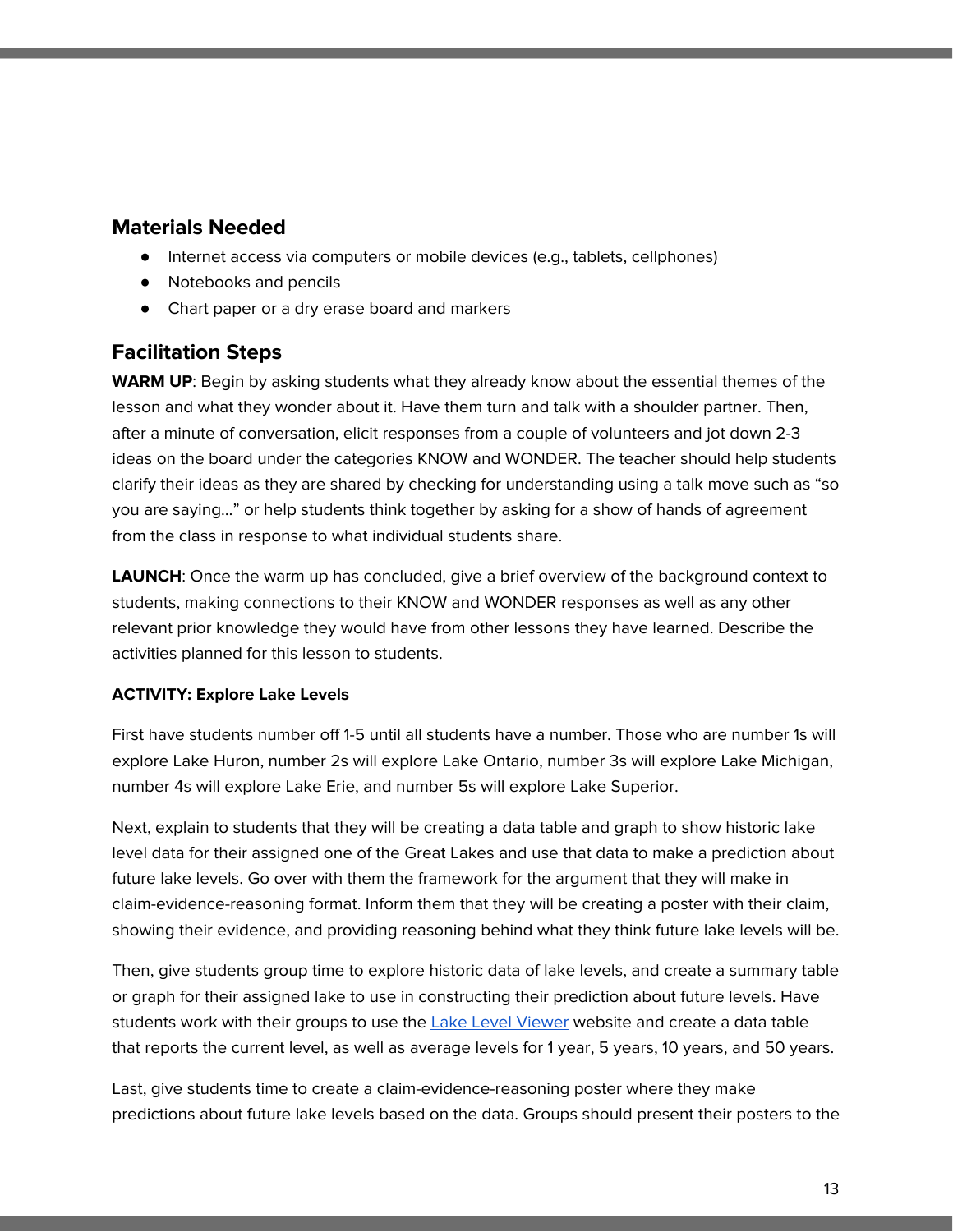## Materials Needed

- Internet access via computers or mobile devices (e.g., tablets, cellphones)
- Notebooks and pencils
- Chart paper or a dry erase board and markers

## Facilitation Steps

**WARM UP**: Begin by asking students what they already know about the essential themes of the lesson and what they wonder about it. Have them turn and talk with a shoulder partner. Then, after a minute of conversation, elicit responses from a couple of volunteers and jot down 2-3 ideas on the board under the categories KNOW and WONDER. The teacher should help students clarify their ideas as they are shared by checking for understanding using a talk move such as "so you are saying…" or help students think together by asking for a show of hands of agreement from the class in response to what individual students share.

**LAUNCH**: Once the warm up has concluded, give a brief overview of the background context to students, making connections to their KNOW and WONDER responses as well as any other relevant prior knowledge they would have from other lessons they have learned. Describe the activities planned for this lesson to students.

**ACTIVITY: Explore Lake Levels**

First have students number off 1-5 until all students have a number. Those who are number 1s will explore Lake Huron, number 2s will explore Lake Ontario, number 3s will explore Lake Michigan, number 4s will explore Lake Erie, and number 5s will explore Lake Superior.

Next, explain to students that they will be creating a data table and graph to show historic lake level data for their assigned one of the Great Lakes and use that data to make a prediction about future lake levels. Go over with them the framework for the argument that they will make in claim-evidence-reasoning format. Inform them that they will be creating a poster with their claim, showing their evidence, and providing reasoning behind what they think future lake levels will be.

Then, give students group time to explore historic data of lake levels, and create a summary table or graph for their assigned lake to use in constructing their prediction about future levels. Have students work with their groups to use the Lake Level Viewer website and create a data table that reports the current level, as well as average levels for 1 year, 5 years, 10 years, and 50 years.

Last, give students time to create a claim-evidence-reasoning poster where they make predictions about future lake levels based on the data. Groups should present their posters to the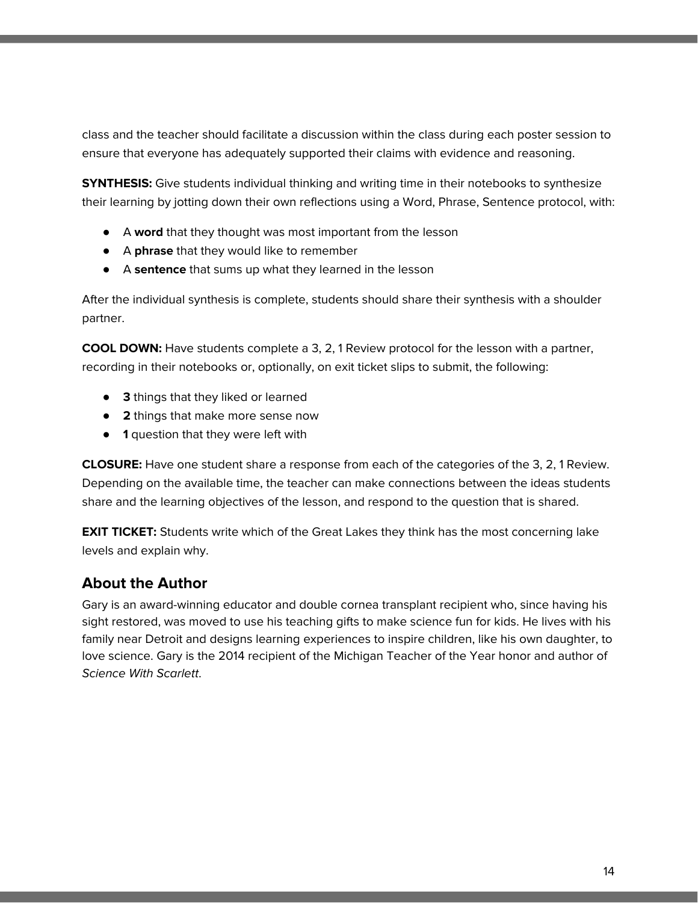class and the teacher should facilitate a discussion within the class during each poster session to ensure that everyone has adequately supported their claims with evidence and reasoning.

**SYNTHESIS:** Give students individual thinking and writing time in their notebooks to synthesize their learning by jotting down their own reflections using a Word, Phrase, Sentence protocol, with:

- A **word** that they thought was most important from the lesson
- A **phrase** that they would like to remember
- A **sentence** that sums up what they learned in the lesson

After the individual synthesis is complete, students should share their synthesis with a shoulder partner.

**COOL DOWN:** Have students complete a 3, 2, 1 Review protocol for the lesson with a partner, recording in their notebooks or, optionally, on exit ticket slips to submit, the following:

- **3** things that they liked or learned
- **2** things that make more sense now
- **1** question that they were left with

**CLOSURE:** Have one student share a response from each of the categories of the 3, 2, 1 Review. Depending on the available time, the teacher can make connections between the ideas students share and the learning objectives of the lesson, and respond to the question that is shared.

**EXIT TICKET:** Students write which of the Great Lakes they think has the most concerning lake levels and explain why.

## About the Author

Gary is an award-winning educator and double cornea transplant recipient who, since having his sight restored, was moved to use his teaching gifts to make science fun for kids. He lives with his family near Detroit and designs learning experiences to inspire children, like his own daughter, to love science. Gary is the 2014 recipient of the Michigan Teacher of the Year honor and author of *Science With Scarlett*.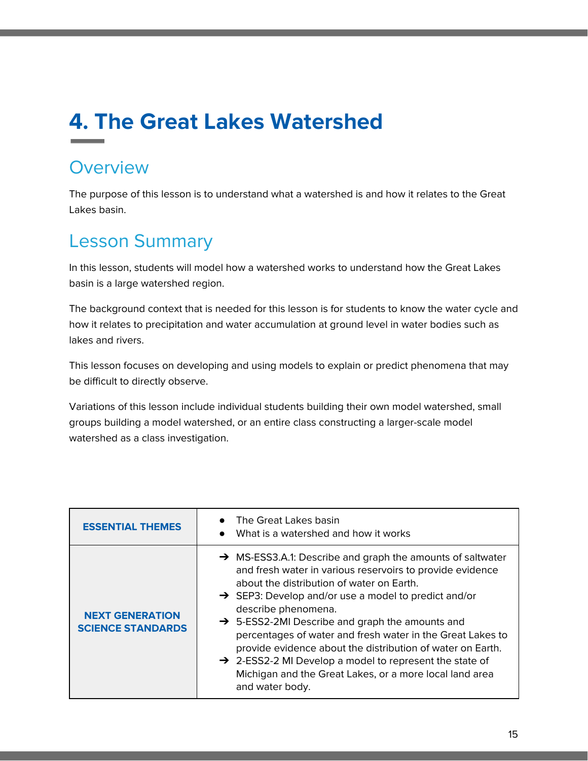# 4. The Great Lakes Watershed

## Overview

The purpose of this lesson is to understand what a watershed is and how it relates to the Great Lakes basin.

## Lesson Summary

In this lesson, students will model how a watershed works to understand how the Great Lakes basin is a large watershed region.

The background context that is needed for this lesson is for students to know the water cycle and how it relates to precipitation and water accumulation at ground level in water bodies such as lakes and rivers.

This lesson focuses on developing and using models to explain or predict phenomena that may be difficult to directly observe.

Variations of this lesson include individual students building their own model watershed, small groups building a model watershed, or an entire class constructing a larger-scale model watershed as a class investigation.

| | |
|---|---|
| **ESSENTIAL THEMES** | ● The Great Lakes basin<br>● What is a watershed and how it works |
| **NEXT GENERATION SCIENCE STANDARDS** | ➔ MS-ESS3.A.1: Describe and graph the amounts of saltwater and fresh water in various reservoirs to provide evidence about the distribution of water on Earth.<br>➔ SEP3: Develop and/or use a model to predict and/or describe phenomena.<br>➔ 5-ESS2-2MI Describe and graph the amounts and percentages of water and fresh water in the Great Lakes to provide evidence about the distribution of water on Earth.<br>➔ 2-ESS2-2 MI Develop a model to represent the state of Michigan and the Great Lakes, or a more local land area and water body. |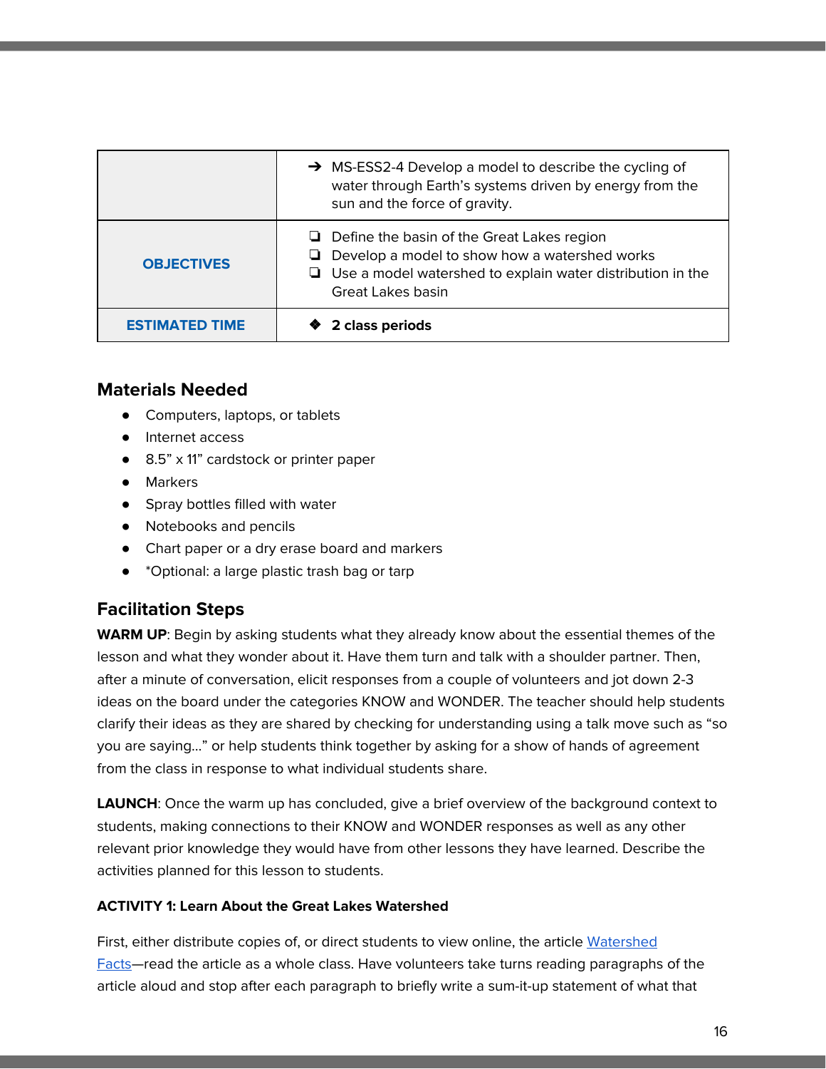| | |
|---|---|
| | ➔ MS-ESS2-4 Develop a model to describe the cycling of water through Earth's systems driven by energy from the sun and the force of gravity. |
| **OBJECTIVES** | ❏ Define the basin of the Great Lakes region<br>❏ Develop a model to show how a watershed works<br>❏ Use a model watershed to explain water distribution in the Great Lakes basin |
| **ESTIMATED TIME** | ❖ **2 class periods** |

## Materials Needed

- Computers, laptops, or tablets
- Internet access
- 8.5" x 11" cardstock or printer paper
- Markers
- Spray bottles filled with water
- Notebooks and pencils
- Chart paper or a dry erase board and markers
- *Optional: a large plastic trash bag or tarp

## Facilitation Steps

**WARM UP**: Begin by asking students what they already know about the essential themes of the lesson and what they wonder about it. Have them turn and talk with a shoulder partner. Then, after a minute of conversation, elicit responses from a couple of volunteers and jot down 2-3 ideas on the board under the categories KNOW and WONDER. The teacher should help students clarify their ideas as they are shared by checking for understanding using a talk move such as "so you are saying..." or help students think together by asking for a show of hands of agreement from the class in response to what individual students share.

**LAUNCH**: Once the warm up has concluded, give a brief overview of the background context to students, making connections to their KNOW and WONDER responses as well as any other relevant prior knowledge they would have from other lessons they have learned. Describe the activities planned for this lesson to students.

**ACTIVITY 1: Learn About the Great Lakes Watershed**

First, either distribute copies of, or direct students to view online, the article Watershed Facts—read the article as a whole class. Have volunteers take turns reading paragraphs of the article aloud and stop after each paragraph to briefly write a sum-it-up statement of what that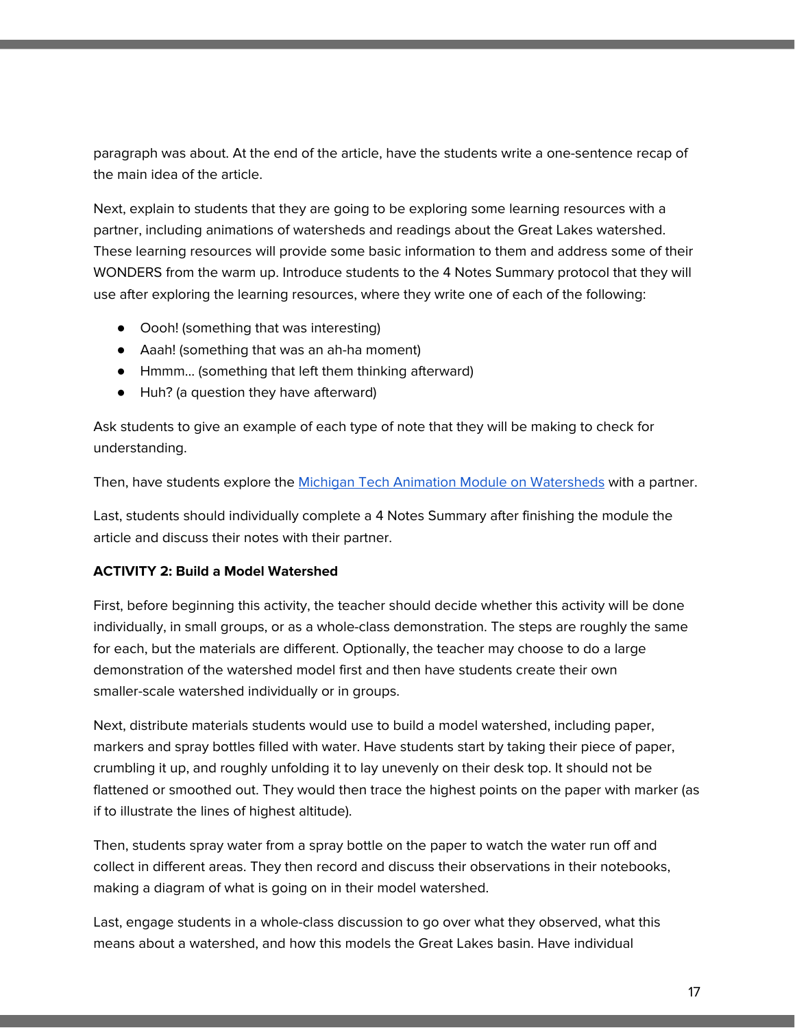paragraph was about. At the end of the article, have the students write a one-sentence recap of the main idea of the article.

Next, explain to students that they are going to be exploring some learning resources with a partner, including animations of watersheds and readings about the Great Lakes watershed. These learning resources will provide some basic information to them and address some of their WONDERS from the warm up. Introduce students to the 4 Notes Summary protocol that they will use after exploring the learning resources, where they write one of each of the following:

- Oooh! (something that was interesting)
- Aaah! (something that was an ah-ha moment)
- Hmmm… (something that left them thinking afterward)
- Huh? (a question they have afterward)

Ask students to give an example of each type of note that they will be making to check for understanding.

Then, have students explore the Michigan Tech Animation Module on Watersheds with a partner.

Last, students should individually complete a 4 Notes Summary after finishing the module the article and discuss their notes with their partner.

**ACTIVITY 2: Build a Model Watershed**

First, before beginning this activity, the teacher should decide whether this activity will be done individually, in small groups, or as a whole-class demonstration. The steps are roughly the same for each, but the materials are different. Optionally, the teacher may choose to do a large demonstration of the watershed model first and then have students create their own smaller-scale watershed individually or in groups.

Next, distribute materials students would use to build a model watershed, including paper, markers and spray bottles filled with water. Have students start by taking their piece of paper, crumbling it up, and roughly unfolding it to lay unevenly on their desk top. It should not be flattened or smoothed out. They would then trace the highest points on the paper with marker (as if to illustrate the lines of highest altitude).

Then, students spray water from a spray bottle on the paper to watch the water run off and collect in different areas. They then record and discuss their observations in their notebooks, making a diagram of what is going on in their model watershed.

Last, engage students in a whole-class discussion to go over what they observed, what this means about a watershed, and how this models the Great Lakes basin. Have individual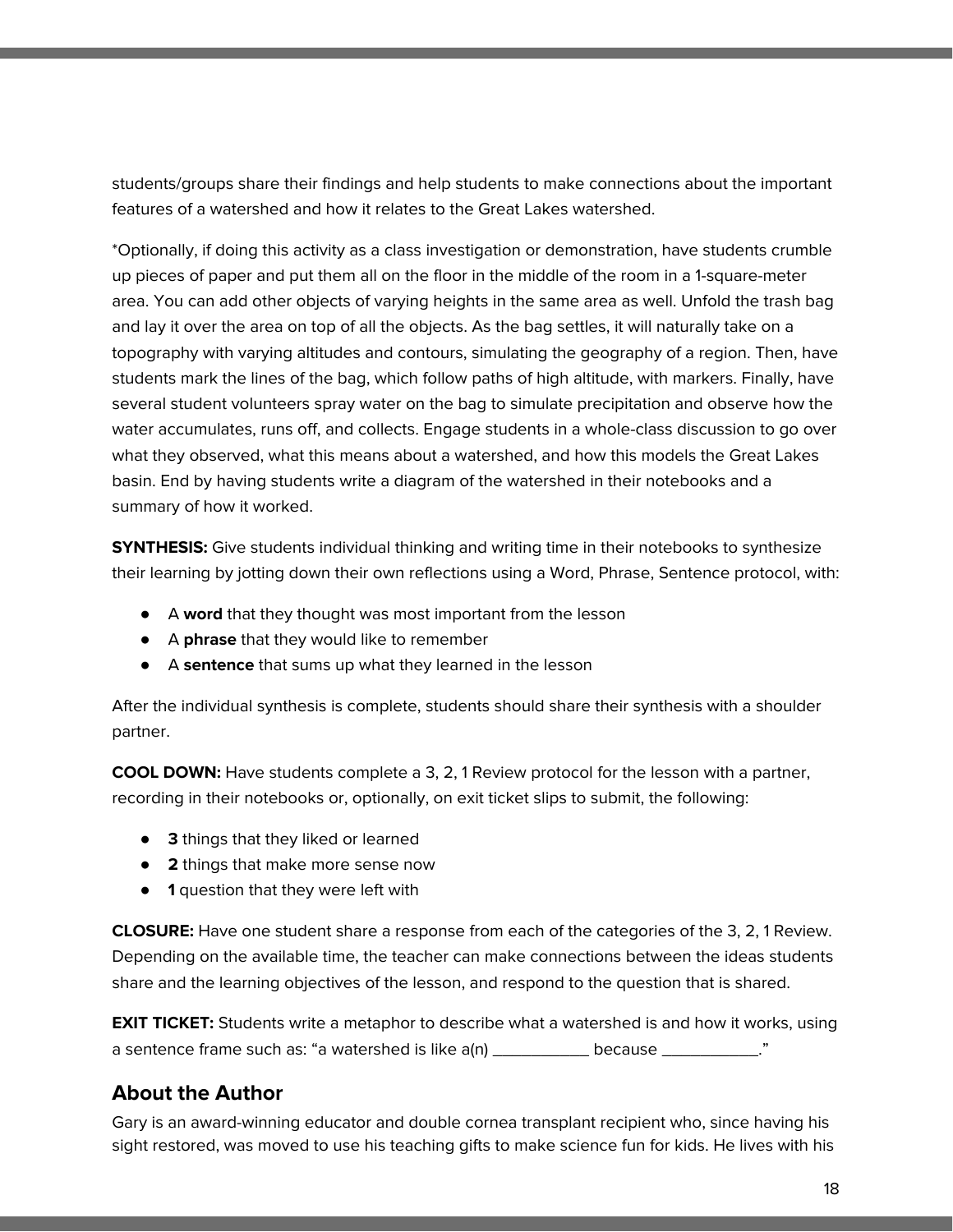students/groups share their findings and help students to make connections about the important features of a watershed and how it relates to the Great Lakes watershed.

*Optionally, if doing this activity as a class investigation or demonstration, have students crumble up pieces of paper and put them all on the floor in the middle of the room in a 1-square-meter area. You can add other objects of varying heights in the same area as well. Unfold the trash bag and lay it over the area on top of all the objects. As the bag settles, it will naturally take on a topography with varying altitudes and contours, simulating the geography of a region. Then, have students mark the lines of the bag, which follow paths of high altitude, with markers. Finally, have several student volunteers spray water on the bag to simulate precipitation and observe how the water accumulates, runs off, and collects. Engage students in a whole-class discussion to go over what they observed, what this means about a watershed, and how this models the Great Lakes basin. End by having students write a diagram of the watershed in their notebooks and a summary of how it worked.

**SYNTHESIS:** Give students individual thinking and writing time in their notebooks to synthesize their learning by jotting down their own reflections using a Word, Phrase, Sentence protocol, with:

- A **word** that they thought was most important from the lesson
- A **phrase** that they would like to remember
- A **sentence** that sums up what they learned in the lesson

After the individual synthesis is complete, students should share their synthesis with a shoulder partner.

**COOL DOWN:** Have students complete a 3, 2, 1 Review protocol for the lesson with a partner, recording in their notebooks or, optionally, on exit ticket slips to submit, the following:

- **3** things that they liked or learned
- **2** things that make more sense now
- **1** question that they were left with

**CLOSURE:** Have one student share a response from each of the categories of the 3, 2, 1 Review. Depending on the available time, the teacher can make connections between the ideas students share and the learning objectives of the lesson, and respond to the question that is shared.

**EXIT TICKET:** Students write a metaphor to describe what a watershed is and how it works, using a sentence frame such as: "a watershed is like a(n) ___________ because ___________."

## About the Author

Gary is an award-winning educator and double cornea transplant recipient who, since having his sight restored, was moved to use his teaching gifts to make science fun for kids. He lives with his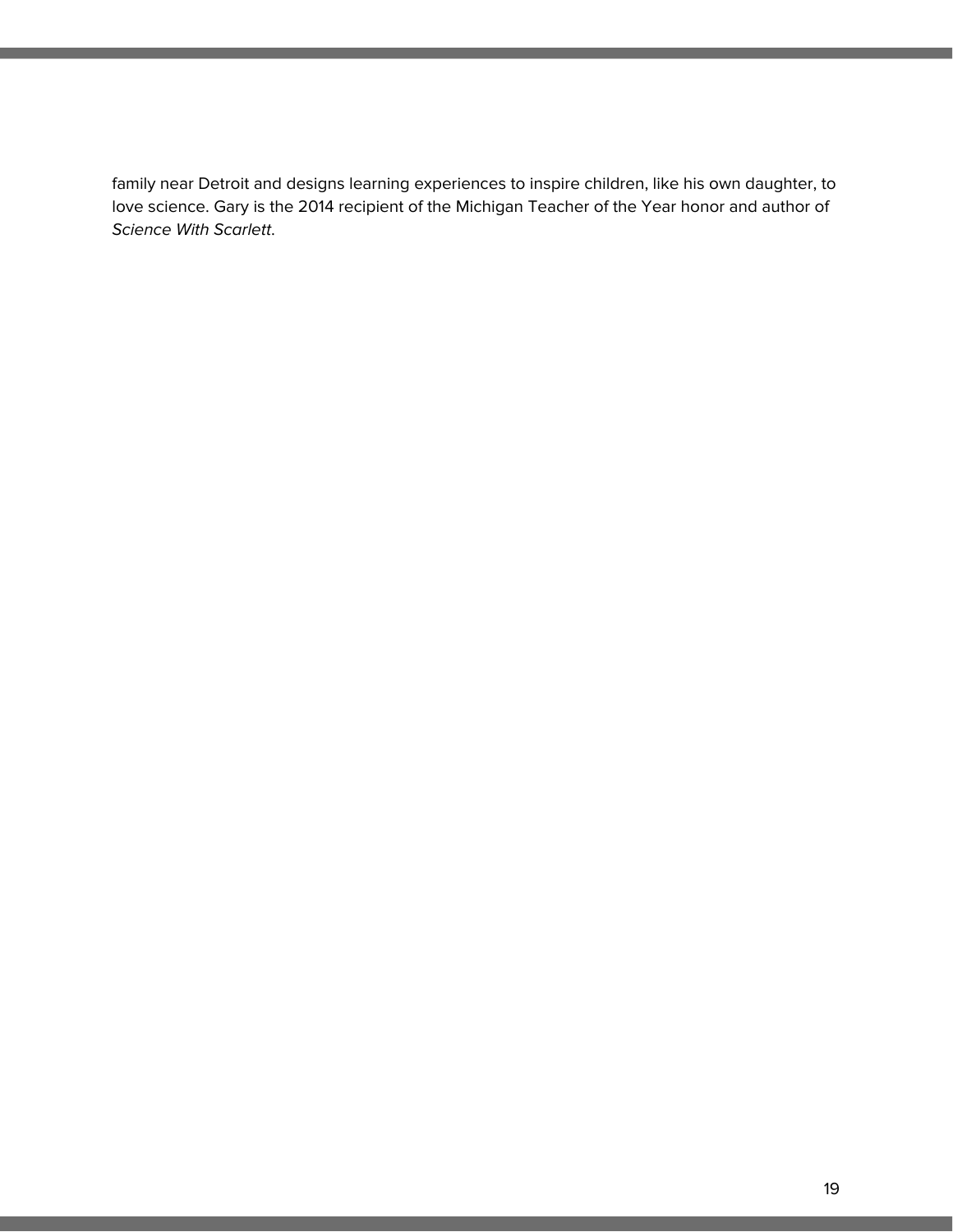family near Detroit and designs learning experiences to inspire children, like his own daughter, to love science. Gary is the 2014 recipient of the Michigan Teacher of the Year honor and author of *Science With Scarlett.*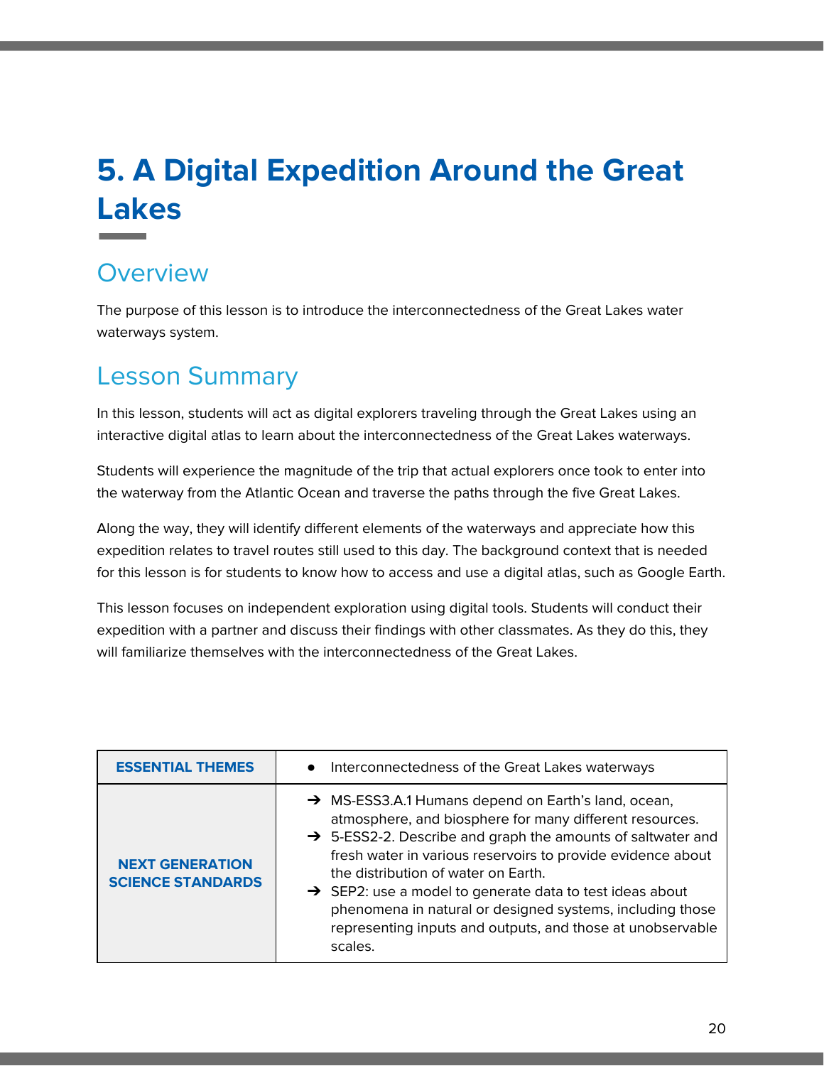# 5. A Digital Expedition Around the Great Lakes

## Overview

The purpose of this lesson is to introduce the interconnectedness of the Great Lakes water waterways system.

## Lesson Summary

In this lesson, students will act as digital explorers traveling through the Great Lakes using an interactive digital atlas to learn about the interconnectedness of the Great Lakes waterways.

Students will experience the magnitude of the trip that actual explorers once took to enter into the waterway from the Atlantic Ocean and traverse the paths through the five Great Lakes.

Along the way, they will identify different elements of the waterways and appreciate how this expedition relates to travel routes still used to this day. The background context that is needed for this lesson is for students to know how to access and use a digital atlas, such as Google Earth.

This lesson focuses on independent exploration using digital tools. Students will conduct their expedition with a partner and discuss their findings with other classmates. As they do this, they will familiarize themselves with the interconnectedness of the Great Lakes.

| | |
|---|---|
| **ESSENTIAL THEMES** | • Interconnectedness of the Great Lakes waterways |
| **NEXT GENERATION SCIENCE STANDARDS** | ➔ MS-ESS3.A.1 Humans depend on Earth's land, ocean, atmosphere, and biosphere for many different resources.<br>➔ 5-ESS2-2. Describe and graph the amounts of saltwater and fresh water in various reservoirs to provide evidence about the distribution of water on Earth.<br>➔ SEP2: use a model to generate data to test ideas about phenomena in natural or designed systems, including those representing inputs and outputs, and those at unobservable scales. |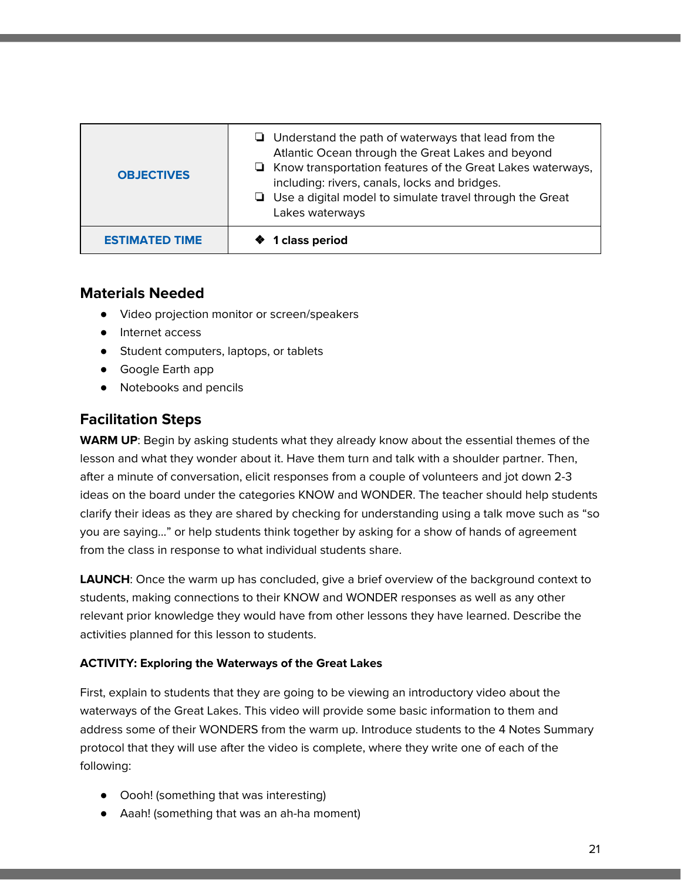| **OBJECTIVES** | ❏ Understand the path of waterways that lead from the Atlantic Ocean through the Great Lakes and beyond<br>❏ Know transportation features of the Great Lakes waterways, including: rivers, canals, locks and bridges.<br>❏ Use a digital model to simulate travel through the Great Lakes waterways |
|---|---|
| **ESTIMATED TIME** | ❖ **1 class period** |

## Materials Needed

- Video projection monitor or screen/speakers
- Internet access
- Student computers, laptops, or tablets
- Google Earth app
- Notebooks and pencils

## Facilitation Steps

**WARM UP**: Begin by asking students what they already know about the essential themes of the lesson and what they wonder about it. Have them turn and talk with a shoulder partner. Then, after a minute of conversation, elicit responses from a couple of volunteers and jot down 2-3 ideas on the board under the categories KNOW and WONDER. The teacher should help students clarify their ideas as they are shared by checking for understanding using a talk move such as "so you are saying..." or help students think together by asking for a show of hands of agreement from the class in response to what individual students share.

**LAUNCH**: Once the warm up has concluded, give a brief overview of the background context to students, making connections to their KNOW and WONDER responses as well as any other relevant prior knowledge they would have from other lessons they have learned. Describe the activities planned for this lesson to students.

#### ACTIVITY: Exploring the Waterways of the Great Lakes

First, explain to students that they are going to be viewing an introductory video about the waterways of the Great Lakes. This video will provide some basic information to them and address some of their WONDERS from the warm up. Introduce students to the 4 Notes Summary protocol that they will use after the video is complete, where they write one of each of the following:

- Oooh! (something that was interesting)
- Aaah! (something that was an ah-ha moment)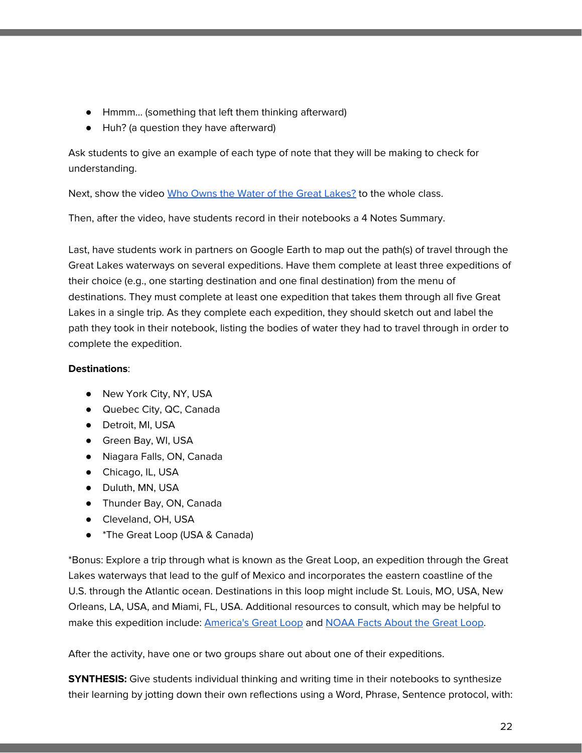- Hmmm… (something that left them thinking afterward)
- Huh? (a question they have afterward)

Ask students to give an example of each type of note that they will be making to check for understanding.

Next, show the video [Who Owns the Water of the Great Lakes?]() to the whole class.

Then, after the video, have students record in their notebooks a 4 Notes Summary.

Last, have students work in partners on Google Earth to map out the path(s) of travel through the Great Lakes waterways on several expeditions. Have them complete at least three expeditions of their choice (e.g., one starting destination and one final destination) from the menu of destinations. They must complete at least one expedition that takes them through all five Great Lakes in a single trip. As they complete each expedition, they should sketch out and label the path they took in their notebook, listing the bodies of water they had to travel through in order to complete the expedition.

**Destinations**:

- New York City, NY, USA
- Quebec City, QC, Canada
- Detroit, MI, USA
- Green Bay, WI, USA
- Niagara Falls, ON, Canada
- Chicago, IL, USA
- Duluth, MN, USA
- Thunder Bay, ON, Canada
- Cleveland, OH, USA
- *The Great Loop (USA & Canada)

*Bonus: Explore a trip through what is known as the Great Loop, an expedition through the Great Lakes waterways that lead to the gulf of Mexico and incorporates the eastern coastline of the U.S. through the Atlantic ocean. Destinations in this loop might include St. Louis, MO, USA, New Orleans, LA, USA, and Miami, FL, USA. Additional resources to consult, which may be helpful to make this expedition include: [America's Great Loop]() and [NOAA Facts About the Great Loop]().

After the activity, have one or two groups share out about one of their expeditions.

**SYNTHESIS:** Give students individual thinking and writing time in their notebooks to synthesize their learning by jotting down their own reflections using a Word, Phrase, Sentence protocol, with: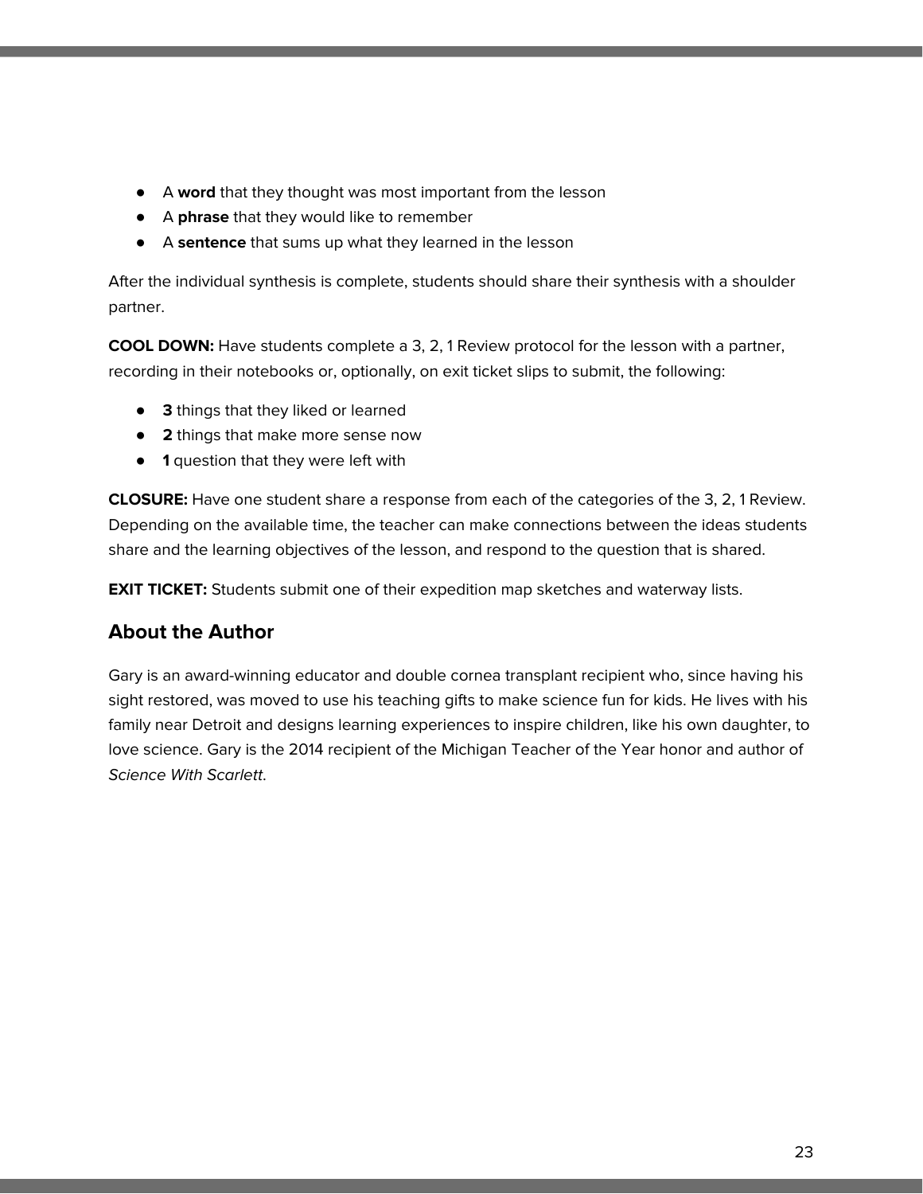- A **word** that they thought was most important from the lesson
- A **phrase** that they would like to remember
- A **sentence** that sums up what they learned in the lesson

After the individual synthesis is complete, students should share their synthesis with a shoulder partner.

**COOL DOWN:** Have students complete a 3, 2, 1 Review protocol for the lesson with a partner, recording in their notebooks or, optionally, on exit ticket slips to submit, the following:

- **3** things that they liked or learned
- **2** things that make more sense now
- **1** question that they were left with

**CLOSURE:** Have one student share a response from each of the categories of the 3, 2, 1 Review. Depending on the available time, the teacher can make connections between the ideas students share and the learning objectives of the lesson, and respond to the question that is shared.

**EXIT TICKET:** Students submit one of their expedition map sketches and waterway lists.

## About the Author

Gary is an award-winning educator and double cornea transplant recipient who, since having his sight restored, was moved to use his teaching gifts to make science fun for kids. He lives with his family near Detroit and designs learning experiences to inspire children, like his own daughter, to love science. Gary is the 2014 recipient of the Michigan Teacher of the Year honor and author of *Science With Scarlett*.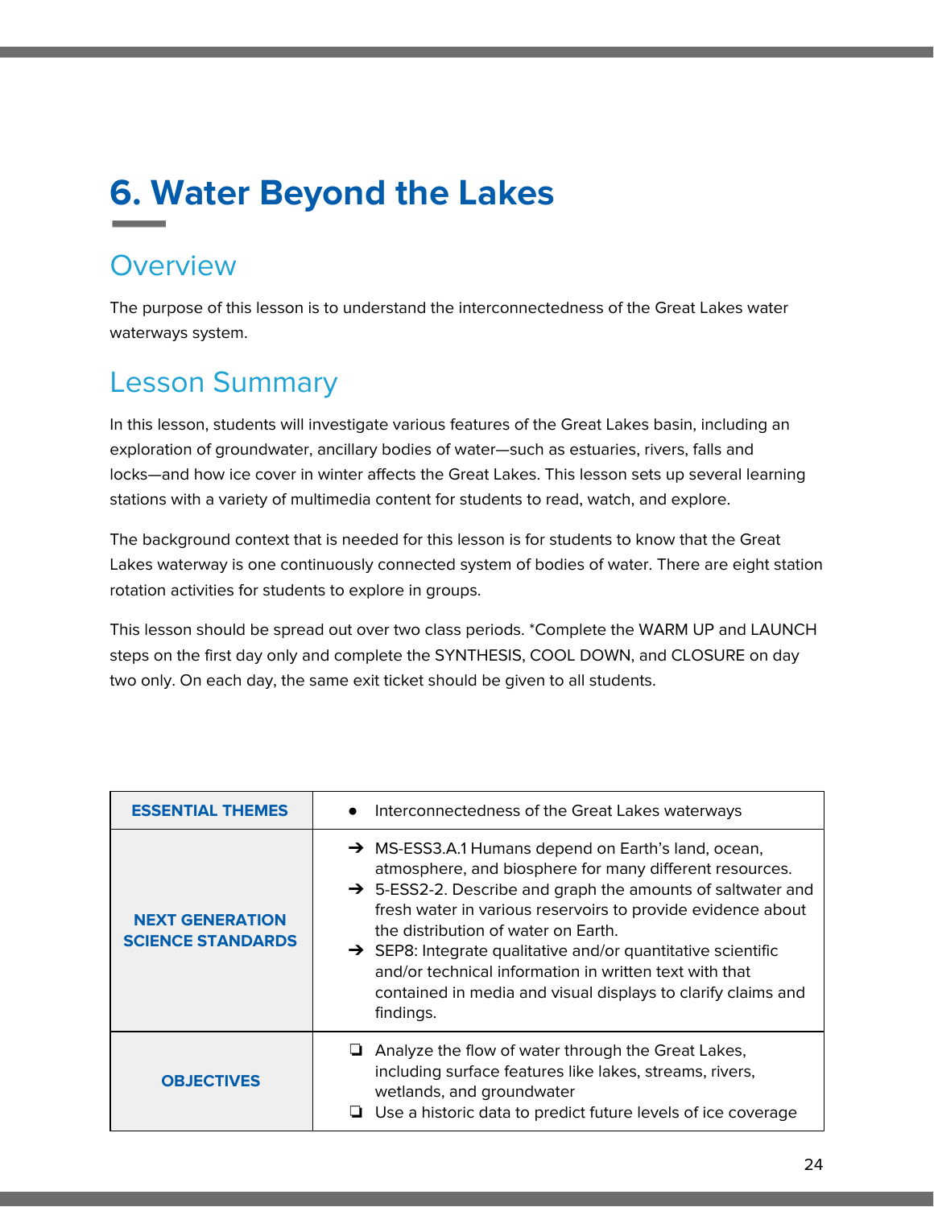# 6. Water Beyond the Lakes

## Overview

The purpose of this lesson is to understand the interconnectedness of the Great Lakes water waterways system.

## Lesson Summary

In this lesson, students will investigate various features of the Great Lakes basin, including an exploration of groundwater, ancillary bodies of water—such as estuaries, rivers, falls and locks—and how ice cover in winter affects the Great Lakes. This lesson sets up several learning stations with a variety of multimedia content for students to read, watch, and explore.

The background context that is needed for this lesson is for students to know that the Great Lakes waterway is one continuously connected system of bodies of water. There are eight station rotation activities for students to explore in groups.

This lesson should be spread out over two class periods. *Complete the WARM UP and LAUNCH steps on the first day only and complete the SYNTHESIS, COOL DOWN, and CLOSURE on day two only. On each day, the same exit ticket should be given to all students.

| | |
|---|---|
| **ESSENTIAL THEMES** | ● Interconnectedness of the Great Lakes waterways |
| **NEXT GENERATION SCIENCE STANDARDS** | ➔ MS-ESS3.A.1 Humans depend on Earth's land, ocean, atmosphere, and biosphere for many different resources.<br>➔ 5-ESS2-2. Describe and graph the amounts of saltwater and fresh water in various reservoirs to provide evidence about the distribution of water on Earth.<br>➔ SEP8: Integrate qualitative and/or quantitative scientific and/or technical information in written text with that contained in media and visual displays to clarify claims and findings. |
| **OBJECTIVES** | ❏ Analyze the flow of water through the Great Lakes, including surface features like lakes, streams, rivers, wetlands, and groundwater<br>❏ Use a historic data to predict future levels of ice coverage |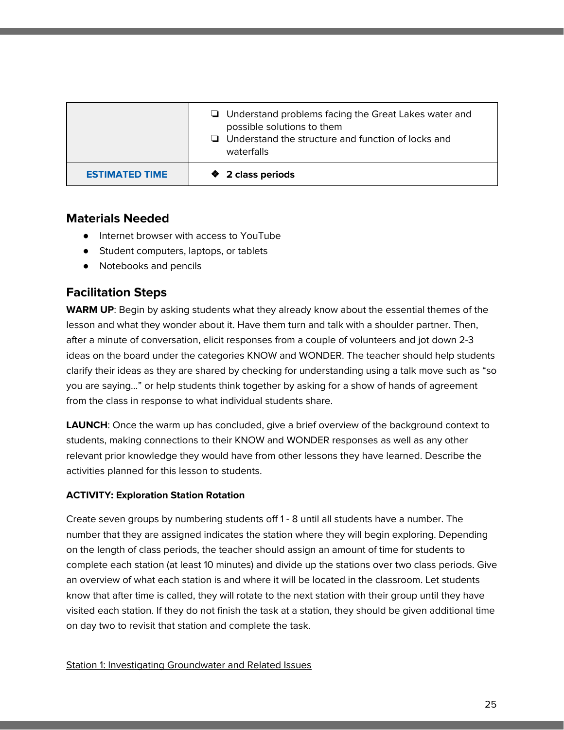|  |  |
|---|---|
|  | ❏ Understand problems facing the Great Lakes water and possible solutions to them<br>❏ Understand the structure and function of locks and waterfalls |
| **ESTIMATED TIME** | ❖ **2 class periods** |

## Materials Needed

- Internet browser with access to YouTube
- Student computers, laptops, or tablets
- Notebooks and pencils

## Facilitation Steps

**WARM UP**: Begin by asking students what they already know about the essential themes of the lesson and what they wonder about it. Have them turn and talk with a shoulder partner. Then, after a minute of conversation, elicit responses from a couple of volunteers and jot down 2-3 ideas on the board under the categories KNOW and WONDER. The teacher should help students clarify their ideas as they are shared by checking for understanding using a talk move such as "so you are saying…" or help students think together by asking for a show of hands of agreement from the class in response to what individual students share.

**LAUNCH**: Once the warm up has concluded, give a brief overview of the background context to students, making connections to their KNOW and WONDER responses as well as any other relevant prior knowledge they would have from other lessons they have learned. Describe the activities planned for this lesson to students.

**ACTIVITY: Exploration Station Rotation**

Create seven groups by numbering students off 1 - 8 until all students have a number. The number that they are assigned indicates the station where they will begin exploring. Depending on the length of class periods, the teacher should assign an amount of time for students to complete each station (at least 10 minutes) and divide up the stations over two class periods. Give an overview of what each station is and where it will be located in the classroom. Let students know that after time is called, they will rotate to the next station with their group until they have visited each station. If they do not finish the task at a station, they should be given additional time on day two to revisit that station and complete the task.

<u>Station 1: Investigating Groundwater and Related Issues</u>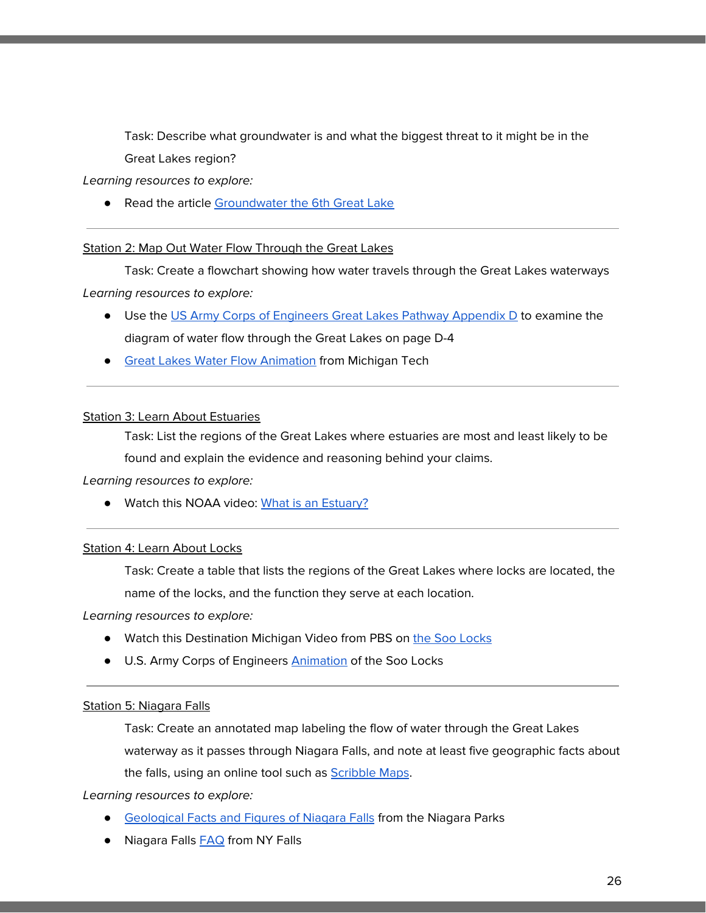Task: Describe what groundwater is and what the biggest threat to it might be in the Great Lakes region?

*Learning resources to explore:*

- Read the article Groundwater the 6th Great Lake

---

Station 2: Map Out Water Flow Through the Great Lakes

Task: Create a flowchart showing how water travels through the Great Lakes waterways

*Learning resources to explore:*

- Use the US Army Corps of Engineers Great Lakes Pathway Appendix D to examine the diagram of water flow through the Great Lakes on page D-4
- Great Lakes Water Flow Animation from Michigan Tech

---

Station 3: Learn About Estuaries

Task: List the regions of the Great Lakes where estuaries are most and least likely to be found and explain the evidence and reasoning behind your claims.

*Learning resources to explore:*

- Watch this NOAA video: What is an Estuary?

---

Station 4: Learn About Locks

Task: Create a table that lists the regions of the Great Lakes where locks are located, the name of the locks, and the function they serve at each location.

*Learning resources to explore:*

- Watch this Destination Michigan Video from PBS on the Soo Locks
- U.S. Army Corps of Engineers Animation of the Soo Locks

---

Station 5: Niagara Falls

Task: Create an annotated map labeling the flow of water through the Great Lakes waterway as it passes through Niagara Falls, and note at least five geographic facts about the falls, using an online tool such as Scribble Maps.

*Learning resources to explore:*

- Geological Facts and Figures of Niagara Falls from the Niagara Parks
- Niagara Falls FAQ from NY Falls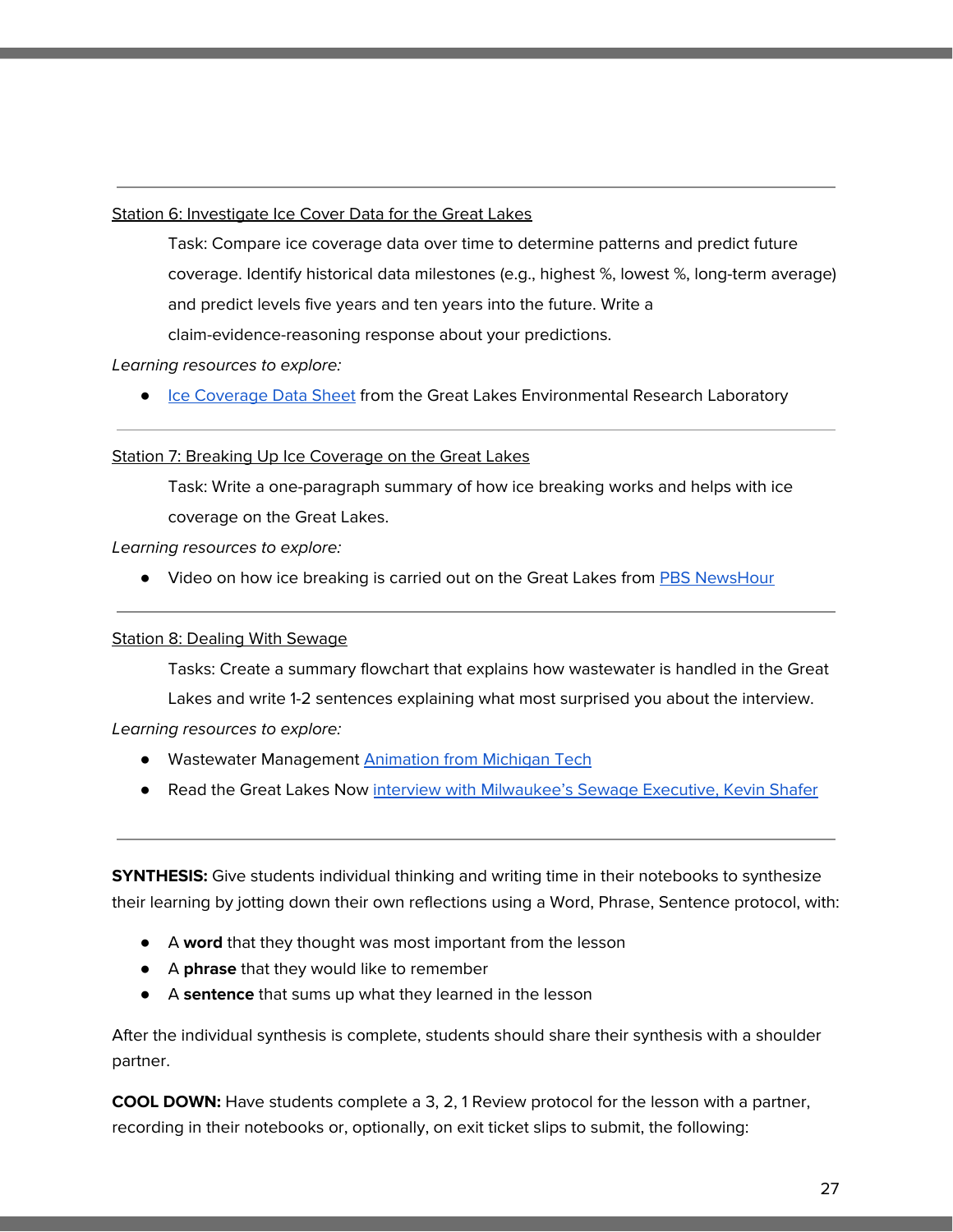---

Station 6: Investigate Ice Cover Data for the Great Lakes

Task: Compare ice coverage data over time to determine patterns and predict future coverage. Identify historical data milestones (e.g., highest %, lowest %, long-term average) and predict levels five years and ten years into the future. Write a claim-evidence-reasoning response about your predictions.

*Learning resources to explore:*

- Ice Coverage Data Sheet from the Great Lakes Environmental Research Laboratory

---

Station 7: Breaking Up Ice Coverage on the Great Lakes

Task: Write a one-paragraph summary of how ice breaking works and helps with ice coverage on the Great Lakes.

*Learning resources to explore:*

- Video on how ice breaking is carried out on the Great Lakes from PBS NewsHour

---

Station 8: Dealing With Sewage

Tasks: Create a summary flowchart that explains how wastewater is handled in the Great Lakes and write 1-2 sentences explaining what most surprised you about the interview.

*Learning resources to explore:*

- Wastewater Management Animation from Michigan Tech
- Read the Great Lakes Now interview with Milwaukee's Sewage Executive, Kevin Shafer

---

**SYNTHESIS:** Give students individual thinking and writing time in their notebooks to synthesize their learning by jotting down their own reflections using a Word, Phrase, Sentence protocol, with:

- A **word** that they thought was most important from the lesson
- A **phrase** that they would like to remember
- A **sentence** that sums up what they learned in the lesson

After the individual synthesis is complete, students should share their synthesis with a shoulder partner.

**COOL DOWN:** Have students complete a 3, 2, 1 Review protocol for the lesson with a partner, recording in their notebooks or, optionally, on exit ticket slips to submit, the following: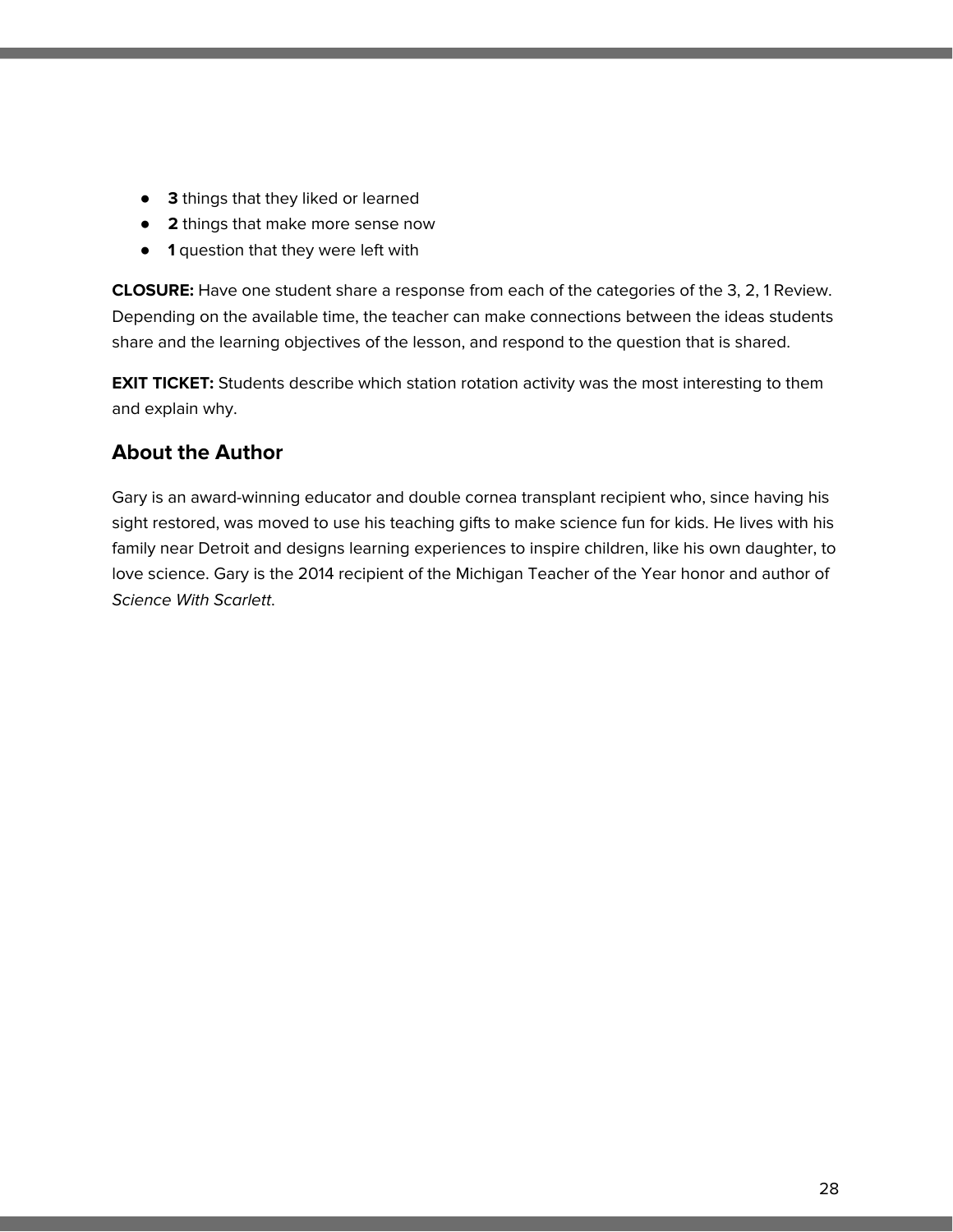- **3** things that they liked or learned
- **2** things that make more sense now
- **1** question that they were left with

**CLOSURE:** Have one student share a response from each of the categories of the 3, 2, 1 Review. Depending on the available time, the teacher can make connections between the ideas students share and the learning objectives of the lesson, and respond to the question that is shared.

**EXIT TICKET:** Students describe which station rotation activity was the most interesting to them and explain why.

## About the Author

Gary is an award-winning educator and double cornea transplant recipient who, since having his sight restored, was moved to use his teaching gifts to make science fun for kids. He lives with his family near Detroit and designs learning experiences to inspire children, like his own daughter, to love science. Gary is the 2014 recipient of the Michigan Teacher of the Year honor and author of *Science With Scarlett*.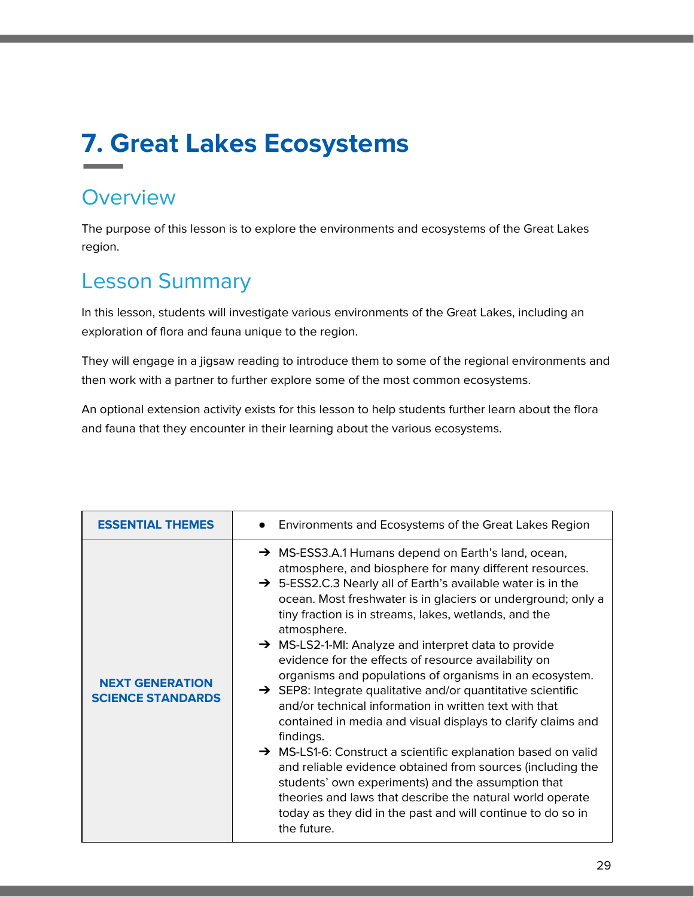# 7. Great Lakes Ecosystems

## Overview

The purpose of this lesson is to explore the environments and ecosystems of the Great Lakes region.

## Lesson Summary

In this lesson, students will investigate various environments of the Great Lakes, including an exploration of flora and fauna unique to the region.

They will engage in a jigsaw reading to introduce them to some of the regional environments and then work with a partner to further explore some of the most common ecosystems.

An optional extension activity exists for this lesson to help students further learn about the flora and fauna that they encounter in their learning about the various ecosystems.

| ESSENTIAL THEMES | • Environments and Ecosystems of the Great Lakes Region |
|---|---|
| NEXT GENERATION SCIENCE STANDARDS | ➔ MS-ESS3.A.1 Humans depend on Earth's land, ocean, atmosphere, and biosphere for many different resources.<br>➔ 5-ESS2.C.3 Nearly all of Earth's available water is in the ocean. Most freshwater is in glaciers or underground; only a tiny fraction is in streams, lakes, wetlands, and the atmosphere.<br>➔ MS-LS2-1-MI: Analyze and interpret data to provide evidence for the effects of resource availability on organisms and populations of organisms in an ecosystem.<br>➔ SEP8: Integrate qualitative and/or quantitative scientific and/or technical information in written text with that contained in media and visual displays to clarify claims and findings.<br>➔ MS-LS1-6: Construct a scientific explanation based on valid and reliable evidence obtained from sources (including the students' own experiments) and the assumption that theories and laws that describe the natural world operate today as they did in the past and will continue to do so in the future. |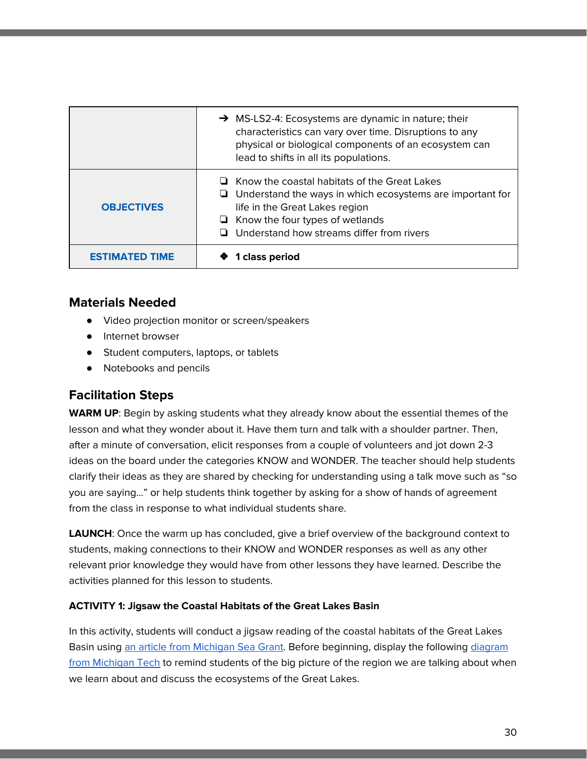| | |
|---|---|
| | ➔ MS-LS2-4: Ecosystems are dynamic in nature; their characteristics can vary over time. Disruptions to any physical or biological components of an ecosystem can lead to shifts in all its populations. |
| **OBJECTIVES** | ❏ Know the coastal habitats of the Great Lakes<br>❏ Understand the ways in which ecosystems are important for life in the Great Lakes region<br>❏ Know the four types of wetlands<br>❏ Understand how streams differ from rivers |
| **ESTIMATED TIME** | ❖ **1 class period** |

## Materials Needed

- Video projection monitor or screen/speakers
- Internet browser
- Student computers, laptops, or tablets
- Notebooks and pencils

## Facilitation Steps

**WARM UP**: Begin by asking students what they already know about the essential themes of the lesson and what they wonder about it. Have them turn and talk with a shoulder partner. Then, after a minute of conversation, elicit responses from a couple of volunteers and jot down 2-3 ideas on the board under the categories KNOW and WONDER. The teacher should help students clarify their ideas as they are shared by checking for understanding using a talk move such as "so you are saying…" or help students think together by asking for a show of hands of agreement from the class in response to what individual students share.

**LAUNCH**: Once the warm up has concluded, give a brief overview of the background context to students, making connections to their KNOW and WONDER responses as well as any other relevant prior knowledge they would have from other lessons they have learned. Describe the activities planned for this lesson to students.

**ACTIVITY 1: Jigsaw the Coastal Habitats of the Great Lakes Basin**

In this activity, students will conduct a jigsaw reading of the coastal habitats of the Great Lakes Basin using an article from Michigan Sea Grant. Before beginning, display the following diagram from Michigan Tech to remind students of the big picture of the region we are talking about when we learn about and discuss the ecosystems of the Great Lakes.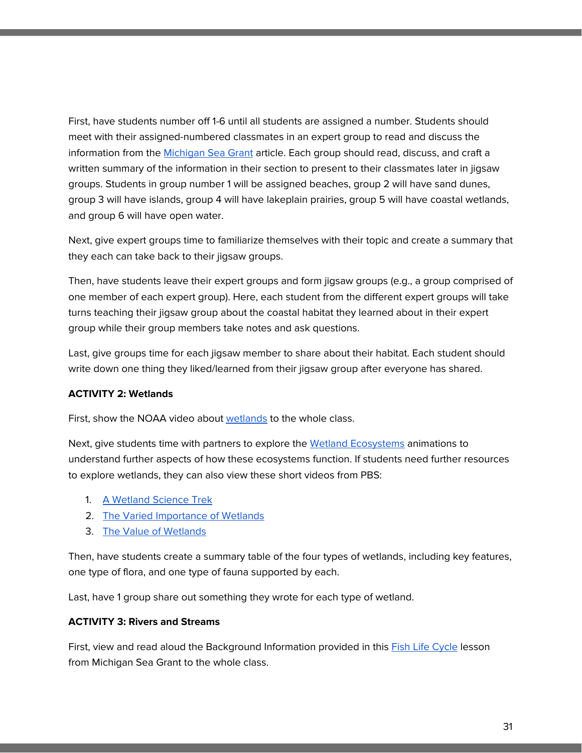First, have students number off 1-6 until all students are assigned a number. Students should meet with their assigned-numbered classmates in an expert group to read and discuss the information from the Michigan Sea Grant article. Each group should read, discuss, and craft a written summary of the information in their section to present to their classmates later in jigsaw groups. Students in group number 1 will be assigned beaches, group 2 will have sand dunes, group 3 will have islands, group 4 will have lakeplain prairies, group 5 will have coastal wetlands, and group 6 will have open water.

Next, give expert groups time to familiarize themselves with their topic and create a summary that they each can take back to their jigsaw groups.

Then, have students leave their expert groups and form jigsaw groups (e.g., a group comprised of one member of each expert group). Here, each student from the different expert groups will take turns teaching their jigsaw group about the coastal habitat they learned about in their expert group while their group members take notes and ask questions.

Last, give groups time for each jigsaw member to share about their habitat. Each student should write down one thing they liked/learned from their jigsaw group after everyone has shared.

**ACTIVITY 2: Wetlands**

First, show the NOAA video about wetlands to the whole class.

Next, give students time with partners to explore the Wetland Ecosystems animations to understand further aspects of how these ecosystems function. If students need further resources to explore wetlands, they can also view these short videos from PBS:

1. A Wetland Science Trek
2. The Varied Importance of Wetlands
3. The Value of Wetlands

Then, have students create a summary table of the four types of wetlands, including key features, one type of flora, and one type of fauna supported by each.

Last, have 1 group share out something they wrote for each type of wetland.

**ACTIVITY 3: Rivers and Streams**

First, view and read aloud the Background Information provided in this Fish Life Cycle lesson from Michigan Sea Grant to the whole class.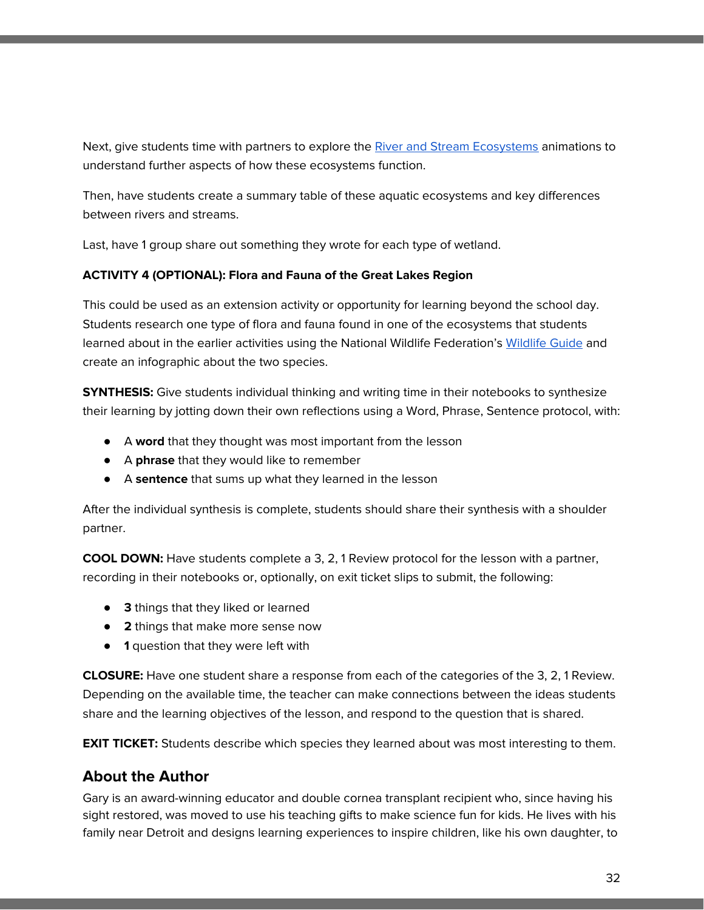Next, give students time with partners to explore the [River and Stream Ecosystems] animations to understand further aspects of how these ecosystems function.

Then, have students create a summary table of these aquatic ecosystems and key differences between rivers and streams.

Last, have 1 group share out something they wrote for each type of wetland.

**ACTIVITY 4 (OPTIONAL): Flora and Fauna of the Great Lakes Region**

This could be used as an extension activity or opportunity for learning beyond the school day. Students research one type of flora and fauna found in one of the ecosystems that students learned about in the earlier activities using the National Wildlife Federation's [Wildlife Guide] and create an infographic about the two species.

**SYNTHESIS:** Give students individual thinking and writing time in their notebooks to synthesize their learning by jotting down their own reflections using a Word, Phrase, Sentence protocol, with:

- A **word** that they thought was most important from the lesson
- A **phrase** that they would like to remember
- A **sentence** that sums up what they learned in the lesson

After the individual synthesis is complete, students should share their synthesis with a shoulder partner.

**COOL DOWN:** Have students complete a 3, 2, 1 Review protocol for the lesson with a partner, recording in their notebooks or, optionally, on exit ticket slips to submit, the following:

- **3** things that they liked or learned
- **2** things that make more sense now
- **1** question that they were left with

**CLOSURE:** Have one student share a response from each of the categories of the 3, 2, 1 Review. Depending on the available time, the teacher can make connections between the ideas students share and the learning objectives of the lesson, and respond to the question that is shared.

**EXIT TICKET:** Students describe which species they learned about was most interesting to them.

## About the Author

Gary is an award-winning educator and double cornea transplant recipient who, since having his sight restored, was moved to use his teaching gifts to make science fun for kids. He lives with his family near Detroit and designs learning experiences to inspire children, like his own daughter, to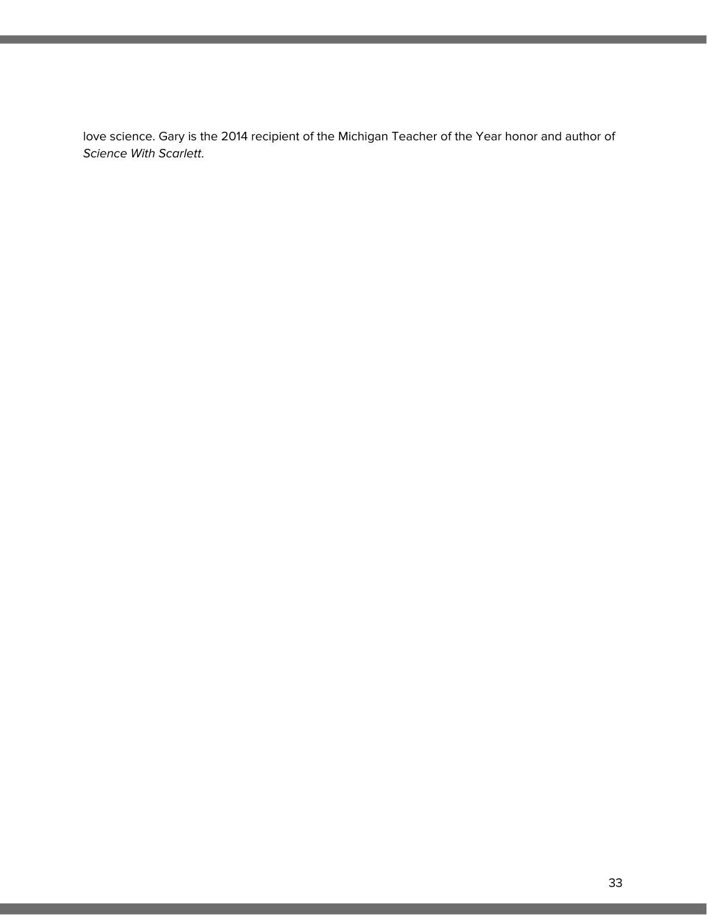love science. Gary is the 2014 recipient of the Michigan Teacher of the Year honor and author of *Science With Scarlett*.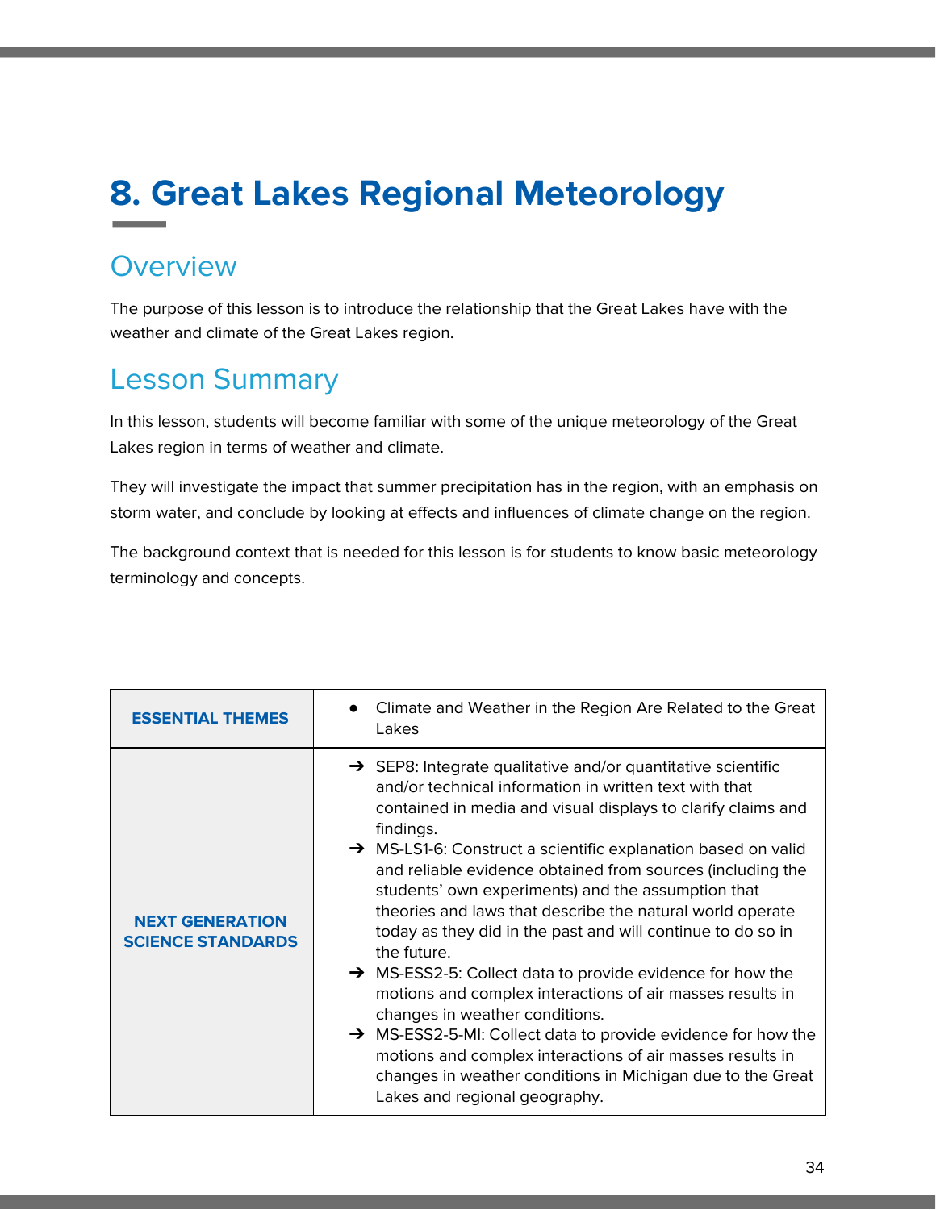# 8. Great Lakes Regional Meteorology

## Overview

The purpose of this lesson is to introduce the relationship that the Great Lakes have with the weather and climate of the Great Lakes region.

## Lesson Summary

In this lesson, students will become familiar with some of the unique meteorology of the Great Lakes region in terms of weather and climate.

They will investigate the impact that summer precipitation has in the region, with an emphasis on storm water, and conclude by looking at effects and influences of climate change on the region.

The background context that is needed for this lesson is for students to know basic meteorology terminology and concepts.

| | |
|---|---|
| **ESSENTIAL THEMES** | • Climate and Weather in the Region Are Related to the Great Lakes |
| **NEXT GENERATION SCIENCE STANDARDS** | ➔ SEP8: Integrate qualitative and/or quantitative scientific and/or technical information in written text with that contained in media and visual displays to clarify claims and findings.<br>➔ MS-LS1-6: Construct a scientific explanation based on valid and reliable evidence obtained from sources (including the students' own experiments) and the assumption that theories and laws that describe the natural world operate today as they did in the past and will continue to do so in the future.<br>➔ MS-ESS2-5: Collect data to provide evidence for how the motions and complex interactions of air masses results in changes in weather conditions.<br>➔ MS-ESS2-5-MI: Collect data to provide evidence for how the motions and complex interactions of air masses results in changes in weather conditions in Michigan due to the Great Lakes and regional geography. |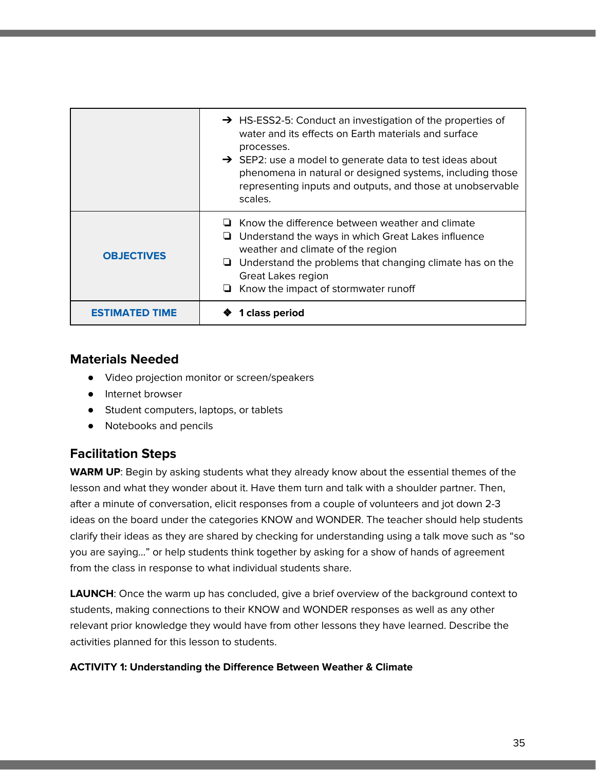| | |
|---|---|
| | ➔ HS-ESS2-5: Conduct an investigation of the properties of water and its effects on Earth materials and surface processes.<br>➔ SEP2: use a model to generate data to test ideas about phenomena in natural or designed systems, including those representing inputs and outputs, and those at unobservable scales. |
| **OBJECTIVES** | ❏ Know the difference between weather and climate<br>❏ Understand the ways in which Great Lakes influence weather and climate of the region<br>❏ Understand the problems that changing climate has on the Great Lakes region<br>❏ Know the impact of stormwater runoff |
| **ESTIMATED TIME** | ❖ **1 class period** |

## Materials Needed

- Video projection monitor or screen/speakers
- Internet browser
- Student computers, laptops, or tablets
- Notebooks and pencils

## Facilitation Steps

**WARM UP**: Begin by asking students what they already know about the essential themes of the lesson and what they wonder about it. Have them turn and talk with a shoulder partner. Then, after a minute of conversation, elicit responses from a couple of volunteers and jot down 2-3 ideas on the board under the categories KNOW and WONDER. The teacher should help students clarify their ideas as they are shared by checking for understanding using a talk move such as "so you are saying..." or help students think together by asking for a show of hands of agreement from the class in response to what individual students share.

**LAUNCH**: Once the warm up has concluded, give a brief overview of the background context to students, making connections to their KNOW and WONDER responses as well as any other relevant prior knowledge they would have from other lessons they have learned. Describe the activities planned for this lesson to students.

**ACTIVITY 1: Understanding the Difference Between Weather & Climate**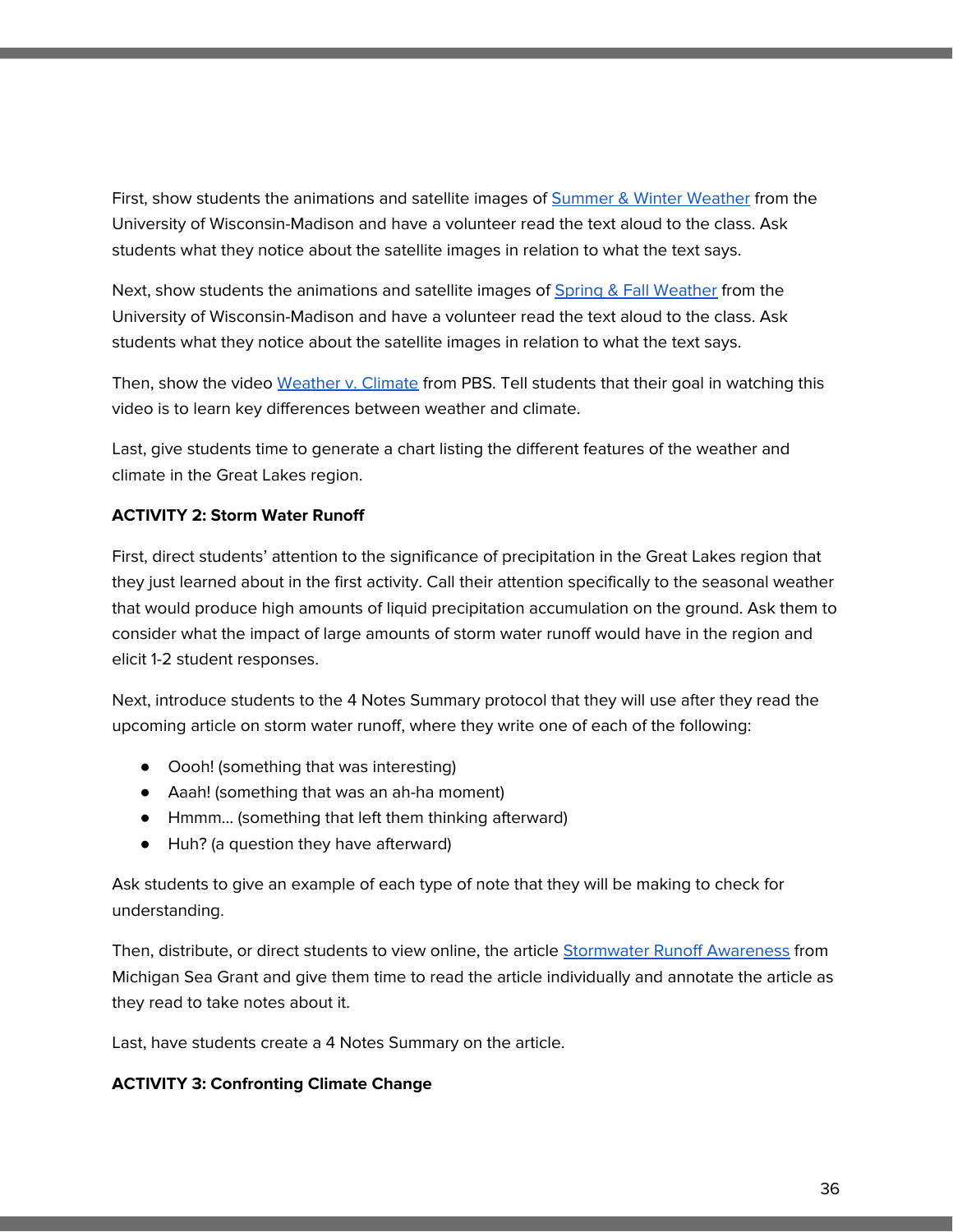First, show students the animations and satellite images of Summer & Winter Weather from the University of Wisconsin-Madison and have a volunteer read the text aloud to the class. Ask students what they notice about the satellite images in relation to what the text says.

Next, show students the animations and satellite images of Spring & Fall Weather from the University of Wisconsin-Madison and have a volunteer read the text aloud to the class. Ask students what they notice about the satellite images in relation to what the text says.

Then, show the video Weather v. Climate from PBS. Tell students that their goal in watching this video is to learn key differences between weather and climate.

Last, give students time to generate a chart listing the different features of the weather and climate in the Great Lakes region.

**ACTIVITY 2: Storm Water Runoff**

First, direct students' attention to the significance of precipitation in the Great Lakes region that they just learned about in the first activity. Call their attention specifically to the seasonal weather that would produce high amounts of liquid precipitation accumulation on the ground. Ask them to consider what the impact of large amounts of storm water runoff would have in the region and elicit 1-2 student responses.

Next, introduce students to the 4 Notes Summary protocol that they will use after they read the upcoming article on storm water runoff, where they write one of each of the following:

- Oooh! (something that was interesting)
- Aaah! (something that was an ah-ha moment)
- Hmmm... (something that left them thinking afterward)
- Huh? (a question they have afterward)

Ask students to give an example of each type of note that they will be making to check for understanding.

Then, distribute, or direct students to view online, the article Stormwater Runoff Awareness from Michigan Sea Grant and give them time to read the article individually and annotate the article as they read to take notes about it.

Last, have students create a 4 Notes Summary on the article.

**ACTIVITY 3: Confronting Climate Change**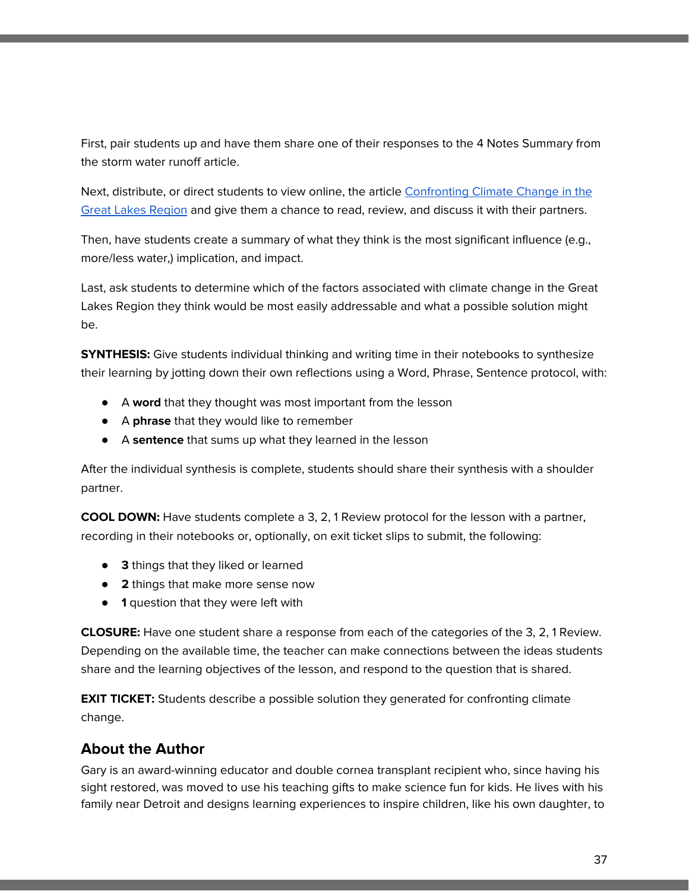First, pair students up and have them share one of their responses to the 4 Notes Summary from the storm water runoff article.

Next, distribute, or direct students to view online, the article [Confronting Climate Change in the Great Lakes Region]() and give them a chance to read, review, and discuss it with their partners.

Then, have students create a summary of what they think is the most significant influence (e.g., more/less water,) implication, and impact.

Last, ask students to determine which of the factors associated with climate change in the Great Lakes Region they think would be most easily addressable and what a possible solution might be.

**SYNTHESIS:** Give students individual thinking and writing time in their notebooks to synthesize their learning by jotting down their own reflections using a Word, Phrase, Sentence protocol, with:

- A **word** that they thought was most important from the lesson
- A **phrase** that they would like to remember
- A **sentence** that sums up what they learned in the lesson

After the individual synthesis is complete, students should share their synthesis with a shoulder partner.

**COOL DOWN:** Have students complete a 3, 2, 1 Review protocol for the lesson with a partner, recording in their notebooks or, optionally, on exit ticket slips to submit, the following:

- **3** things that they liked or learned
- **2** things that make more sense now
- **1** question that they were left with

**CLOSURE:** Have one student share a response from each of the categories of the 3, 2, 1 Review. Depending on the available time, the teacher can make connections between the ideas students share and the learning objectives of the lesson, and respond to the question that is shared.

**EXIT TICKET:** Students describe a possible solution they generated for confronting climate change.

## About the Author

Gary is an award-winning educator and double cornea transplant recipient who, since having his sight restored, was moved to use his teaching gifts to make science fun for kids. He lives with his family near Detroit and designs learning experiences to inspire children, like his own daughter, to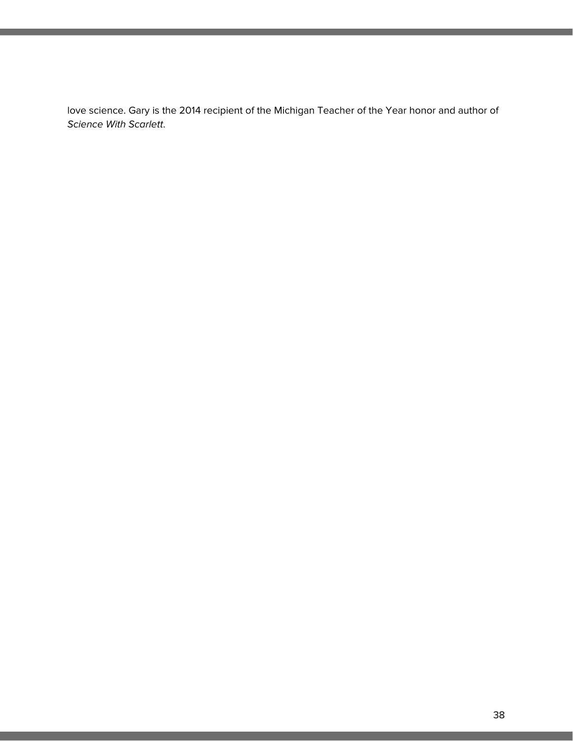love science. Gary is the 2014 recipient of the Michigan Teacher of the Year honor and author of *Science With Scarlett*.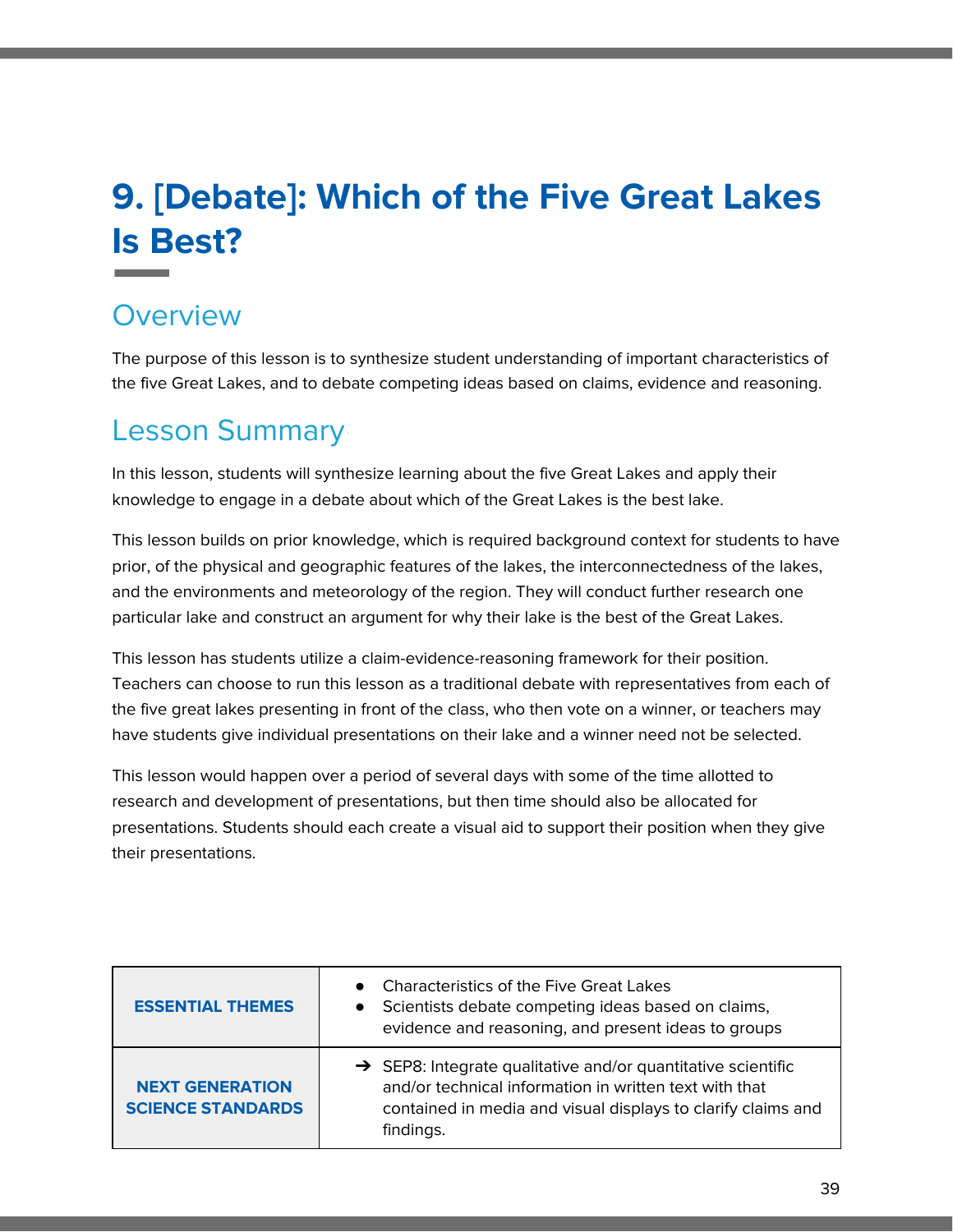# 9. [Debate]: Which of the Five Great Lakes Is Best?

## Overview

The purpose of this lesson is to synthesize student understanding of important characteristics of the five Great Lakes, and to debate competing ideas based on claims, evidence and reasoning.

## Lesson Summary

In this lesson, students will synthesize learning about the five Great Lakes and apply their knowledge to engage in a debate about which of the Great Lakes is the best lake.

This lesson builds on prior knowledge, which is required background context for students to have prior, of the physical and geographic features of the lakes, the interconnectedness of the lakes, and the environments and meteorology of the region. They will conduct further research one particular lake and construct an argument for why their lake is the best of the Great Lakes.

This lesson has students utilize a claim-evidence-reasoning framework for their position. Teachers can choose to run this lesson as a traditional debate with representatives from each of the five great lakes presenting in front of the class, who then vote on a winner, or teachers may have students give individual presentations on their lake and a winner need not be selected.

This lesson would happen over a period of several days with some of the time allotted to research and development of presentations, but then time should also be allocated for presentations. Students should each create a visual aid to support their position when they give their presentations.

| | |
|---|---|
| **ESSENTIAL THEMES** | • Characteristics of the Five Great Lakes<br>• Scientists debate competing ideas based on claims, evidence and reasoning, and present ideas to groups |
| **NEXT GENERATION SCIENCE STANDARDS** | ➔ SEP8: Integrate qualitative and/or quantitative scientific and/or technical information in written text with that contained in media and visual displays to clarify claims and findings. |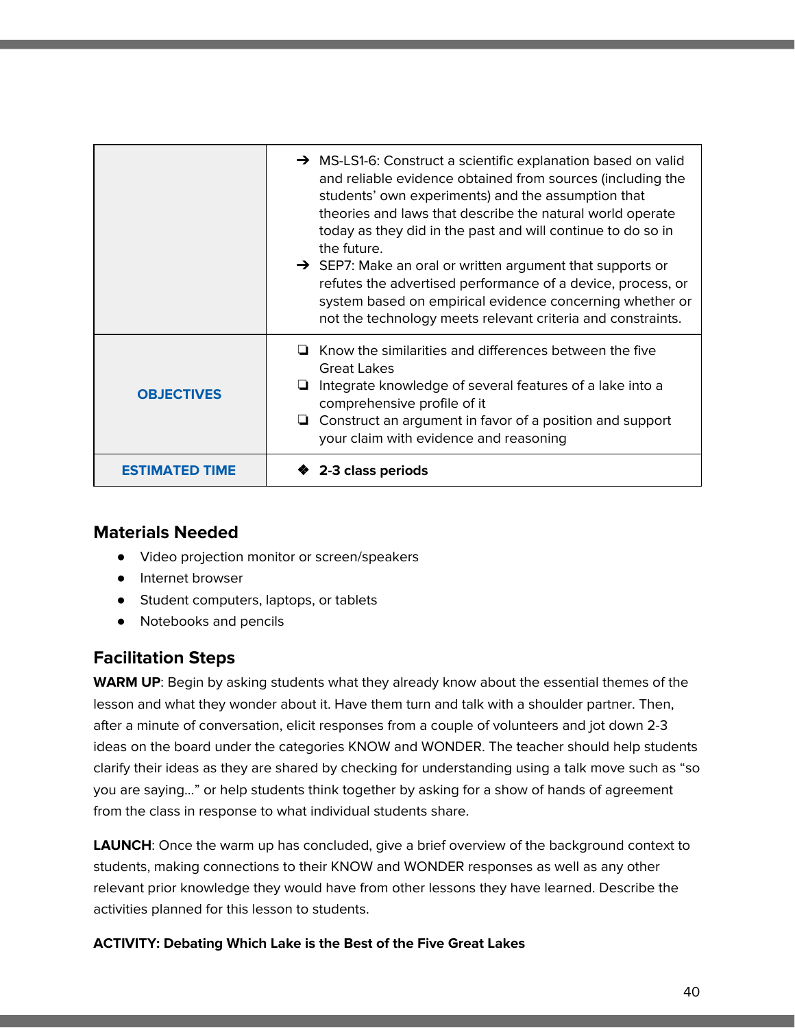| | |
|---|---|
| | ➔ MS-LS1-6: Construct a scientific explanation based on valid and reliable evidence obtained from sources (including the students' own experiments) and the assumption that theories and laws that describe the natural world operate today as they did in the past and will continue to do so in the future.<br>➔ SEP7: Make an oral or written argument that supports or refutes the advertised performance of a device, process, or system based on empirical evidence concerning whether or not the technology meets relevant criteria and constraints. |
| **OBJECTIVES** | ❏ Know the similarities and differences between the five Great Lakes<br>❏ Integrate knowledge of several features of a lake into a comprehensive profile of it<br>❏ Construct an argument in favor of a position and support your claim with evidence and reasoning |
| **ESTIMATED TIME** | ❖ **2-3 class periods** |

## Materials Needed

- Video projection monitor or screen/speakers
- Internet browser
- Student computers, laptops, or tablets
- Notebooks and pencils

## Facilitation Steps

**WARM UP**: Begin by asking students what they already know about the essential themes of the lesson and what they wonder about it. Have them turn and talk with a shoulder partner. Then, after a minute of conversation, elicit responses from a couple of volunteers and jot down 2-3 ideas on the board under the categories KNOW and WONDER. The teacher should help students clarify their ideas as they are shared by checking for understanding using a talk move such as "so you are saying…" or help students think together by asking for a show of hands of agreement from the class in response to what individual students share.

**LAUNCH**: Once the warm up has concluded, give a brief overview of the background context to students, making connections to their KNOW and WONDER responses as well as any other relevant prior knowledge they would have from other lessons they have learned. Describe the activities planned for this lesson to students.

**ACTIVITY: Debating Which Lake is the Best of the Five Great Lakes**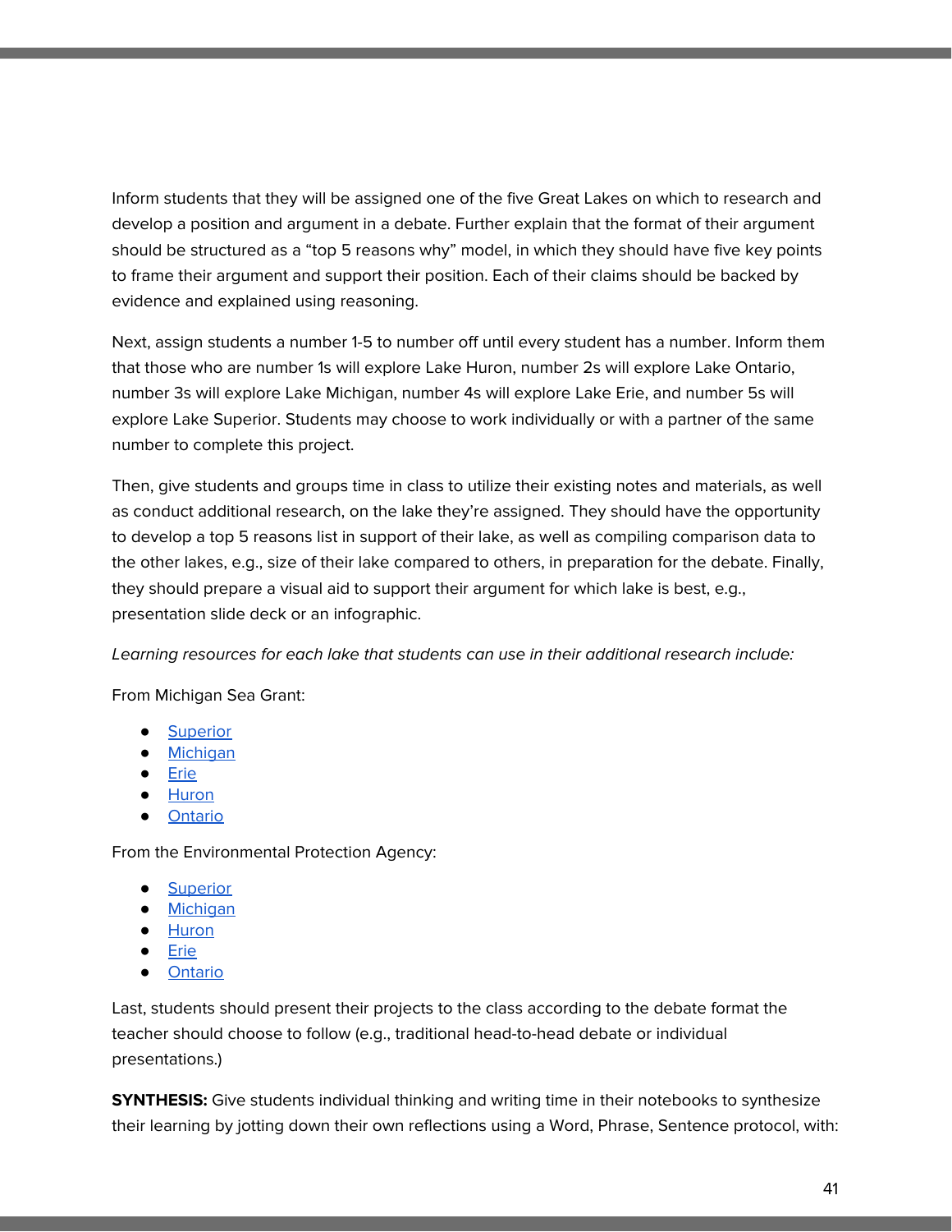Inform students that they will be assigned one of the five Great Lakes on which to research and develop a position and argument in a debate. Further explain that the format of their argument should be structured as a “top 5 reasons why” model, in which they should have five key points to frame their argument and support their position. Each of their claims should be backed by evidence and explained using reasoning.

Next, assign students a number 1-5 to number off until every student has a number. Inform them that those who are number 1s will explore Lake Huron, number 2s will explore Lake Ontario, number 3s will explore Lake Michigan, number 4s will explore Lake Erie, and number 5s will explore Lake Superior. Students may choose to work individually or with a partner of the same number to complete this project.

Then, give students and groups time in class to utilize their existing notes and materials, as well as conduct additional research, on the lake they’re assigned. They should have the opportunity to develop a top 5 reasons list in support of their lake, as well as compiling comparison data to the other lakes, e.g., size of their lake compared to others, in preparation for the debate. Finally, they should prepare a visual aid to support their argument for which lake is best, e.g., presentation slide deck or an infographic.

*Learning resources for each lake that students can use in their additional research include:*

From Michigan Sea Grant:

- Superior
- Michigan
- Erie
- Huron
- Ontario

From the Environmental Protection Agency:

- Superior
- Michigan
- Huron
- Erie
- Ontario

Last, students should present their projects to the class according to the debate format the teacher should choose to follow (e.g., traditional head-to-head debate or individual presentations.)

**SYNTHESIS:** Give students individual thinking and writing time in their notebooks to synthesize their learning by jotting down their own reflections using a Word, Phrase, Sentence protocol, with: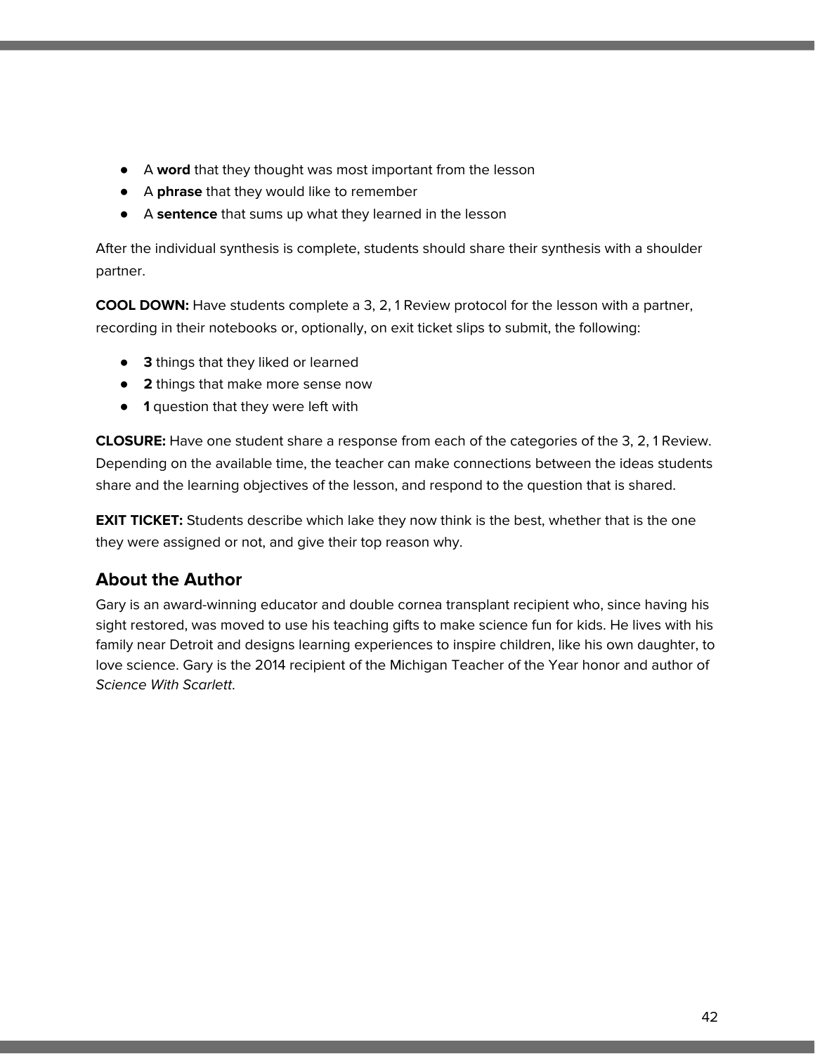- A **word** that they thought was most important from the lesson
- A **phrase** that they would like to remember
- A **sentence** that sums up what they learned in the lesson

After the individual synthesis is complete, students should share their synthesis with a shoulder partner.

**COOL DOWN:** Have students complete a 3, 2, 1 Review protocol for the lesson with a partner, recording in their notebooks or, optionally, on exit ticket slips to submit, the following:

- **3** things that they liked or learned
- **2** things that make more sense now
- **1** question that they were left with

**CLOSURE:** Have one student share a response from each of the categories of the 3, 2, 1 Review. Depending on the available time, the teacher can make connections between the ideas students share and the learning objectives of the lesson, and respond to the question that is shared.

**EXIT TICKET:** Students describe which lake they now think is the best, whether that is the one they were assigned or not, and give their top reason why.

## About the Author

Gary is an award-winning educator and double cornea transplant recipient who, since having his sight restored, was moved to use his teaching gifts to make science fun for kids. He lives with his family near Detroit and designs learning experiences to inspire children, like his own daughter, to love science. Gary is the 2014 recipient of the Michigan Teacher of the Year honor and author of *Science With Scarlett*.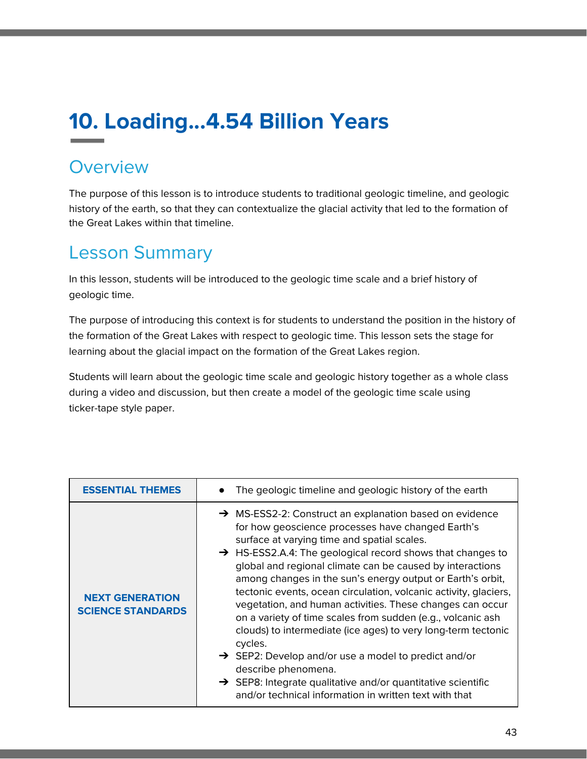# 10. Loading...4.54 Billion Years

## Overview

The purpose of this lesson is to introduce students to traditional geologic timeline, and geologic history of the earth, so that they can contextualize the glacial activity that led to the formation of the Great Lakes within that timeline.

## Lesson Summary

In this lesson, students will be introduced to the geologic time scale and a brief history of geologic time.

The purpose of introducing this context is for students to understand the position in the history of the formation of the Great Lakes with respect to geologic time. This lesson sets the stage for learning about the glacial impact on the formation of the Great Lakes region.

Students will learn about the geologic time scale and geologic history together as a whole class during a video and discussion, but then create a model of the geologic time scale using ticker-tape style paper.

| **ESSENTIAL THEMES** | • The geologic timeline and geologic history of the earth |
|---|---|
| **NEXT GENERATION SCIENCE STANDARDS** | ➔ MS-ESS2-2: Construct an explanation based on evidence for how geoscience processes have changed Earth's surface at varying time and spatial scales.<br>➔ HS-ESS2.A.4: The geological record shows that changes to global and regional climate can be caused by interactions among changes in the sun's energy output or Earth's orbit, tectonic events, ocean circulation, volcanic activity, glaciers, vegetation, and human activities. These changes can occur on a variety of time scales from sudden (e.g., volcanic ash clouds) to intermediate (ice ages) to very long-term tectonic cycles.<br>➔ SEP2: Develop and/or use a model to predict and/or describe phenomena.<br>➔ SEP8: Integrate qualitative and/or quantitative scientific and/or technical information in written text with that |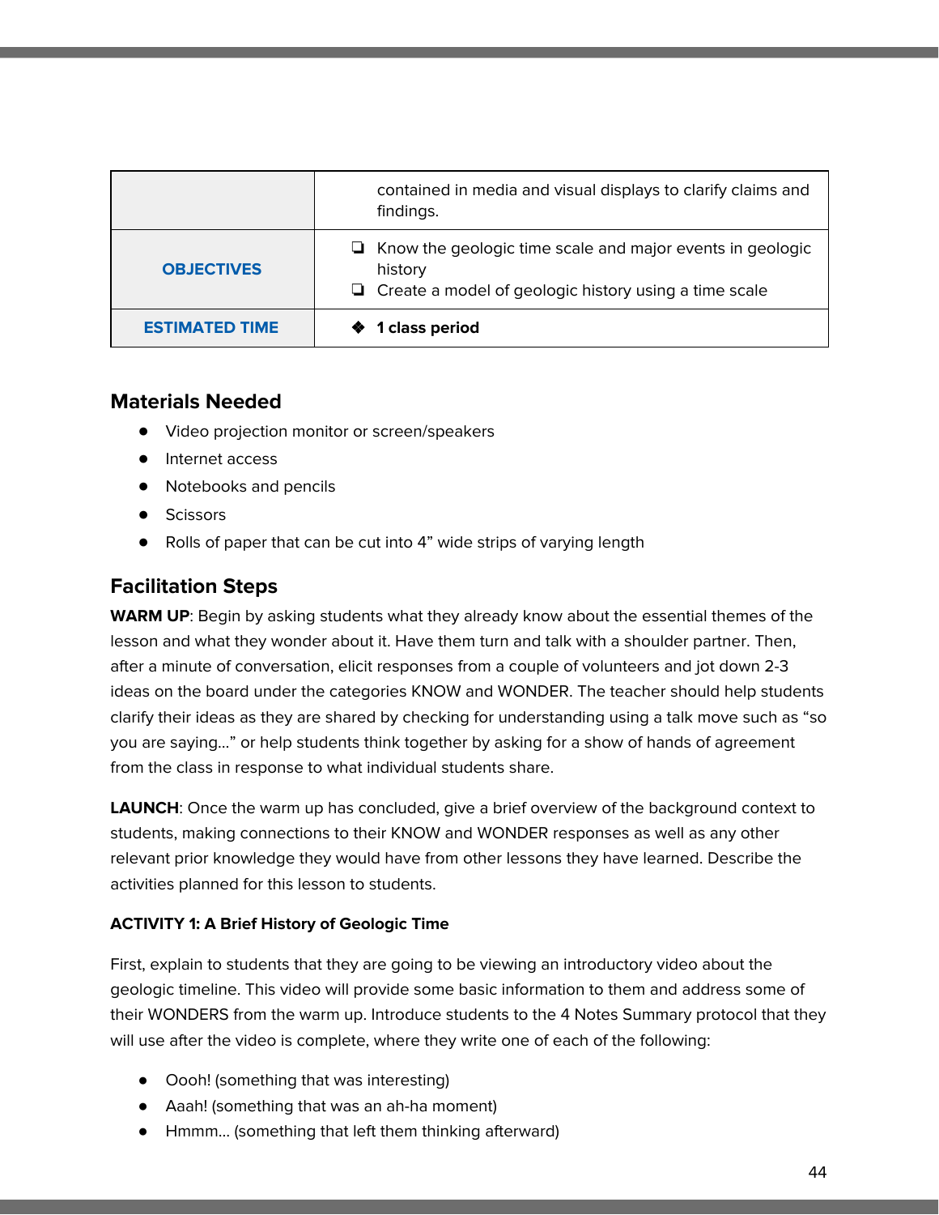| | |
|---|---|
| | contained in media and visual displays to clarify claims and findings. |
| **OBJECTIVES** | ❏ Know the geologic time scale and major events in geologic history<br>❏ Create a model of geologic history using a time scale |
| **ESTIMATED TIME** | ❖ **1 class period** |

## Materials Needed

- Video projection monitor or screen/speakers
- Internet access
- Notebooks and pencils
- Scissors
- Rolls of paper that can be cut into 4” wide strips of varying length

## Facilitation Steps

**WARM UP**: Begin by asking students what they already know about the essential themes of the lesson and what they wonder about it. Have them turn and talk with a shoulder partner. Then, after a minute of conversation, elicit responses from a couple of volunteers and jot down 2-3 ideas on the board under the categories KNOW and WONDER. The teacher should help students clarify their ideas as they are shared by checking for understanding using a talk move such as “so you are saying…” or help students think together by asking for a show of hands of agreement from the class in response to what individual students share.

**LAUNCH**: Once the warm up has concluded, give a brief overview of the background context to students, making connections to their KNOW and WONDER responses as well as any other relevant prior knowledge they would have from other lessons they have learned. Describe the activities planned for this lesson to students.

**ACTIVITY 1: A Brief History of Geologic Time**

First, explain to students that they are going to be viewing an introductory video about the geologic timeline. This video will provide some basic information to them and address some of their WONDERS from the warm up. Introduce students to the 4 Notes Summary protocol that they will use after the video is complete, where they write one of each of the following:

- Oooh! (something that was interesting)
- Aaah! (something that was an ah-ha moment)
- Hmmm… (something that left them thinking afterward)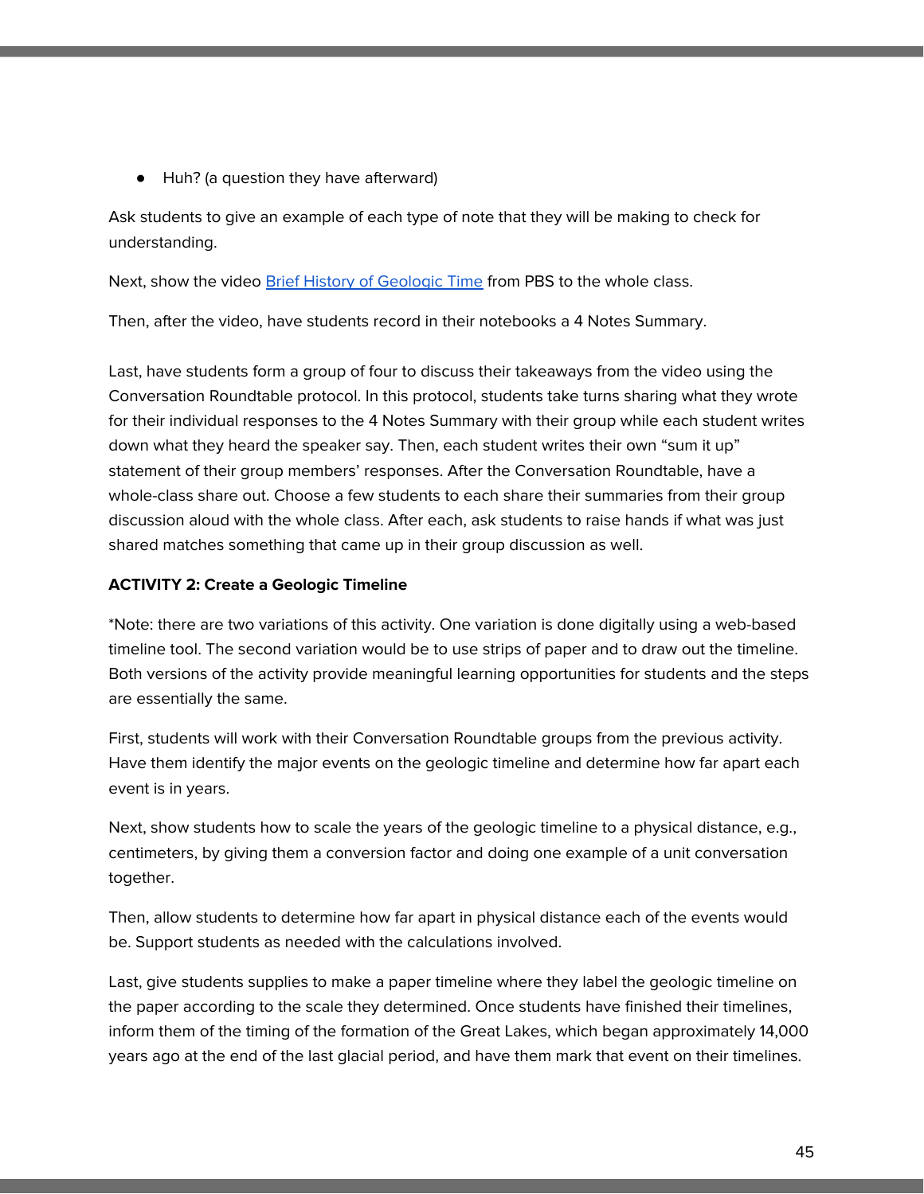- Huh? (a question they have afterward)

Ask students to give an example of each type of note that they will be making to check for understanding.

Next, show the video [Brief History of Geologic Time](#) from PBS to the whole class.

Then, after the video, have students record in their notebooks a 4 Notes Summary.

Last, have students form a group of four to discuss their takeaways from the video using the Conversation Roundtable protocol. In this protocol, students take turns sharing what they wrote for their individual responses to the 4 Notes Summary with their group while each student writes down what they heard the speaker say. Then, each student writes their own "sum it up" statement of their group members' responses. After the Conversation Roundtable, have a whole-class share out. Choose a few students to each share their summaries from their group discussion aloud with the whole class. After each, ask students to raise hands if what was just shared matches something that came up in their group discussion as well.

**ACTIVITY 2: Create a Geologic Timeline**

*Note: there are two variations of this activity. One variation is done digitally using a web-based timeline tool. The second variation would be to use strips of paper and to draw out the timeline. Both versions of the activity provide meaningful learning opportunities for students and the steps are essentially the same.

First, students will work with their Conversation Roundtable groups from the previous activity. Have them identify the major events on the geologic timeline and determine how far apart each event is in years.

Next, show students how to scale the years of the geologic timeline to a physical distance, e.g., centimeters, by giving them a conversion factor and doing one example of a unit conversation together.

Then, allow students to determine how far apart in physical distance each of the events would be. Support students as needed with the calculations involved.

Last, give students supplies to make a paper timeline where they label the geologic timeline on the paper according to the scale they determined. Once students have finished their timelines, inform them of the timing of the formation of the Great Lakes, which began approximately 14,000 years ago at the end of the last glacial period, and have them mark that event on their timelines.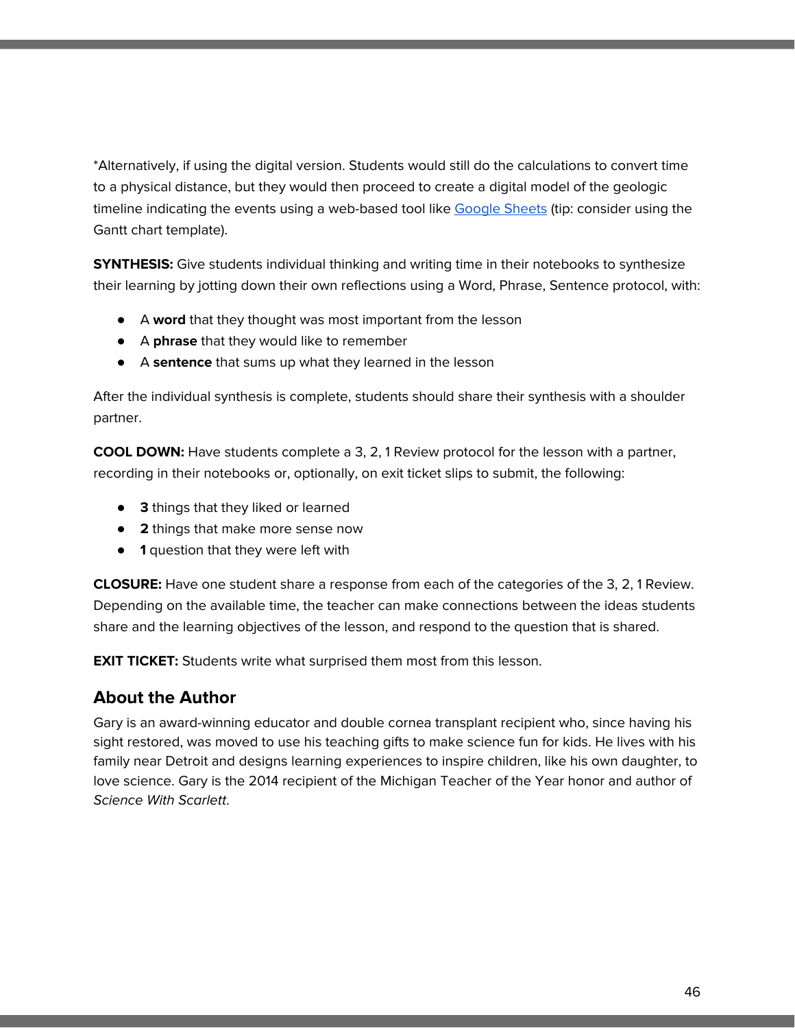*Alternatively, if using the digital version. Students would still do the calculations to convert time to a physical distance, but they would then proceed to create a digital model of the geologic timeline indicating the events using a web-based tool like Google Sheets (tip: consider using the Gantt chart template).

**SYNTHESIS:** Give students individual thinking and writing time in their notebooks to synthesize their learning by jotting down their own reflections using a Word, Phrase, Sentence protocol, with:

- A **word** that they thought was most important from the lesson
- A **phrase** that they would like to remember
- A **sentence** that sums up what they learned in the lesson

After the individual synthesis is complete, students should share their synthesis with a shoulder partner.

**COOL DOWN:** Have students complete a 3, 2, 1 Review protocol for the lesson with a partner, recording in their notebooks or, optionally, on exit ticket slips to submit, the following:

- **3** things that they liked or learned
- **2** things that make more sense now
- **1** question that they were left with

**CLOSURE:** Have one student share a response from each of the categories of the 3, 2, 1 Review. Depending on the available time, the teacher can make connections between the ideas students share and the learning objectives of the lesson, and respond to the question that is shared.

**EXIT TICKET:** Students write what surprised them most from this lesson.

## About the Author

Gary is an award-winning educator and double cornea transplant recipient who, since having his sight restored, was moved to use his teaching gifts to make science fun for kids. He lives with his family near Detroit and designs learning experiences to inspire children, like his own daughter, to love science. Gary is the 2014 recipient of the Michigan Teacher of the Year honor and author of *Science With Scarlett.*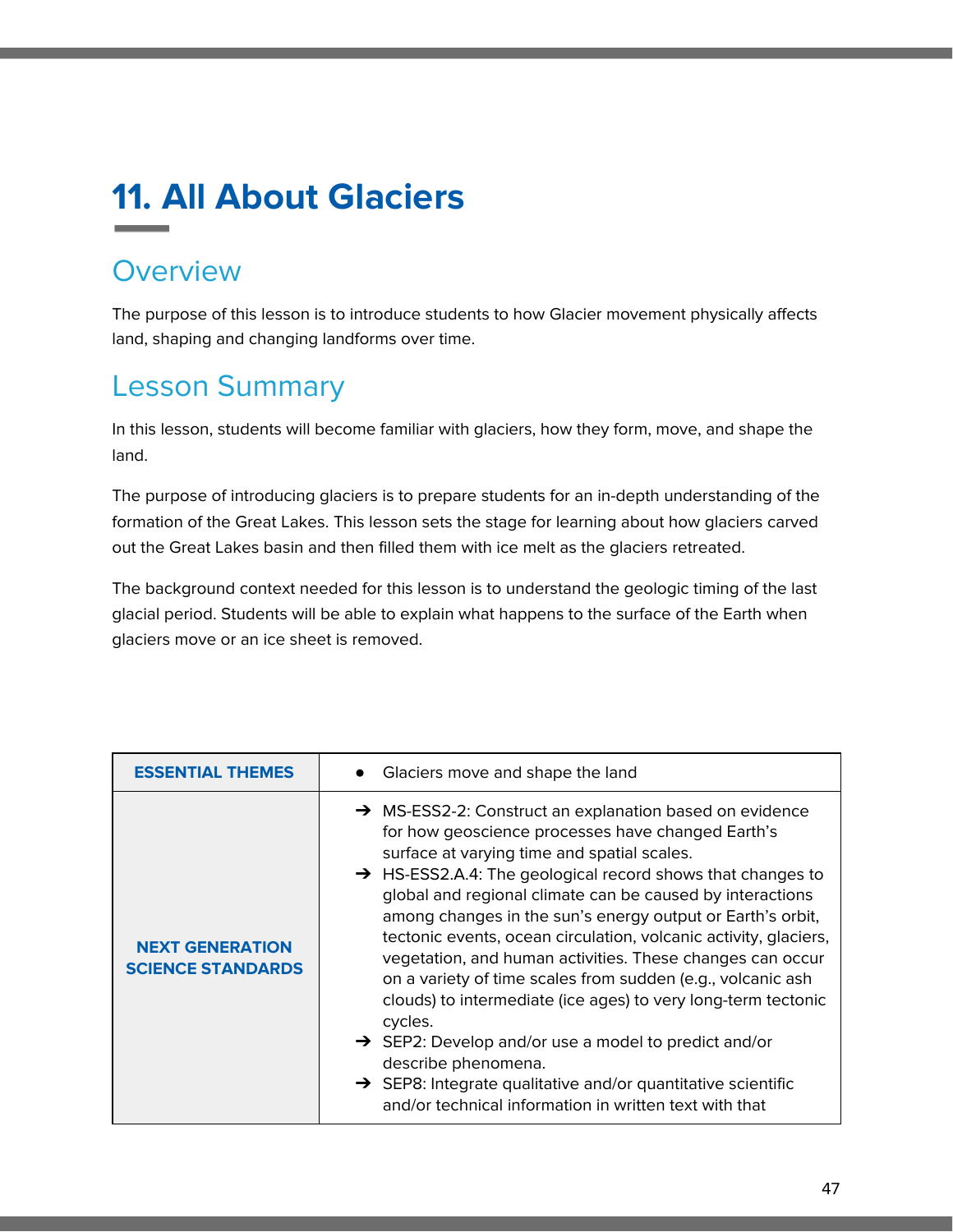# 11. All About Glaciers

## Overview

The purpose of this lesson is to introduce students to how Glacier movement physically affects land, shaping and changing landforms over time.

## Lesson Summary

In this lesson, students will become familiar with glaciers, how they form, move, and shape the land.

The purpose of introducing glaciers is to prepare students for an in-depth understanding of the formation of the Great Lakes. This lesson sets the stage for learning about how glaciers carved out the Great Lakes basin and then filled them with ice melt as the glaciers retreated.

The background context needed for this lesson is to understand the geologic timing of the last glacial period. Students will be able to explain what happens to the surface of the Earth when glaciers move or an ice sheet is removed.

| **ESSENTIAL THEMES** | • Glaciers move and shape the land |
|---|---|
| **NEXT GENERATION SCIENCE STANDARDS** | ➔ MS-ESS2-2: Construct an explanation based on evidence for how geoscience processes have changed Earth's surface at varying time and spatial scales.<br>➔ HS-ESS2.A.4: The geological record shows that changes to global and regional climate can be caused by interactions among changes in the sun's energy output or Earth's orbit, tectonic events, ocean circulation, volcanic activity, glaciers, vegetation, and human activities. These changes can occur on a variety of time scales from sudden (e.g., volcanic ash clouds) to intermediate (ice ages) to very long-term tectonic cycles.<br>➔ SEP2: Develop and/or use a model to predict and/or describe phenomena.<br>➔ SEP8: Integrate qualitative and/or quantitative scientific and/or technical information in written text with that |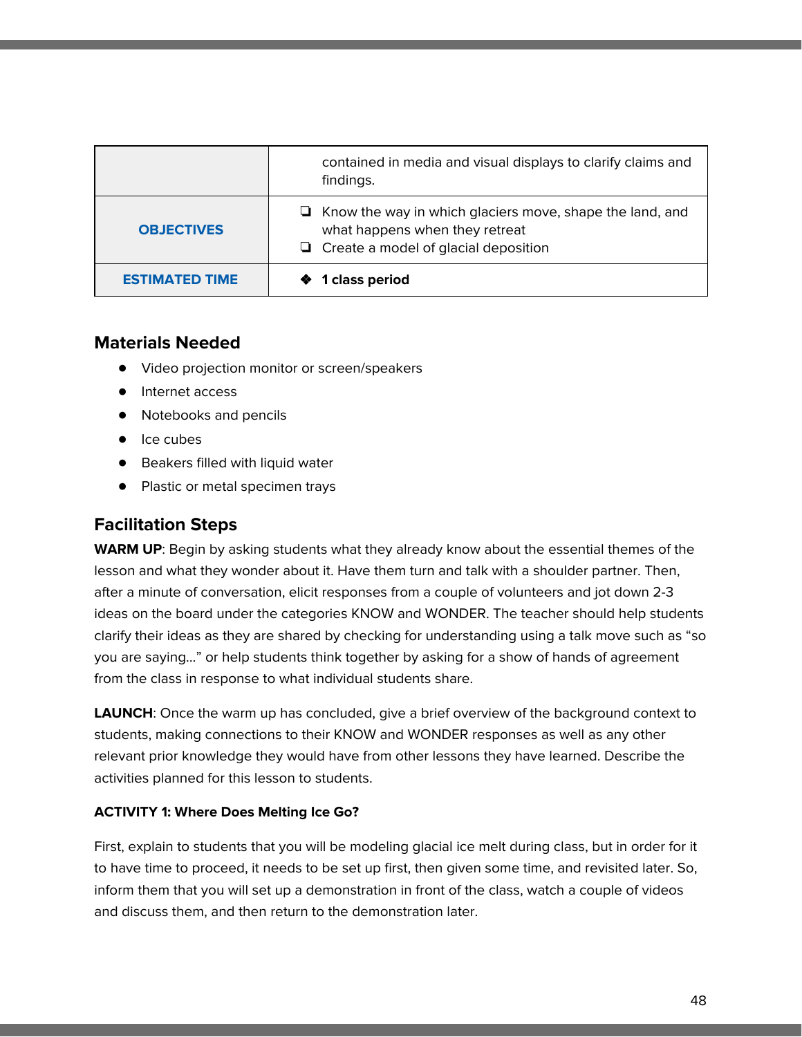| | |
|---|---|
| | contained in media and visual displays to clarify claims and findings. |
| **OBJECTIVES** | ❏ Know the way in which glaciers move, shape the land, and what happens when they retreat<br>❏ Create a model of glacial deposition |
| **ESTIMATED TIME** | ❖ **1 class period** |

## Materials Needed

- Video projection monitor or screen/speakers
- Internet access
- Notebooks and pencils
- Ice cubes
- Beakers filled with liquid water
- Plastic or metal specimen trays

## Facilitation Steps

**WARM UP**: Begin by asking students what they already know about the essential themes of the lesson and what they wonder about it. Have them turn and talk with a shoulder partner. Then, after a minute of conversation, elicit responses from a couple of volunteers and jot down 2-3 ideas on the board under the categories KNOW and WONDER. The teacher should help students clarify their ideas as they are shared by checking for understanding using a talk move such as "so you are saying…" or help students think together by asking for a show of hands of agreement from the class in response to what individual students share.

**LAUNCH**: Once the warm up has concluded, give a brief overview of the background context to students, making connections to their KNOW and WONDER responses as well as any other relevant prior knowledge they would have from other lessons they have learned. Describe the activities planned for this lesson to students.

**ACTIVITY 1: Where Does Melting Ice Go?**

First, explain to students that you will be modeling glacial ice melt during class, but in order for it to have time to proceed, it needs to be set up first, then given some time, and revisited later. So, inform them that you will set up a demonstration in front of the class, watch a couple of videos and discuss them, and then return to the demonstration later.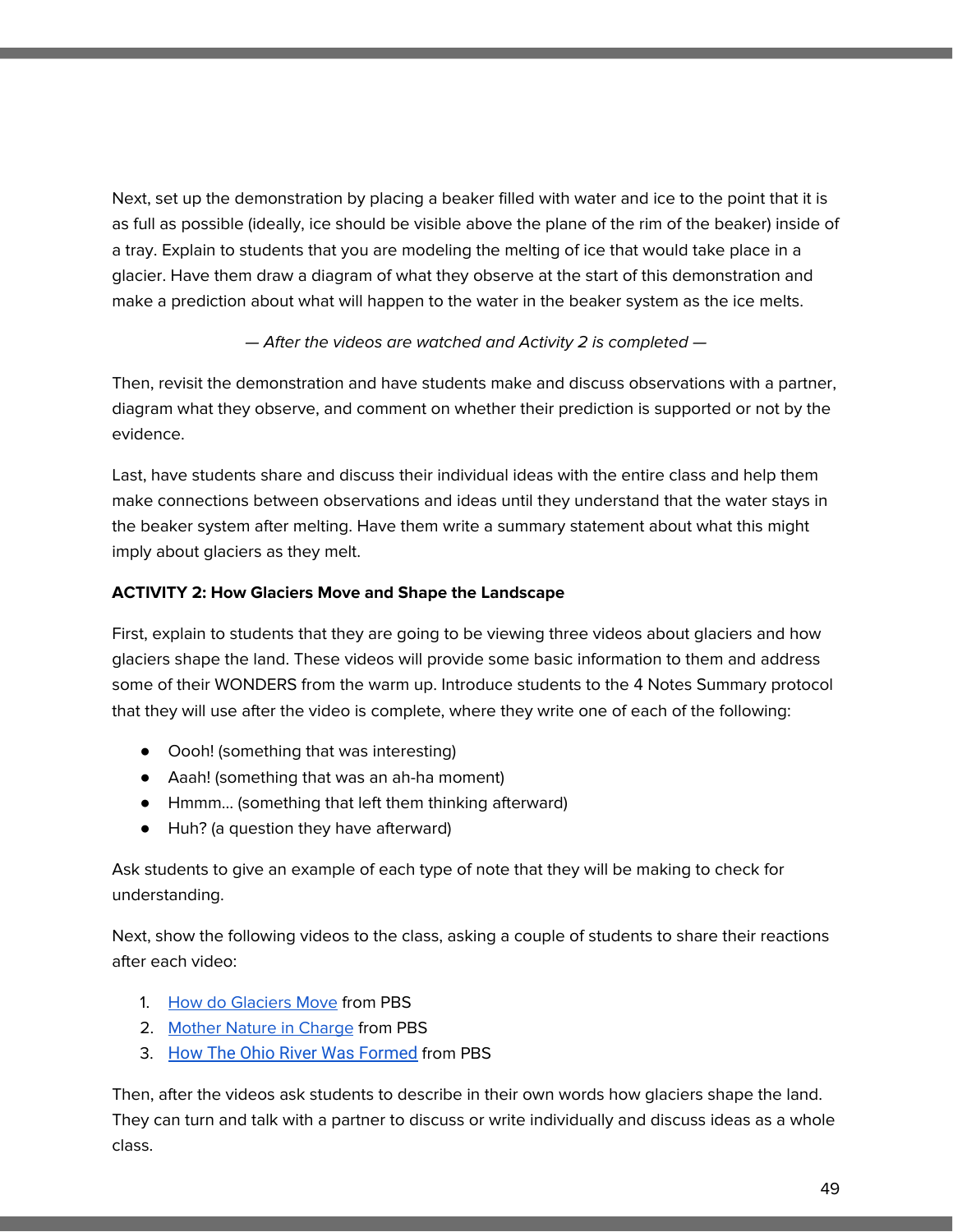Next, set up the demonstration by placing a beaker filled with water and ice to the point that it is as full as possible (ideally, ice should be visible above the plane of the rim of the beaker) inside of a tray. Explain to students that you are modeling the melting of ice that would take place in a glacier. Have them draw a diagram of what they observe at the start of this demonstration and make a prediction about what will happen to the water in the beaker system as the ice melts.

*— After the videos are watched and Activity 2 is completed —*

Then, revisit the demonstration and have students make and discuss observations with a partner, diagram what they observe, and comment on whether their prediction is supported or not by the evidence.

Last, have students share and discuss their individual ideas with the entire class and help them make connections between observations and ideas until they understand that the water stays in the beaker system after melting. Have them write a summary statement about what this might imply about glaciers as they melt.

**ACTIVITY 2: How Glaciers Move and Shape the Landscape**

First, explain to students that they are going to be viewing three videos about glaciers and how glaciers shape the land. These videos will provide some basic information to them and address some of their WONDERS from the warm up. Introduce students to the 4 Notes Summary protocol that they will use after the video is complete, where they write one of each of the following:

- Oooh! (something that was interesting)
- Aaah! (something that was an ah-ha moment)
- Hmmm… (something that left them thinking afterward)
- Huh? (a question they have afterward)

Ask students to give an example of each type of note that they will be making to check for understanding.

Next, show the following videos to the class, asking a couple of students to share their reactions after each video:

1. How do Glaciers Move from PBS
2. Mother Nature in Charge from PBS
3. How The Ohio River Was Formed from PBS

Then, after the videos ask students to describe in their own words how glaciers shape the land. They can turn and talk with a partner to discuss or write individually and discuss ideas as a whole class.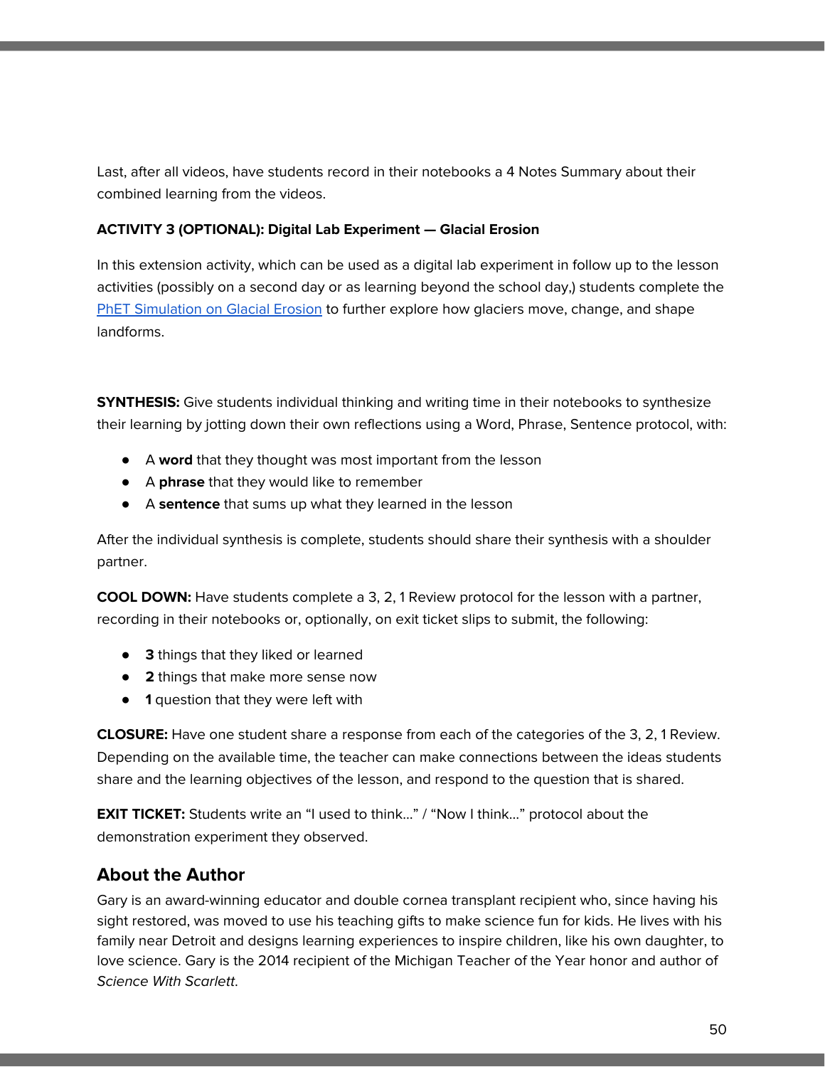Last, after all videos, have students record in their notebooks a 4 Notes Summary about their combined learning from the videos.

**ACTIVITY 3 (OPTIONAL): Digital Lab Experiment — Glacial Erosion**

In this extension activity, which can be used as a digital lab experiment in follow up to the lesson activities (possibly on a second day or as learning beyond the school day,) students complete the PhET Simulation on Glacial Erosion to further explore how glaciers move, change, and shape landforms.

**SYNTHESIS:** Give students individual thinking and writing time in their notebooks to synthesize their learning by jotting down their own reflections using a Word, Phrase, Sentence protocol, with:

- A **word** that they thought was most important from the lesson
- A **phrase** that they would like to remember
- A **sentence** that sums up what they learned in the lesson

After the individual synthesis is complete, students should share their synthesis with a shoulder partner.

**COOL DOWN:** Have students complete a 3, 2, 1 Review protocol for the lesson with a partner, recording in their notebooks or, optionally, on exit ticket slips to submit, the following:

- **3** things that they liked or learned
- **2** things that make more sense now
- **1** question that they were left with

**CLOSURE:** Have one student share a response from each of the categories of the 3, 2, 1 Review. Depending on the available time, the teacher can make connections between the ideas students share and the learning objectives of the lesson, and respond to the question that is shared.

**EXIT TICKET:** Students write an "I used to think…" / "Now I think…" protocol about the demonstration experiment they observed.

## About the Author

Gary is an award-winning educator and double cornea transplant recipient who, since having his sight restored, was moved to use his teaching gifts to make science fun for kids. He lives with his family near Detroit and designs learning experiences to inspire children, like his own daughter, to love science. Gary is the 2014 recipient of the Michigan Teacher of the Year honor and author of *Science With Scarlett*.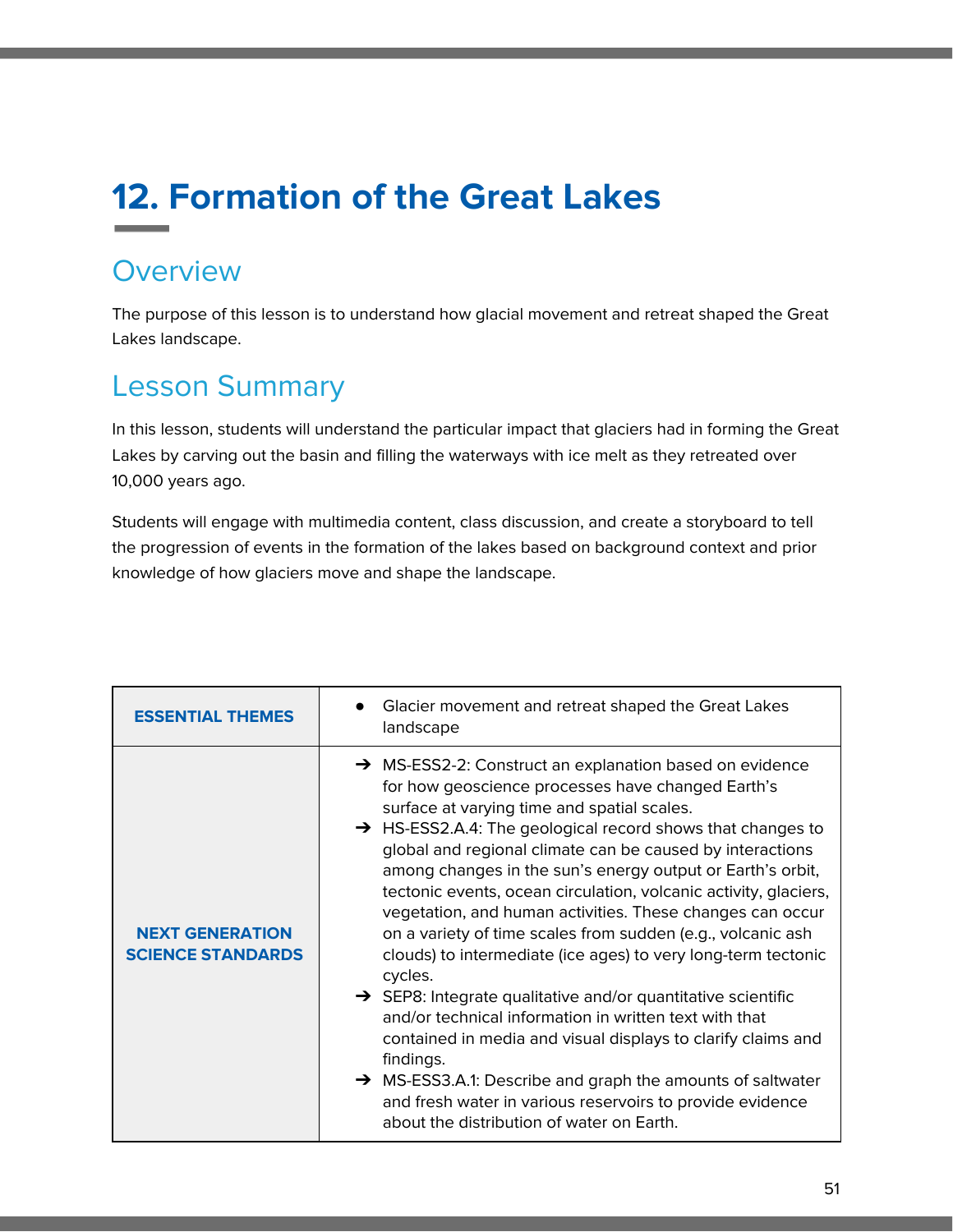# 12. Formation of the Great Lakes

## Overview

The purpose of this lesson is to understand how glacial movement and retreat shaped the Great Lakes landscape.

## Lesson Summary

In this lesson, students will understand the particular impact that glaciers had in forming the Great Lakes by carving out the basin and filling the waterways with ice melt as they retreated over 10,000 years ago.

Students will engage with multimedia content, class discussion, and create a storyboard to tell the progression of events in the formation of the lakes based on background context and prior knowledge of how glaciers move and shape the landscape.

| | |
|---|---|
| **ESSENTIAL THEMES** | • Glacier movement and retreat shaped the Great Lakes landscape |
| **NEXT GENERATION SCIENCE STANDARDS** | ➔ MS-ESS2-2: Construct an explanation based on evidence for how geoscience processes have changed Earth's surface at varying time and spatial scales.<br>➔ HS-ESS2.A.4: The geological record shows that changes to global and regional climate can be caused by interactions among changes in the sun's energy output or Earth's orbit, tectonic events, ocean circulation, volcanic activity, glaciers, vegetation, and human activities. These changes can occur on a variety of time scales from sudden (e.g., volcanic ash clouds) to intermediate (ice ages) to very long-term tectonic cycles.<br>➔ SEP8: Integrate qualitative and/or quantitative scientific and/or technical information in written text with that contained in media and visual displays to clarify claims and findings.<br>➔ MS-ESS3.A.1: Describe and graph the amounts of saltwater and fresh water in various reservoirs to provide evidence about the distribution of water on Earth. |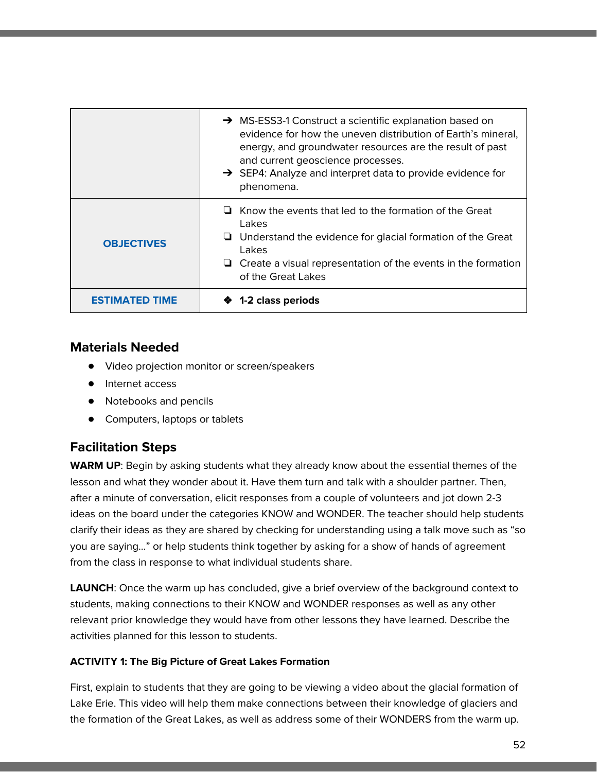| | |
|---|---|
| | ➔ MS-ESS3-1 Construct a scientific explanation based on evidence for how the uneven distribution of Earth's mineral, energy, and groundwater resources are the result of past and current geoscience processes.<br>➔ SEP4: Analyze and interpret data to provide evidence for phenomena. |
| **OBJECTIVES** | ❏ Know the events that led to the formation of the Great Lakes<br>❏ Understand the evidence for glacial formation of the Great Lakes<br>❏ Create a visual representation of the events in the formation of the Great Lakes |
| **ESTIMATED TIME** | ❖ **1-2 class periods** |

## Materials Needed

- Video projection monitor or screen/speakers
- Internet access
- Notebooks and pencils
- Computers, laptops or tablets

## Facilitation Steps

**WARM UP**: Begin by asking students what they already know about the essential themes of the lesson and what they wonder about it. Have them turn and talk with a shoulder partner. Then, after a minute of conversation, elicit responses from a couple of volunteers and jot down 2-3 ideas on the board under the categories KNOW and WONDER. The teacher should help students clarify their ideas as they are shared by checking for understanding using a talk move such as "so you are saying…" or help students think together by asking for a show of hands of agreement from the class in response to what individual students share.

**LAUNCH**: Once the warm up has concluded, give a brief overview of the background context to students, making connections to their KNOW and WONDER responses as well as any other relevant prior knowledge they would have from other lessons they have learned. Describe the activities planned for this lesson to students.

**ACTIVITY 1: The Big Picture of Great Lakes Formation**

First, explain to students that they are going to be viewing a video about the glacial formation of Lake Erie. This video will help them make connections between their knowledge of glaciers and the formation of the Great Lakes, as well as address some of their WONDERS from the warm up.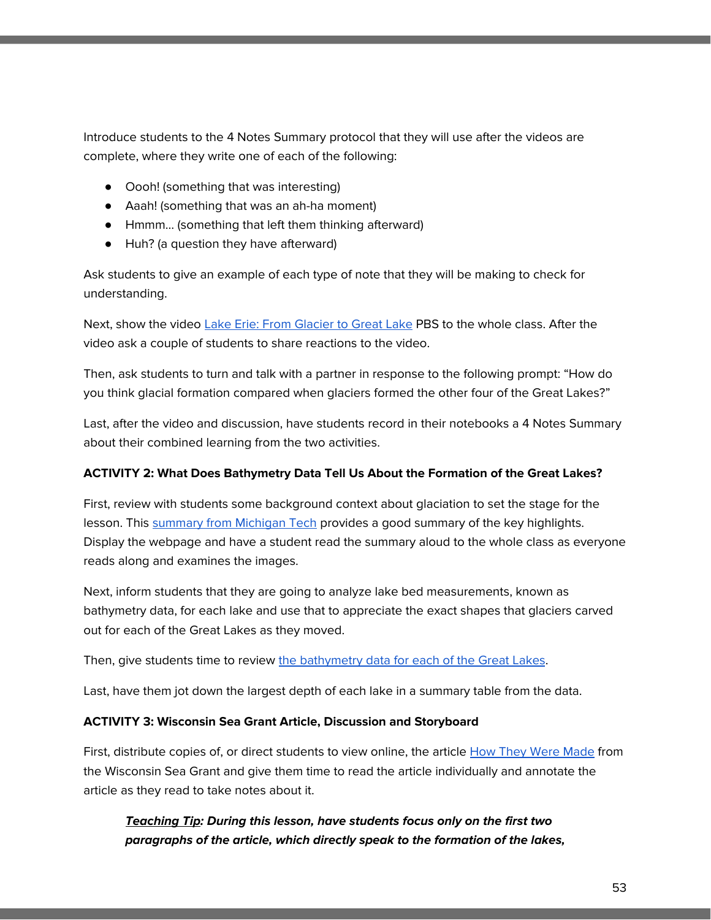Introduce students to the 4 Notes Summary protocol that they will use after the videos are complete, where they write one of each of the following:

- Oooh! (something that was interesting)
- Aaah! (something that was an ah-ha moment)
- Hmmm… (something that left them thinking afterward)
- Huh? (a question they have afterward)

Ask students to give an example of each type of note that they will be making to check for understanding.

Next, show the video Lake Erie: From Glacier to Great Lake PBS to the whole class. After the video ask a couple of students to share reactions to the video.

Then, ask students to turn and talk with a partner in response to the following prompt: "How do you think glacial formation compared when glaciers formed the other four of the Great Lakes?"

Last, after the video and discussion, have students record in their notebooks a 4 Notes Summary about their combined learning from the two activities.

**ACTIVITY 2: What Does Bathymetry Data Tell Us About the Formation of the Great Lakes?**

First, review with students some background context about glaciation to set the stage for the lesson. This summary from Michigan Tech provides a good summary of the key highlights. Display the webpage and have a student read the summary aloud to the whole class as everyone reads along and examines the images.

Next, inform students that they are going to analyze lake bed measurements, known as bathymetry data, for each lake and use that to appreciate the exact shapes that glaciers carved out for each of the Great Lakes as they moved.

Then, give students time to review the bathymetry data for each of the Great Lakes.

Last, have them jot down the largest depth of each lake in a summary table from the data.

**ACTIVITY 3: Wisconsin Sea Grant Article, Discussion and Storyboard**

First, distribute copies of, or direct students to view online, the article How They Were Made from the Wisconsin Sea Grant and give them time to read the article individually and annotate the article as they read to take notes about it.

> ***<u>Teaching Tip</u>: During this lesson, have students focus only on the first two paragraphs of the article, which directly speak to the formation of the lakes,***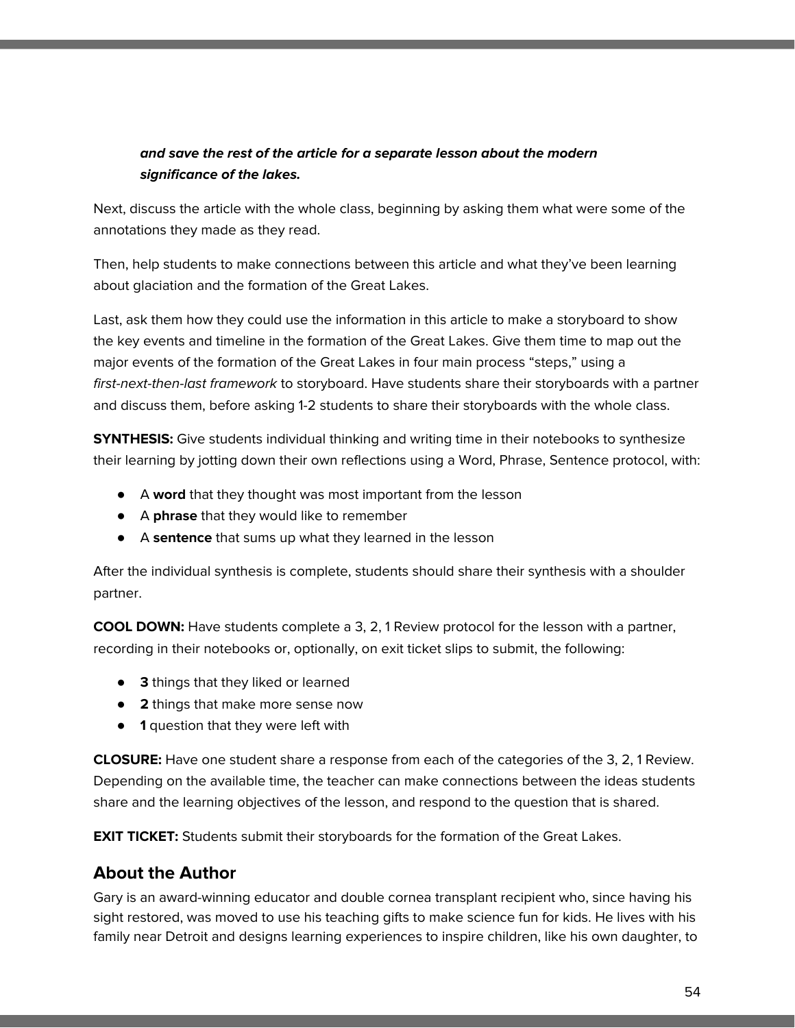***and save the rest of the article for a separate lesson about the modern significance of the lakes.***

Next, discuss the article with the whole class, beginning by asking them what were some of the annotations they made as they read.

Then, help students to make connections between this article and what they've been learning about glaciation and the formation of the Great Lakes.

Last, ask them how they could use the information in this article to make a storyboard to show the key events and timeline in the formation of the Great Lakes. Give them time to map out the major events of the formation of the Great Lakes in four main process "steps," using a *first-next-then-last framework* to storyboard. Have students share their storyboards with a partner and discuss them, before asking 1-2 students to share their storyboards with the whole class.

**SYNTHESIS:** Give students individual thinking and writing time in their notebooks to synthesize their learning by jotting down their own reflections using a Word, Phrase, Sentence protocol, with:

- A **word** that they thought was most important from the lesson
- A **phrase** that they would like to remember
- A **sentence** that sums up what they learned in the lesson

After the individual synthesis is complete, students should share their synthesis with a shoulder partner.

**COOL DOWN:** Have students complete a 3, 2, 1 Review protocol for the lesson with a partner, recording in their notebooks or, optionally, on exit ticket slips to submit, the following:

- **3** things that they liked or learned
- **2** things that make more sense now
- **1** question that they were left with

**CLOSURE:** Have one student share a response from each of the categories of the 3, 2, 1 Review. Depending on the available time, the teacher can make connections between the ideas students share and the learning objectives of the lesson, and respond to the question that is shared.

**EXIT TICKET:** Students submit their storyboards for the formation of the Great Lakes.

## About the Author

Gary is an award-winning educator and double cornea transplant recipient who, since having his sight restored, was moved to use his teaching gifts to make science fun for kids. He lives with his family near Detroit and designs learning experiences to inspire children, like his own daughter, to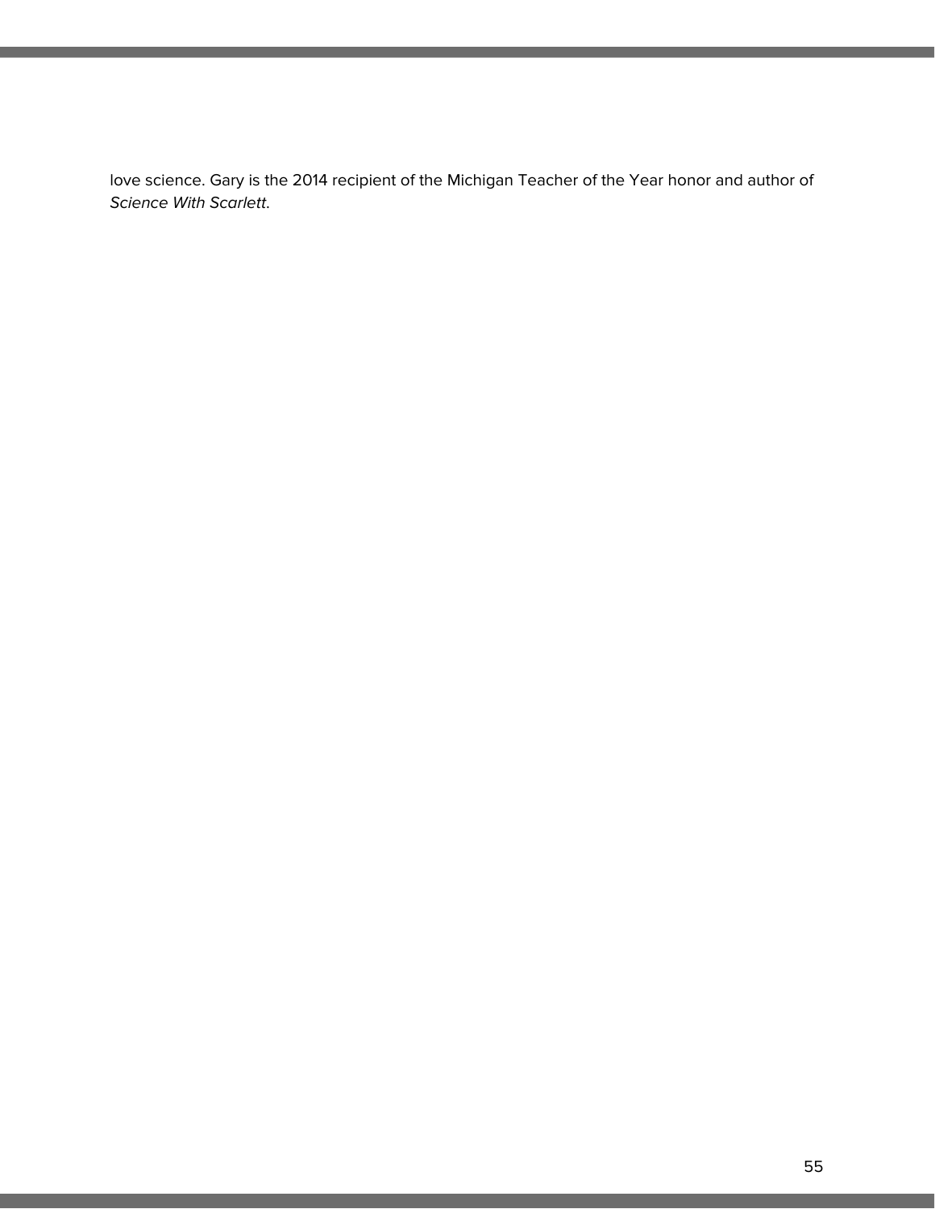love science. Gary is the 2014 recipient of the Michigan Teacher of the Year honor and author of *Science With Scarlett*.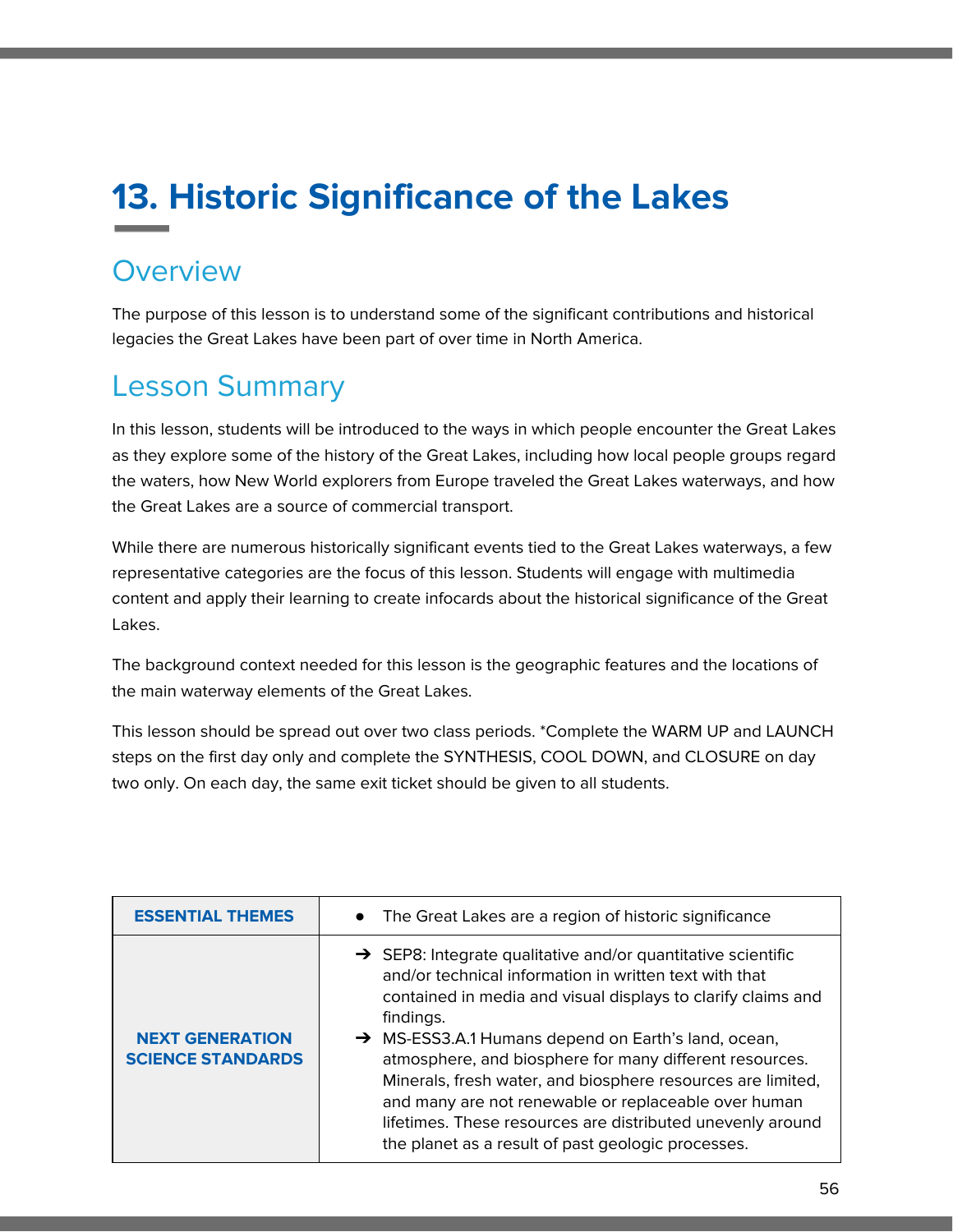# 13. Historic Significance of the Lakes

## Overview

The purpose of this lesson is to understand some of the significant contributions and historical legacies the Great Lakes have been part of over time in North America.

## Lesson Summary

In this lesson, students will be introduced to the ways in which people encounter the Great Lakes as they explore some of the history of the Great Lakes, including how local people groups regard the waters, how New World explorers from Europe traveled the Great Lakes waterways, and how the Great Lakes are a source of commercial transport.

While there are numerous historically significant events tied to the Great Lakes waterways, a few representative categories are the focus of this lesson. Students will engage with multimedia content and apply their learning to create infocards about the historical significance of the Great Lakes.

The background context needed for this lesson is the geographic features and the locations of the main waterway elements of the Great Lakes.

This lesson should be spread out over two class periods. *Complete the WARM UP and LAUNCH steps on the first day only and complete the SYNTHESIS, COOL DOWN, and CLOSURE on day two only. On each day, the same exit ticket should be given to all students.

| | |
|---|---|
| **ESSENTIAL THEMES** | • The Great Lakes are a region of historic significance |
| **NEXT GENERATION SCIENCE STANDARDS** | ➔ SEP8: Integrate qualitative and/or quantitative scientific and/or technical information in written text with that contained in media and visual displays to clarify claims and findings.<br>➔ MS-ESS3.A.1 Humans depend on Earth's land, ocean, atmosphere, and biosphere for many different resources. Minerals, fresh water, and biosphere resources are limited, and many are not renewable or replaceable over human lifetimes. These resources are distributed unevenly around the planet as a result of past geologic processes. |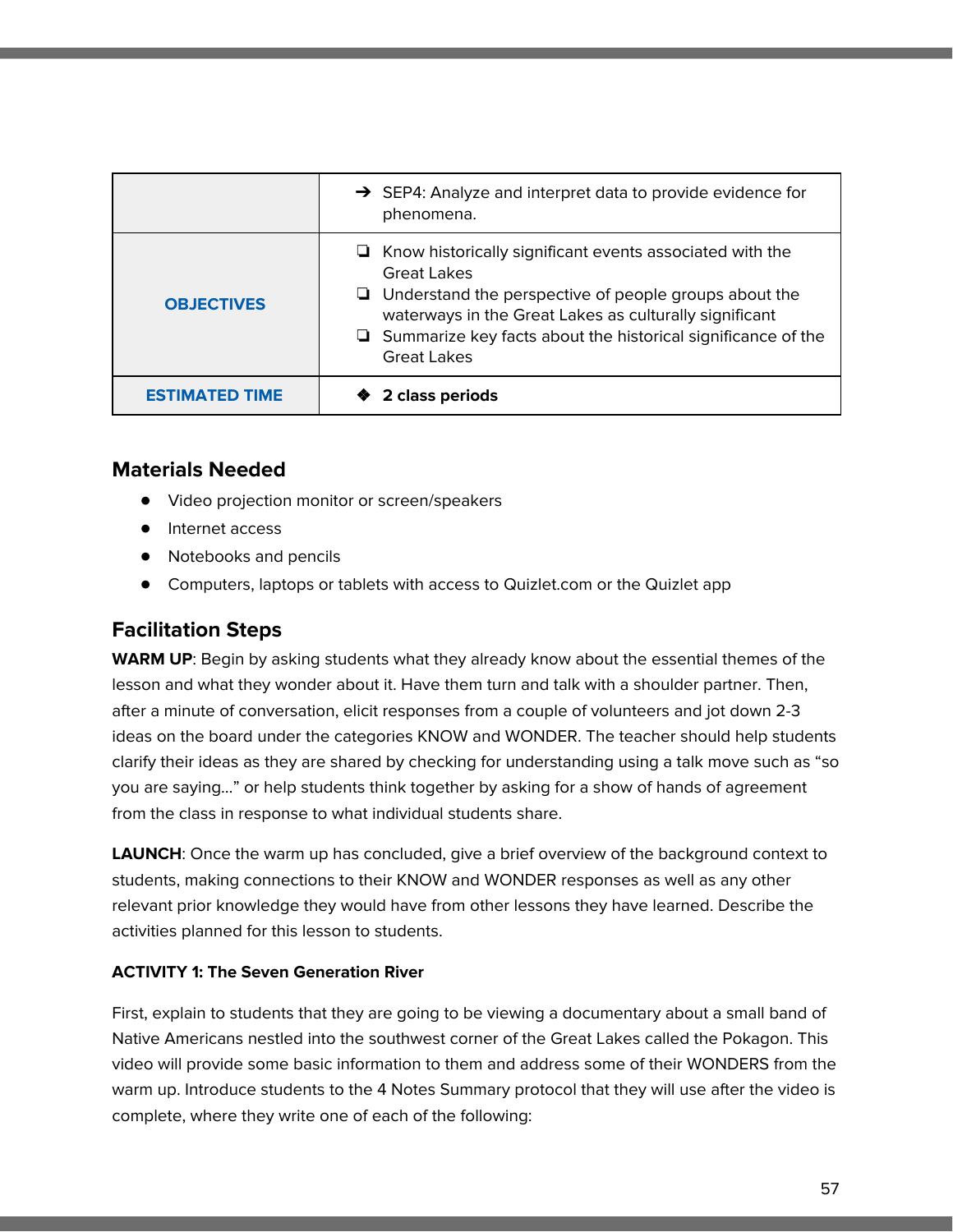| | |
|---|---|
| | ➔ SEP4: Analyze and interpret data to provide evidence for phenomena. |
| **OBJECTIVES** | ❏ Know historically significant events associated with the Great Lakes<br>❏ Understand the perspective of people groups about the waterways in the Great Lakes as culturally significant<br>❏ Summarize key facts about the historical significance of the Great Lakes |
| **ESTIMATED TIME** | ❖ **2 class periods** |

## Materials Needed

- Video projection monitor or screen/speakers
- Internet access
- Notebooks and pencils
- Computers, laptops or tablets with access to Quizlet.com or the Quizlet app

## Facilitation Steps

**WARM UP**: Begin by asking students what they already know about the essential themes of the lesson and what they wonder about it. Have them turn and talk with a shoulder partner. Then, after a minute of conversation, elicit responses from a couple of volunteers and jot down 2-3 ideas on the board under the categories KNOW and WONDER. The teacher should help students clarify their ideas as they are shared by checking for understanding using a talk move such as "so you are saying..." or help students think together by asking for a show of hands of agreement from the class in response to what individual students share.

**LAUNCH**: Once the warm up has concluded, give a brief overview of the background context to students, making connections to their KNOW and WONDER responses as well as any other relevant prior knowledge they would have from other lessons they have learned. Describe the activities planned for this lesson to students.

**ACTIVITY 1: The Seven Generation River**

First, explain to students that they are going to be viewing a documentary about a small band of Native Americans nestled into the southwest corner of the Great Lakes called the Pokagon. This video will provide some basic information to them and address some of their WONDERS from the warm up. Introduce students to the 4 Notes Summary protocol that they will use after the video is complete, where they write one of each of the following: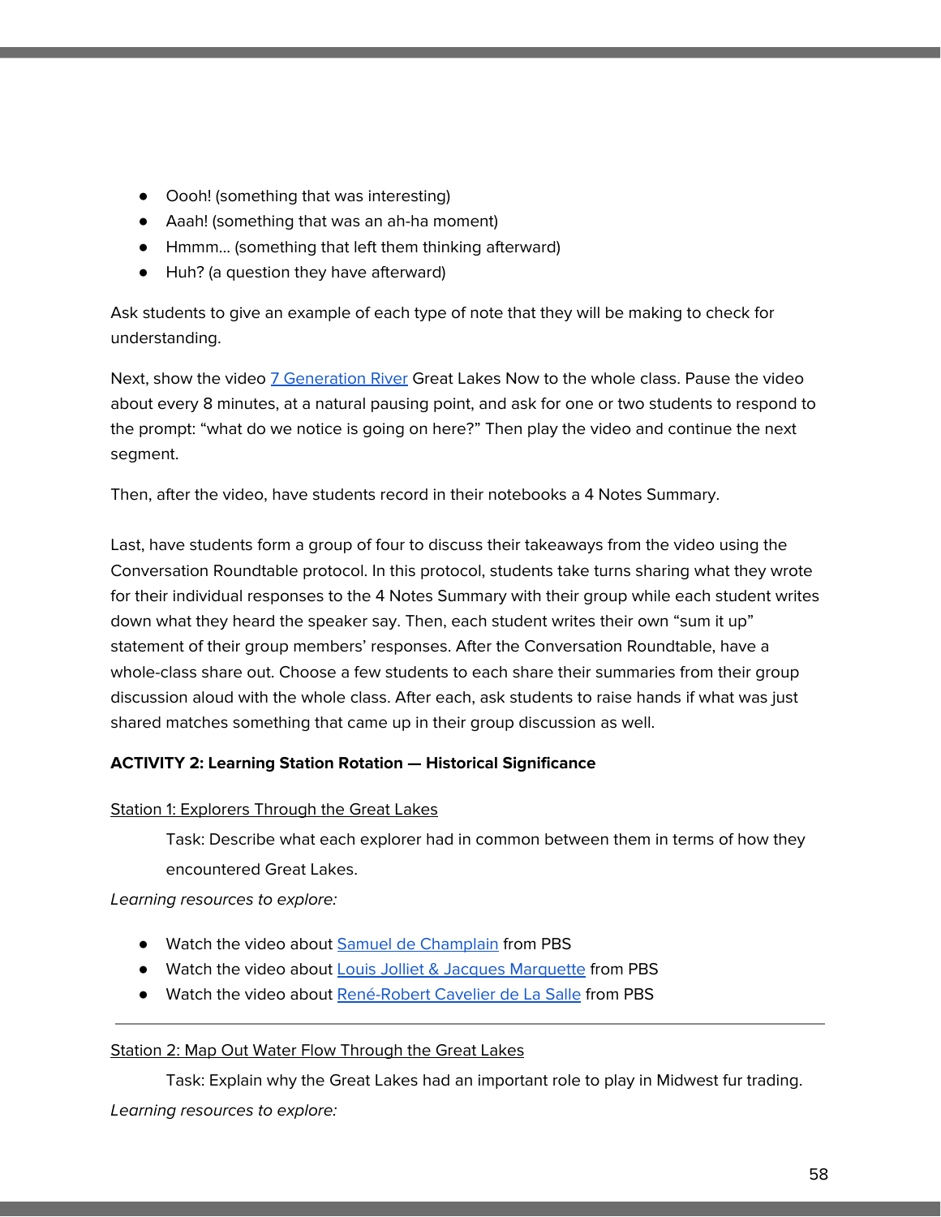- Oooh! (something that was interesting)
- Aaah! (something that was an ah-ha moment)
- Hmmm… (something that left them thinking afterward)
- Huh? (a question they have afterward)

Ask students to give an example of each type of note that they will be making to check for understanding.

Next, show the video 7 Generation River Great Lakes Now to the whole class. Pause the video about every 8 minutes, at a natural pausing point, and ask for one or two students to respond to the prompt: "what do we notice is going on here?" Then play the video and continue the next segment.

Then, after the video, have students record in their notebooks a 4 Notes Summary.

Last, have students form a group of four to discuss their takeaways from the video using the Conversation Roundtable protocol. In this protocol, students take turns sharing what they wrote for their individual responses to the 4 Notes Summary with their group while each student writes down what they heard the speaker say. Then, each student writes their own "sum it up" statement of their group members' responses. After the Conversation Roundtable, have a whole-class share out. Choose a few students to each share their summaries from their group discussion aloud with the whole class. After each, ask students to raise hands if what was just shared matches something that came up in their group discussion as well.

**ACTIVITY 2: Learning Station Rotation — Historical Significance**

Station 1: Explorers Through the Great Lakes

> Task: Describe what each explorer had in common between them in terms of how they encountered Great Lakes.

*Learning resources to explore:*

- Watch the video about Samuel de Champlain from PBS
- Watch the video about Louis Jolliet & Jacques Marquette from PBS
- Watch the video about René-Robert Cavelier de La Salle from PBS

---

Station 2: Map Out Water Flow Through the Great Lakes

> Task: Explain why the Great Lakes had an important role to play in Midwest fur trading.

*Learning resources to explore:*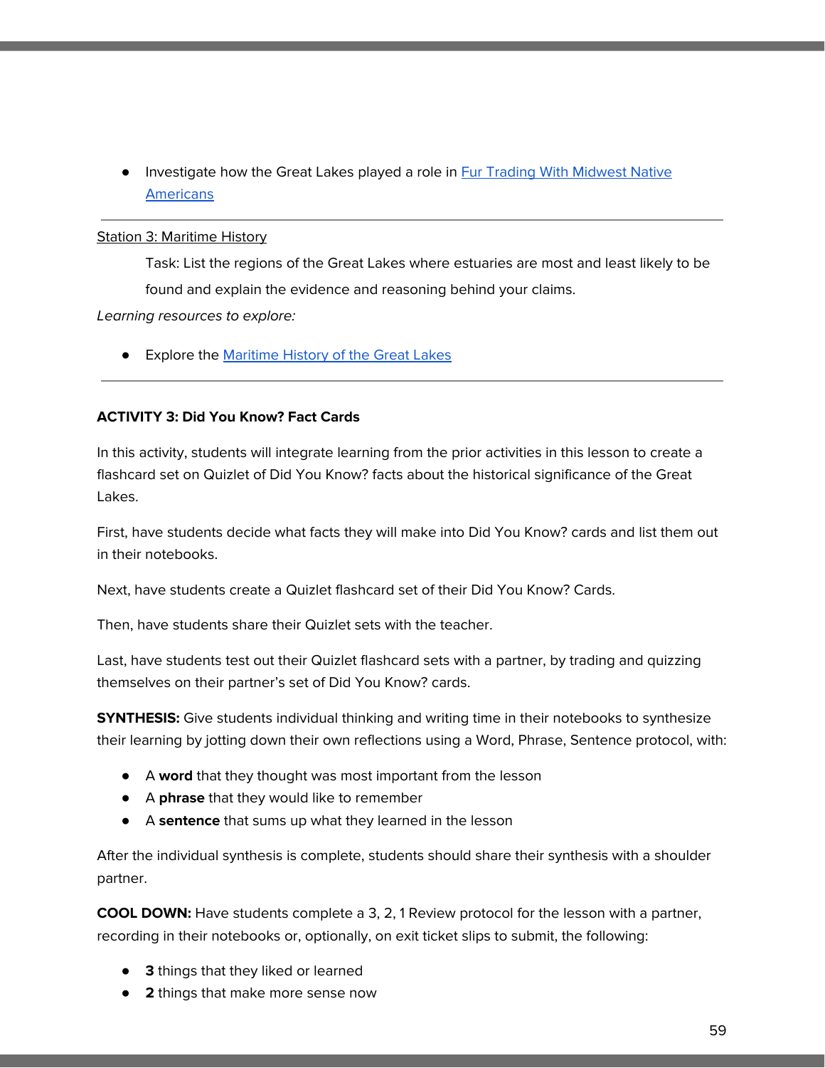- Investigate how the Great Lakes played a role in Fur Trading With Midwest Native Americans

---

Station 3: Maritime History

Task: List the regions of the Great Lakes where estuaries are most and least likely to be found and explain the evidence and reasoning behind your claims.

*Learning resources to explore:*

- Explore the Maritime History of the Great Lakes

---

**ACTIVITY 3: Did You Know? Fact Cards**

In this activity, students will integrate learning from the prior activities in this lesson to create a flashcard set on Quizlet of Did You Know? facts about the historical significance of the Great Lakes.

First, have students decide what facts they will make into Did You Know? cards and list them out in their notebooks.

Next, have students create a Quizlet flashcard set of their Did You Know? Cards.

Then, have students share their Quizlet sets with the teacher.

Last, have students test out their Quizlet flashcard sets with a partner, by trading and quizzing themselves on their partner's set of Did You Know? cards.

**SYNTHESIS:** Give students individual thinking and writing time in their notebooks to synthesize their learning by jotting down their own reflections using a Word, Phrase, Sentence protocol, with:

- A **word** that they thought was most important from the lesson
- A **phrase** that they would like to remember
- A **sentence** that sums up what they learned in the lesson

After the individual synthesis is complete, students should share their synthesis with a shoulder partner.

**COOL DOWN:** Have students complete a 3, 2, 1 Review protocol for the lesson with a partner, recording in their notebooks or, optionally, on exit ticket slips to submit, the following:

- **3** things that they liked or learned
- **2** things that make more sense now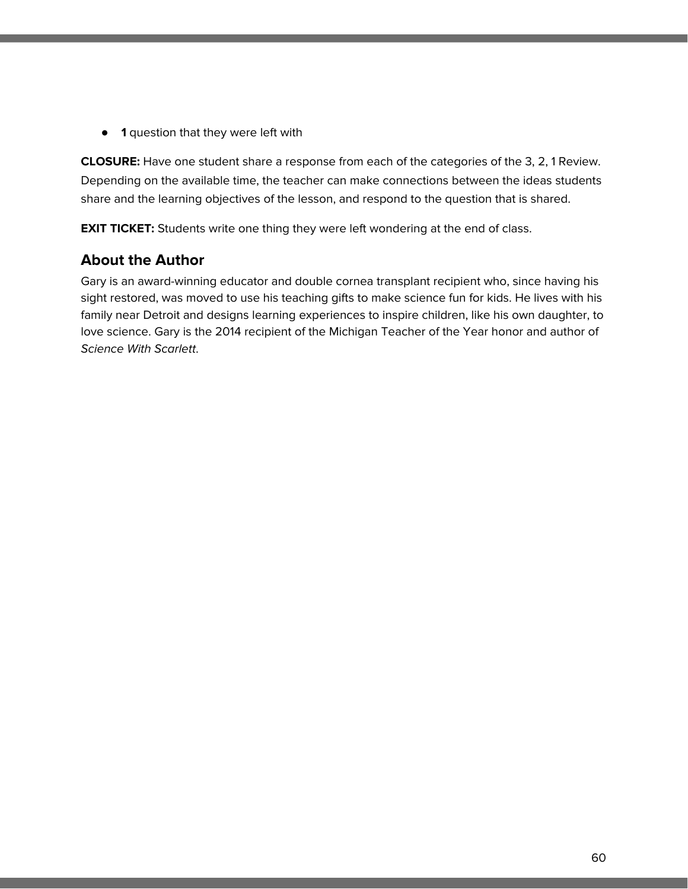- **1** question that they were left with

**CLOSURE:** Have one student share a response from each of the categories of the 3, 2, 1 Review. Depending on the available time, the teacher can make connections between the ideas students share and the learning objectives of the lesson, and respond to the question that is shared.

**EXIT TICKET:** Students write one thing they were left wondering at the end of class.

## About the Author

Gary is an award-winning educator and double cornea transplant recipient who, since having his sight restored, was moved to use his teaching gifts to make science fun for kids. He lives with his family near Detroit and designs learning experiences to inspire children, like his own daughter, to love science. Gary is the 2014 recipient of the Michigan Teacher of the Year honor and author of *Science With Scarlett*.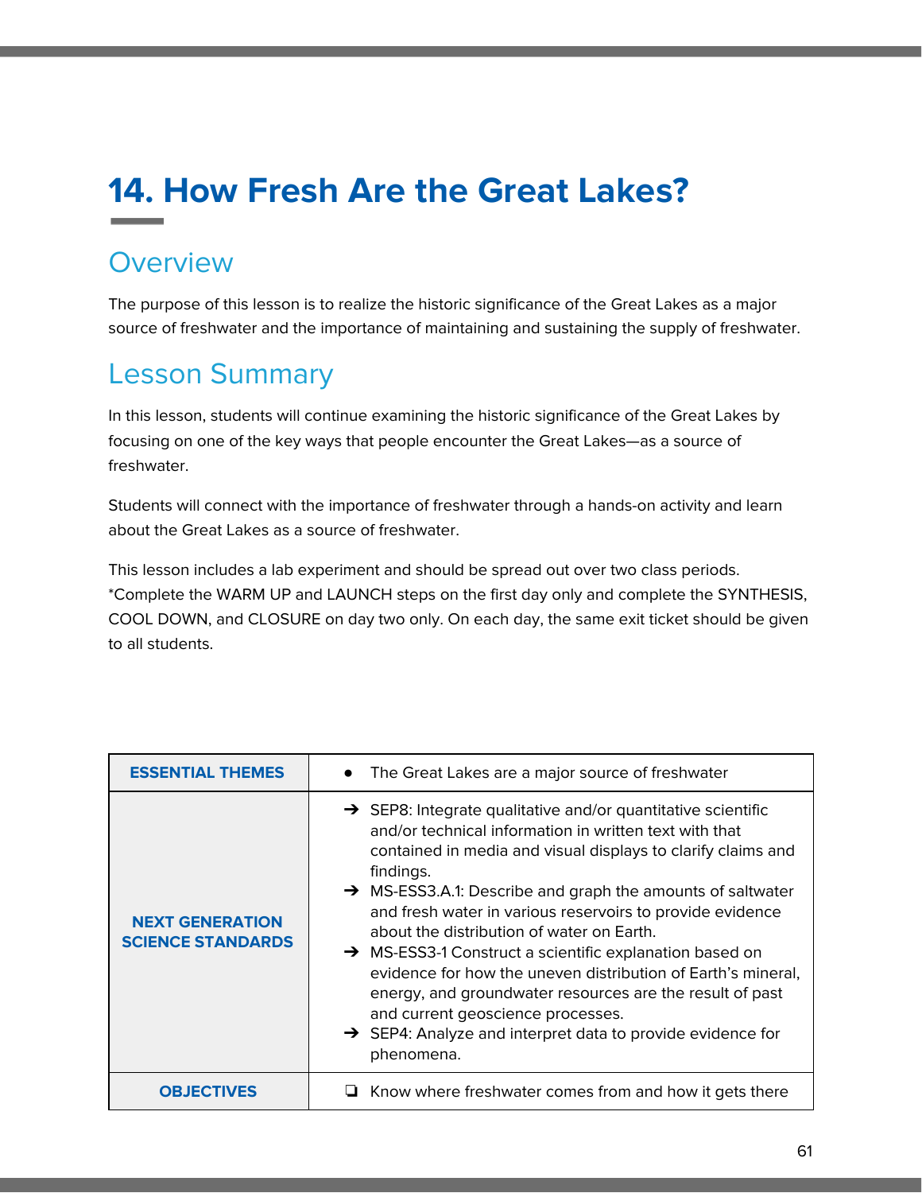# 14. How Fresh Are the Great Lakes?

## Overview

The purpose of this lesson is to realize the historic significance of the Great Lakes as a major source of freshwater and the importance of maintaining and sustaining the supply of freshwater.

## Lesson Summary

In this lesson, students will continue examining the historic significance of the Great Lakes by focusing on one of the key ways that people encounter the Great Lakes—as a source of freshwater.

Students will connect with the importance of freshwater through a hands-on activity and learn about the Great Lakes as a source of freshwater.

This lesson includes a lab experiment and should be spread out over two class periods. *Complete the WARM UP and LAUNCH steps on the first day only and complete the SYNTHESIS, COOL DOWN, and CLOSURE on day two only. On each day, the same exit ticket should be given to all students.

| | |
|---|---|
| **ESSENTIAL THEMES** | ● The Great Lakes are a major source of freshwater |
| **NEXT GENERATION SCIENCE STANDARDS** | ➔ SEP8: Integrate qualitative and/or quantitative scientific and/or technical information in written text with that contained in media and visual displays to clarify claims and findings.<br>➔ MS-ESS3.A.1: Describe and graph the amounts of saltwater and fresh water in various reservoirs to provide evidence about the distribution of water on Earth.<br>➔ MS-ESS3-1 Construct a scientific explanation based on evidence for how the uneven distribution of Earth's mineral, energy, and groundwater resources are the result of past and current geoscience processes.<br>➔ SEP4: Analyze and interpret data to provide evidence for phenomena. |
| **OBJECTIVES** | ❏ Know where freshwater comes from and how it gets there |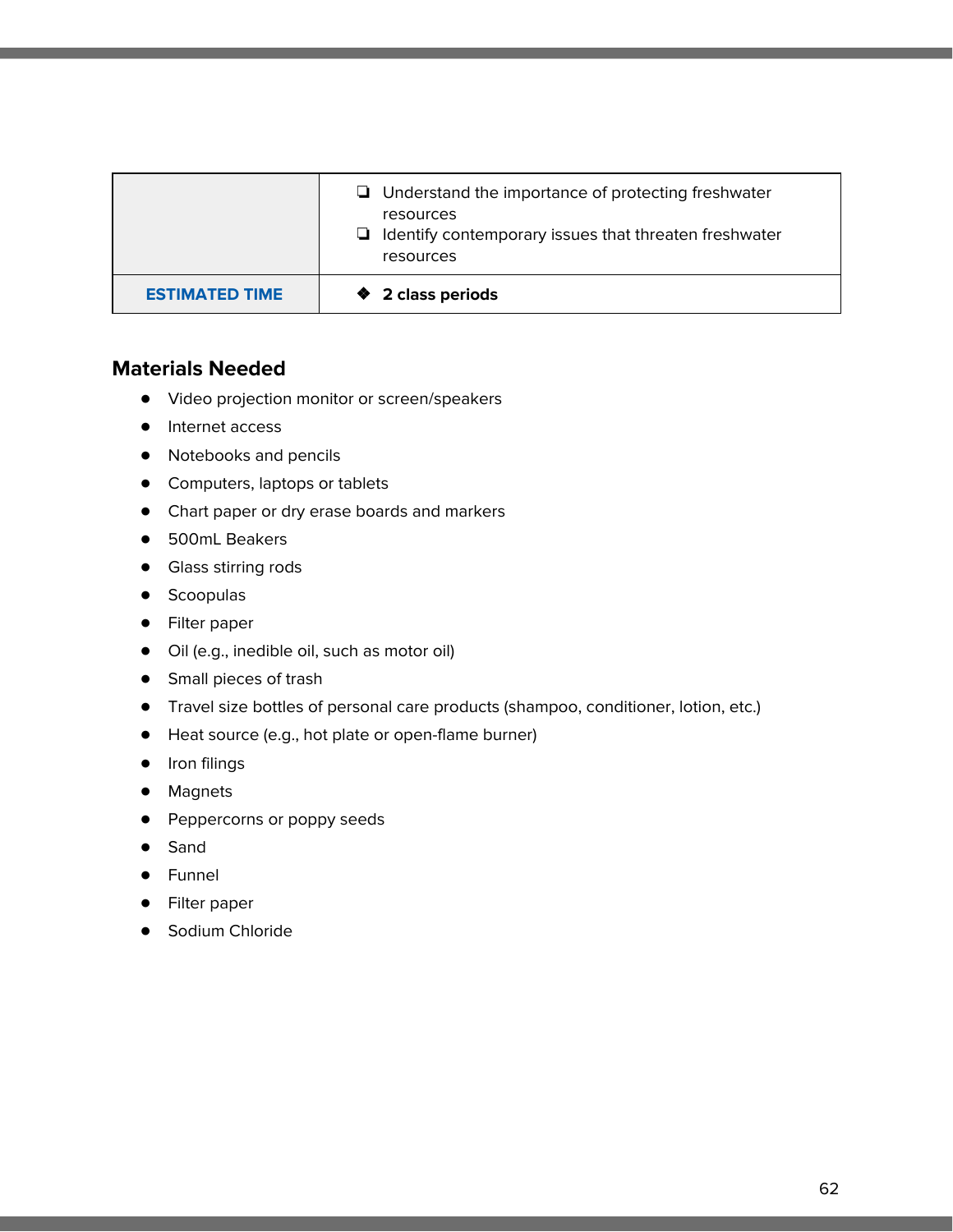| | |
|---|---|
| | ❏ Understand the importance of protecting freshwater resources<br>❏ Identify contemporary issues that threaten freshwater resources |
| **ESTIMATED TIME** | ❖ **2 class periods** |

## Materials Needed

- Video projection monitor or screen/speakers
- Internet access
- Notebooks and pencils
- Computers, laptops or tablets
- Chart paper or dry erase boards and markers
- 500mL Beakers
- Glass stirring rods
- Scoopulas
- Filter paper
- Oil (e.g., inedible oil, such as motor oil)
- Small pieces of trash
- Travel size bottles of personal care products (shampoo, conditioner, lotion, etc.)
- Heat source (e.g., hot plate or open-flame burner)
- Iron filings
- Magnets
- Peppercorns or poppy seeds
- Sand
- Funnel
- Filter paper
- Sodium Chloride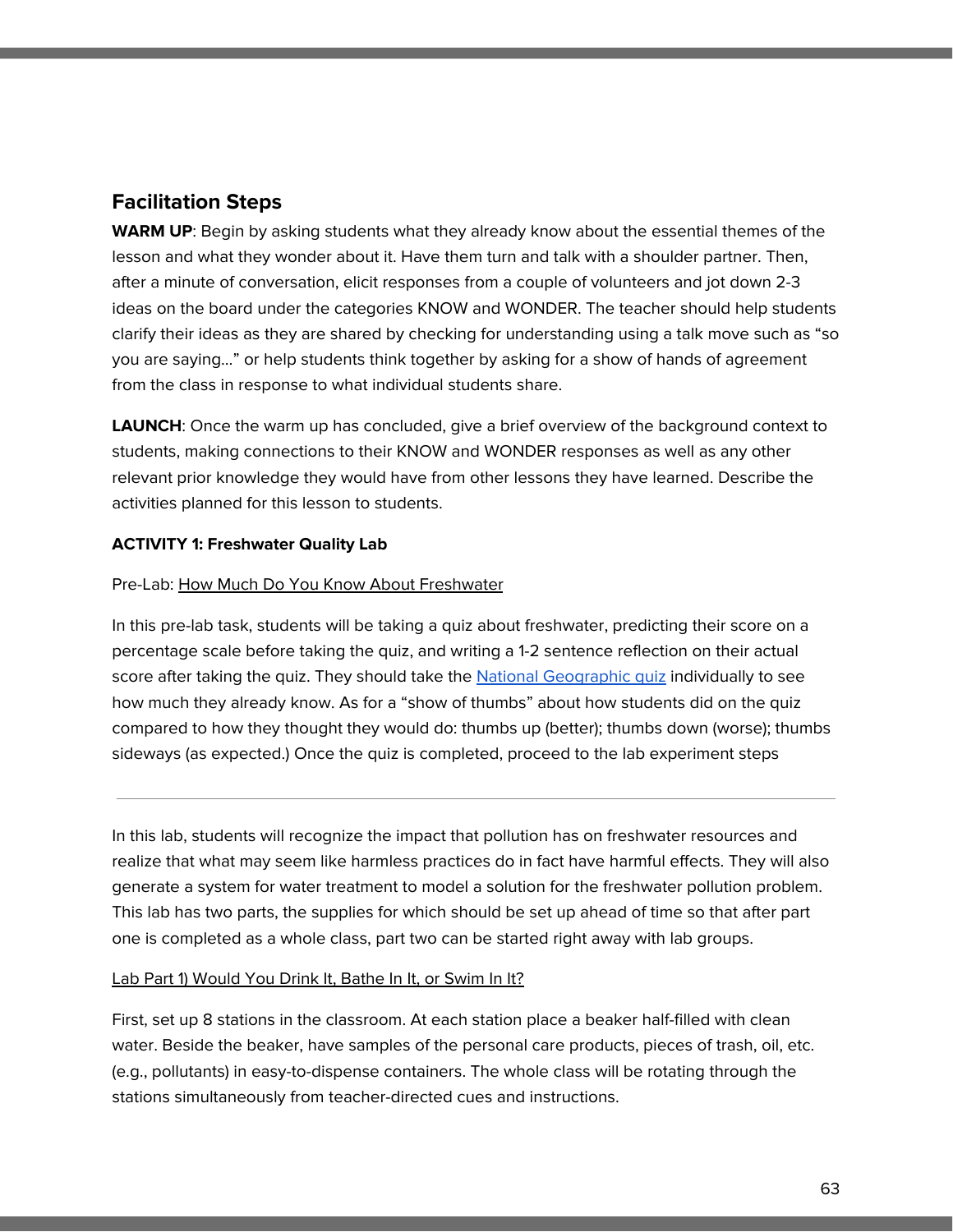## Facilitation Steps

**WARM UP**: Begin by asking students what they already know about the essential themes of the lesson and what they wonder about it. Have them turn and talk with a shoulder partner. Then, after a minute of conversation, elicit responses from a couple of volunteers and jot down 2-3 ideas on the board under the categories KNOW and WONDER. The teacher should help students clarify their ideas as they are shared by checking for understanding using a talk move such as "so you are saying…" or help students think together by asking for a show of hands of agreement from the class in response to what individual students share.

**LAUNCH**: Once the warm up has concluded, give a brief overview of the background context to students, making connections to their KNOW and WONDER responses as well as any other relevant prior knowledge they would have from other lessons they have learned. Describe the activities planned for this lesson to students.

**ACTIVITY 1: Freshwater Quality Lab**

Pre-Lab: How Much Do You Know About Freshwater

In this pre-lab task, students will be taking a quiz about freshwater, predicting their score on a percentage scale before taking the quiz, and writing a 1-2 sentence reflection on their actual score after taking the quiz. They should take the National Geographic quiz individually to see how much they already know. As for a "show of thumbs" about how students did on the quiz compared to how they thought they would do: thumbs up (better); thumbs down (worse); thumbs sideways (as expected.) Once the quiz is completed, proceed to the lab experiment steps

---

In this lab, students will recognize the impact that pollution has on freshwater resources and realize that what may seem like harmless practices do in fact have harmful effects. They will also generate a system for water treatment to model a solution for the freshwater pollution problem. This lab has two parts, the supplies for which should be set up ahead of time so that after part one is completed as a whole class, part two can be started right away with lab groups.

Lab Part 1) Would You Drink It, Bathe In It, or Swim In It?

First, set up 8 stations in the classroom. At each station place a beaker half-filled with clean water. Beside the beaker, have samples of the personal care products, pieces of trash, oil, etc. (e.g., pollutants) in easy-to-dispense containers. The whole class will be rotating through the stations simultaneously from teacher-directed cues and instructions.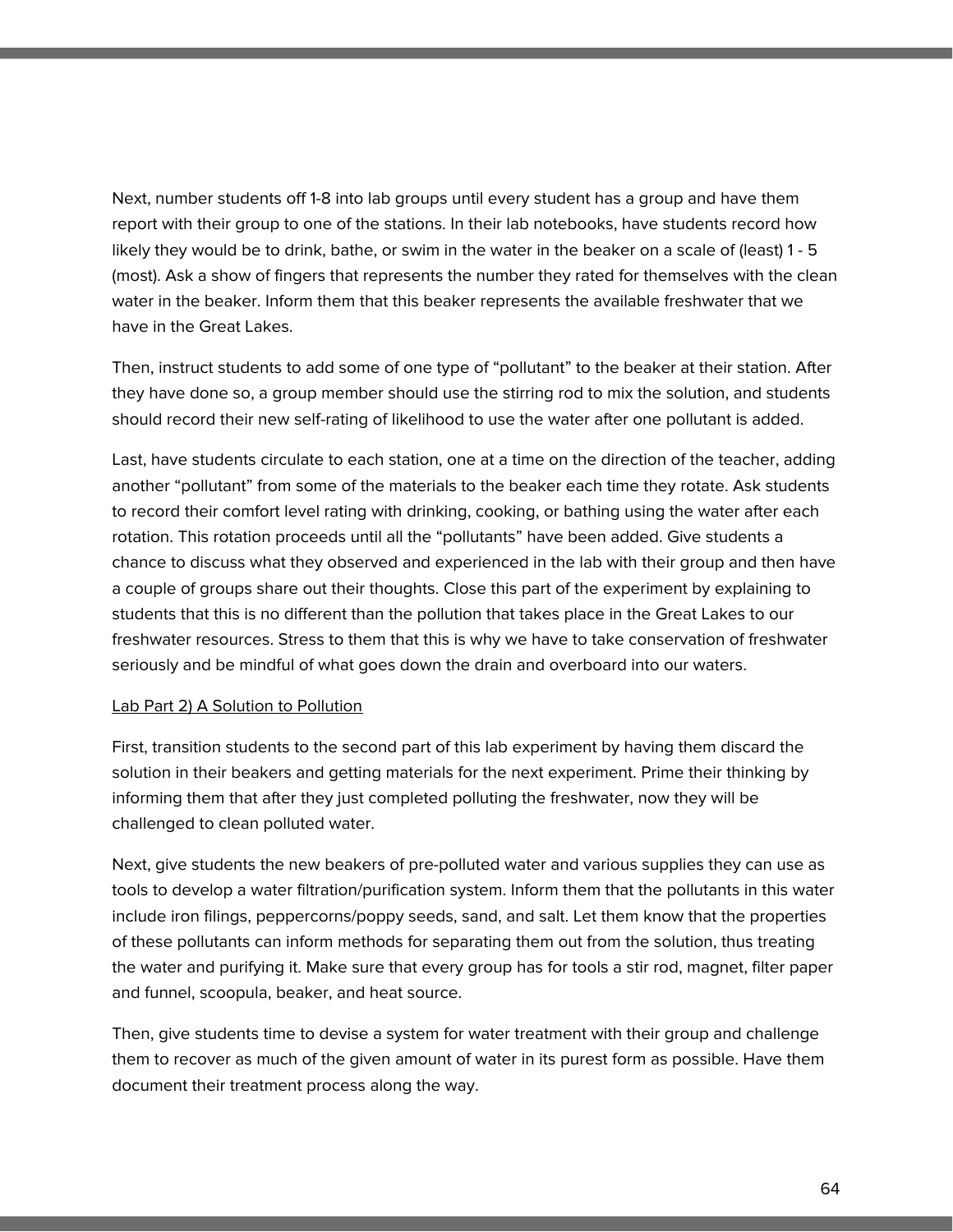Next, number students off 1-8 into lab groups until every student has a group and have them report with their group to one of the stations. In their lab notebooks, have students record how likely they would be to drink, bathe, or swim in the water in the beaker on a scale of (least) 1 - 5 (most). Ask a show of fingers that represents the number they rated for themselves with the clean water in the beaker. Inform them that this beaker represents the available freshwater that we have in the Great Lakes.

Then, instruct students to add some of one type of "pollutant" to the beaker at their station. After they have done so, a group member should use the stirring rod to mix the solution, and students should record their new self-rating of likelihood to use the water after one pollutant is added.

Last, have students circulate to each station, one at a time on the direction of the teacher, adding another "pollutant" from some of the materials to the beaker each time they rotate. Ask students to record their comfort level rating with drinking, cooking, or bathing using the water after each rotation. This rotation proceeds until all the "pollutants" have been added. Give students a chance to discuss what they observed and experienced in the lab with their group and then have a couple of groups share out their thoughts. Close this part of the experiment by explaining to students that this is no different than the pollution that takes place in the Great Lakes to our freshwater resources. Stress to them that this is why we have to take conservation of freshwater seriously and be mindful of what goes down the drain and overboard into our waters.

<u>Lab Part 2) A Solution to Pollution</u>

First, transition students to the second part of this lab experiment by having them discard the solution in their beakers and getting materials for the next experiment. Prime their thinking by informing them that after they just completed polluting the freshwater, now they will be challenged to clean polluted water.

Next, give students the new beakers of pre-polluted water and various supplies they can use as tools to develop a water filtration/purification system. Inform them that the pollutants in this water include iron filings, peppercorns/poppy seeds, sand, and salt. Let them know that the properties of these pollutants can inform methods for separating them out from the solution, thus treating the water and purifying it. Make sure that every group has for tools a stir rod, magnet, filter paper and funnel, scoopula, beaker, and heat source.

Then, give students time to devise a system for water treatment with their group and challenge them to recover as much of the given amount of water in its purest form as possible. Have them document their treatment process along the way.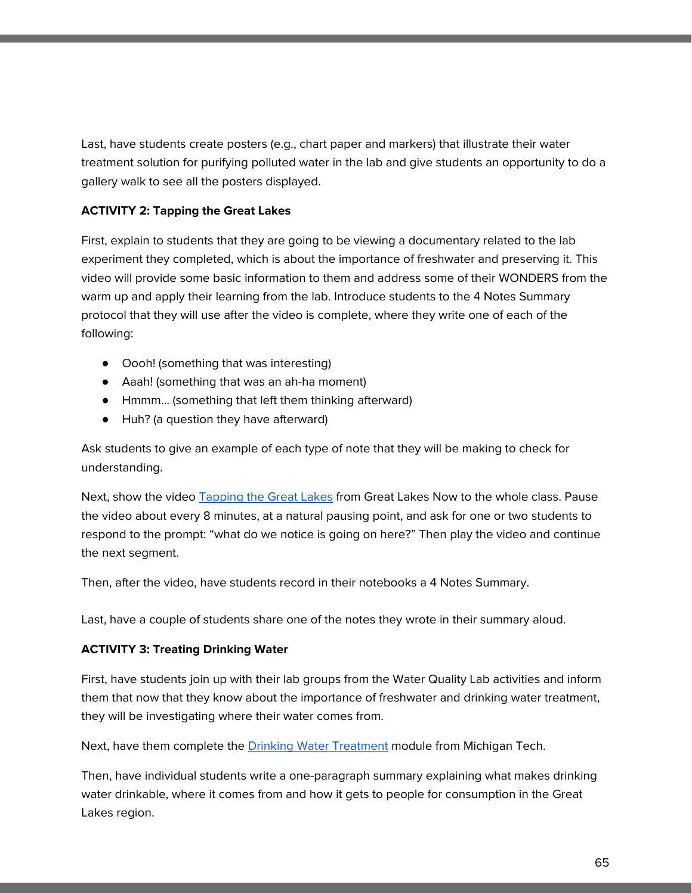Last, have students create posters (e.g., chart paper and markers) that illustrate their water treatment solution for purifying polluted water in the lab and give students an opportunity to do a gallery walk to see all the posters displayed.

**ACTIVITY 2: Tapping the Great Lakes**

First, explain to students that they are going to be viewing a documentary related to the lab experiment they completed, which is about the importance of freshwater and preserving it. This video will provide some basic information to them and address some of their WONDERS from the warm up and apply their learning from the lab. Introduce students to the 4 Notes Summary protocol that they will use after the video is complete, where they write one of each of the following:

- Oooh! (something that was interesting)
- Aaah! (something that was an ah-ha moment)
- Hmmm... (something that left them thinking afterward)
- Huh? (a question they have afterward)

Ask students to give an example of each type of note that they will be making to check for understanding.

Next, show the video Tapping the Great Lakes from Great Lakes Now to the whole class. Pause the video about every 8 minutes, at a natural pausing point, and ask for one or two students to respond to the prompt: "what do we notice is going on here?" Then play the video and continue the next segment.

Then, after the video, have students record in their notebooks a 4 Notes Summary.

Last, have a couple of students share one of the notes they wrote in their summary aloud.

**ACTIVITY 3: Treating Drinking Water**

First, have students join up with their lab groups from the Water Quality Lab activities and inform them that now that they know about the importance of freshwater and drinking water treatment, they will be investigating where their water comes from.

Next, have them complete the Drinking Water Treatment module from Michigan Tech.

Then, have individual students write a one-paragraph summary explaining what makes drinking water drinkable, where it comes from and how it gets to people for consumption in the Great Lakes region.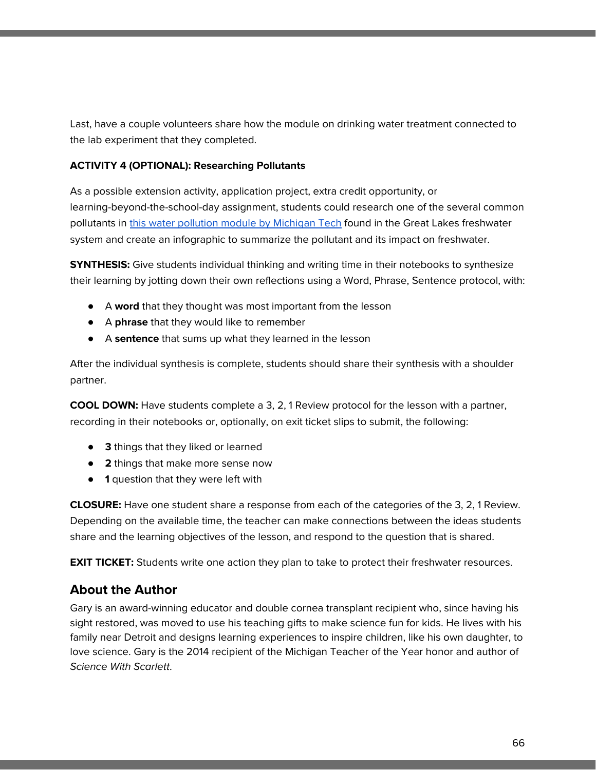Last, have a couple volunteers share how the module on drinking water treatment connected to the lab experiment that they completed.

**ACTIVITY 4 (OPTIONAL): Researching Pollutants**

As a possible extension activity, application project, extra credit opportunity, or learning-beyond-the-school-day assignment, students could research one of the several common pollutants in this water pollution module by Michigan Tech found in the Great Lakes freshwater system and create an infographic to summarize the pollutant and its impact on freshwater.

**SYNTHESIS:** Give students individual thinking and writing time in their notebooks to synthesize their learning by jotting down their own reflections using a Word, Phrase, Sentence protocol, with:

- A **word** that they thought was most important from the lesson
- A **phrase** that they would like to remember
- A **sentence** that sums up what they learned in the lesson

After the individual synthesis is complete, students should share their synthesis with a shoulder partner.

**COOL DOWN:** Have students complete a 3, 2, 1 Review protocol for the lesson with a partner, recording in their notebooks or, optionally, on exit ticket slips to submit, the following:

- **3** things that they liked or learned
- **2** things that make more sense now
- **1** question that they were left with

**CLOSURE:** Have one student share a response from each of the categories of the 3, 2, 1 Review. Depending on the available time, the teacher can make connections between the ideas students share and the learning objectives of the lesson, and respond to the question that is shared.

**EXIT TICKET:** Students write one action they plan to take to protect their freshwater resources.

## About the Author

Gary is an award-winning educator and double cornea transplant recipient who, since having his sight restored, was moved to use his teaching gifts to make science fun for kids. He lives with his family near Detroit and designs learning experiences to inspire children, like his own daughter, to love science. Gary is the 2014 recipient of the Michigan Teacher of the Year honor and author of *Science With Scarlett*.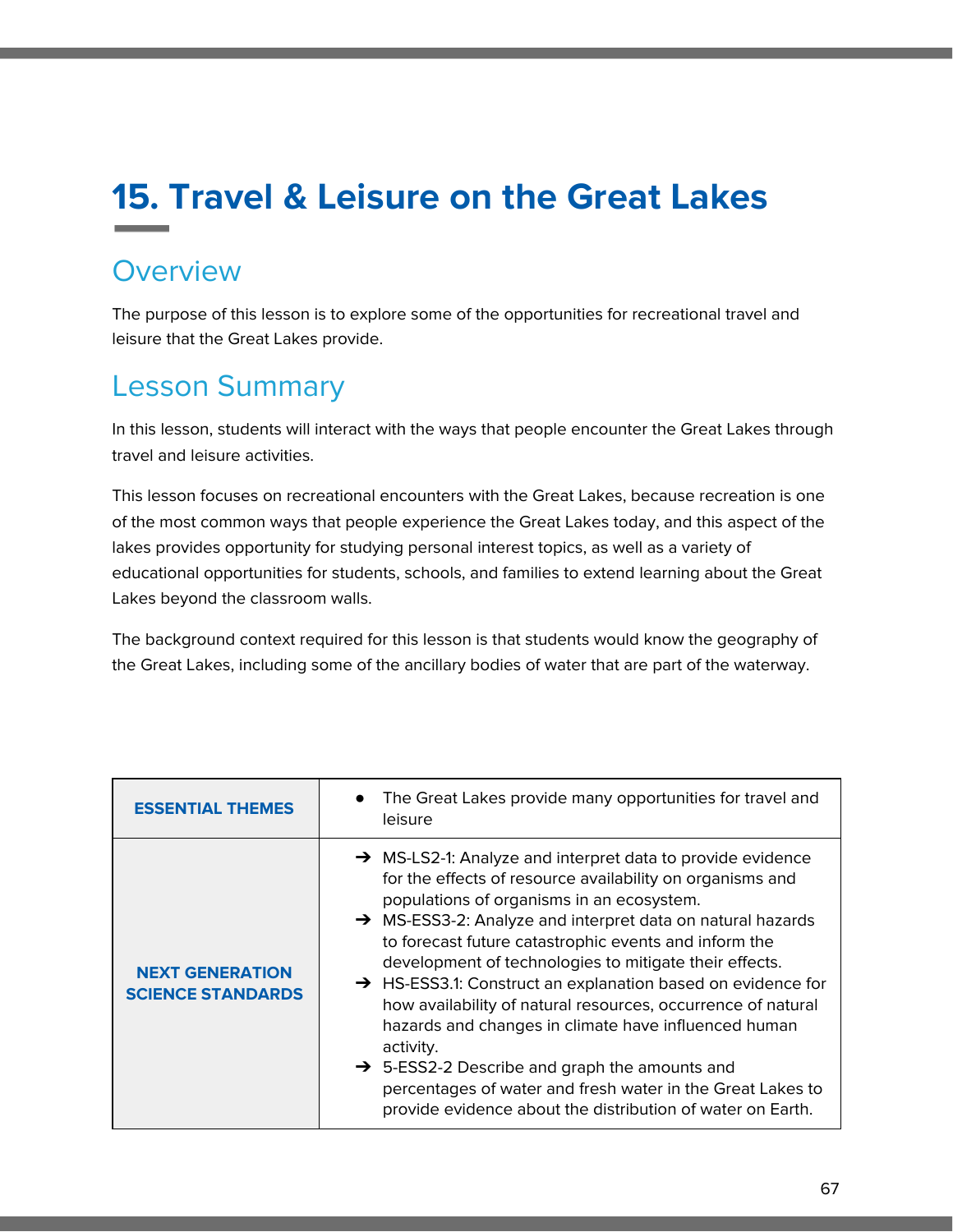# 15. Travel & Leisure on the Great Lakes

## Overview

The purpose of this lesson is to explore some of the opportunities for recreational travel and leisure that the Great Lakes provide.

## Lesson Summary

In this lesson, students will interact with the ways that people encounter the Great Lakes through travel and leisure activities.

This lesson focuses on recreational encounters with the Great Lakes, because recreation is one of the most common ways that people experience the Great Lakes today, and this aspect of the lakes provides opportunity for studying personal interest topics, as well as a variety of educational opportunities for students, schools, and families to extend learning about the Great Lakes beyond the classroom walls.

The background context required for this lesson is that students would know the geography of the Great Lakes, including some of the ancillary bodies of water that are part of the waterway.

| | |
|---|---|
| **ESSENTIAL THEMES** | • The Great Lakes provide many opportunities for travel and leisure |
| **NEXT GENERATION SCIENCE STANDARDS** | ➔ MS-LS2-1: Analyze and interpret data to provide evidence for the effects of resource availability on organisms and populations of organisms in an ecosystem.<br>➔ MS-ESS3-2: Analyze and interpret data on natural hazards to forecast future catastrophic events and inform the development of technologies to mitigate their effects.<br>➔ HS-ESS3.1: Construct an explanation based on evidence for how availability of natural resources, occurrence of natural hazards and changes in climate have influenced human activity.<br>➔ 5-ESS2-2 Describe and graph the amounts and percentages of water and fresh water in the Great Lakes to provide evidence about the distribution of water on Earth. |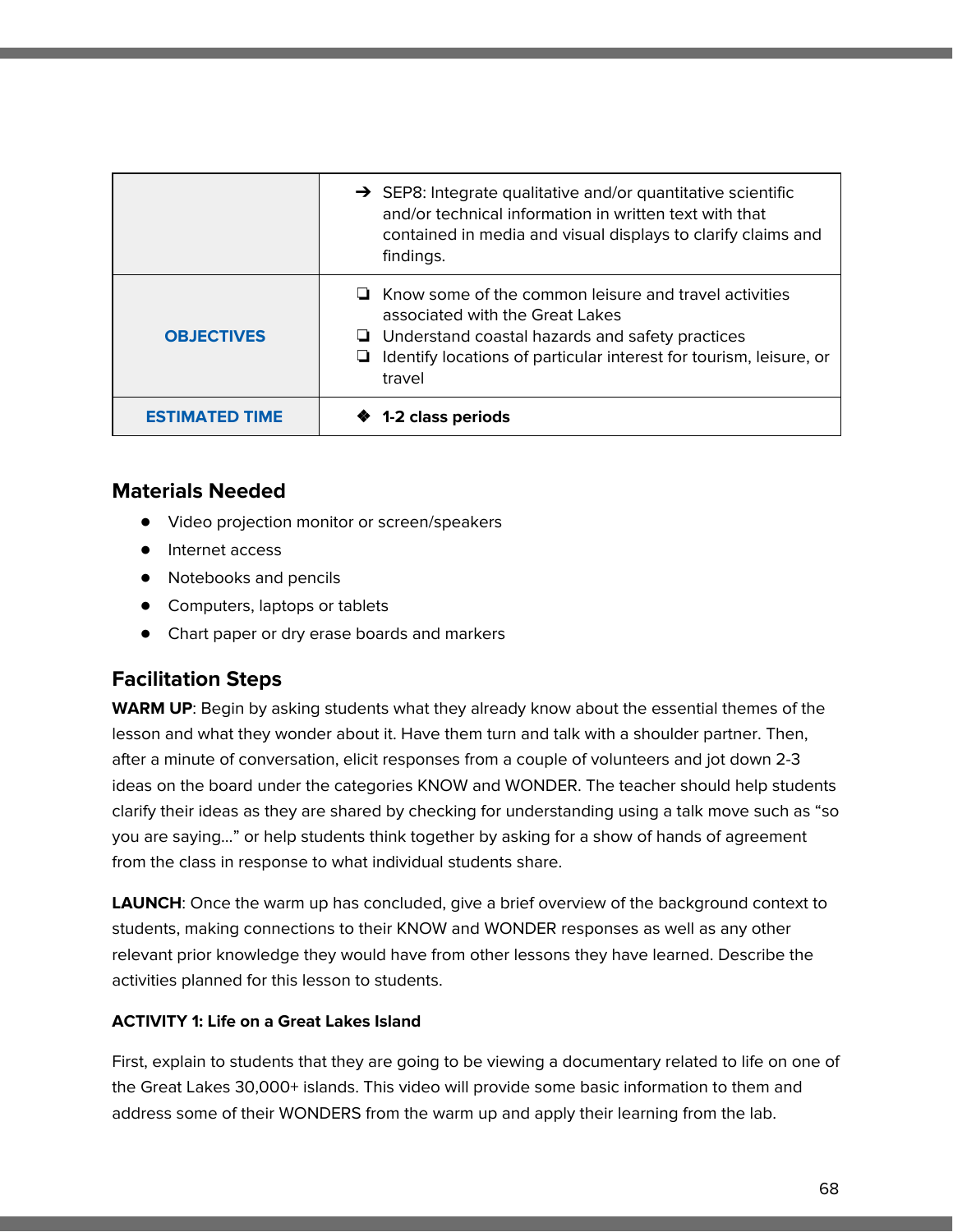|  |  |
|---|---|
|  | ➔ SEP8: Integrate qualitative and/or quantitative scientific and/or technical information in written text with that contained in media and visual displays to clarify claims and findings. |
| **OBJECTIVES** | ❏ Know some of the common leisure and travel activities associated with the Great Lakes<br>❏ Understand coastal hazards and safety practices<br>❏ Identify locations of particular interest for tourism, leisure, or travel |
| **ESTIMATED TIME** | ❖ **1-2 class periods** |

## Materials Needed

- Video projection monitor or screen/speakers
- Internet access
- Notebooks and pencils
- Computers, laptops or tablets
- Chart paper or dry erase boards and markers

## Facilitation Steps

**WARM UP**: Begin by asking students what they already know about the essential themes of the lesson and what they wonder about it. Have them turn and talk with a shoulder partner. Then, after a minute of conversation, elicit responses from a couple of volunteers and jot down 2-3 ideas on the board under the categories KNOW and WONDER. The teacher should help students clarify their ideas as they are shared by checking for understanding using a talk move such as "so you are saying…" or help students think together by asking for a show of hands of agreement from the class in response to what individual students share.

**LAUNCH**: Once the warm up has concluded, give a brief overview of the background context to students, making connections to their KNOW and WONDER responses as well as any other relevant prior knowledge they would have from other lessons they have learned. Describe the activities planned for this lesson to students.

**ACTIVITY 1: Life on a Great Lakes Island**

First, explain to students that they are going to be viewing a documentary related to life on one of the Great Lakes 30,000+ islands. This video will provide some basic information to them and address some of their WONDERS from the warm up and apply their learning from the lab.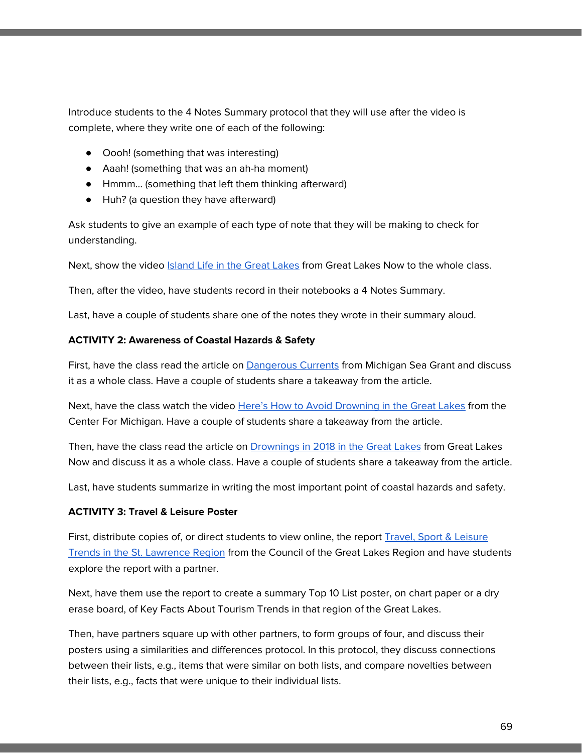Introduce students to the 4 Notes Summary protocol that they will use after the video is complete, where they write one of each of the following:

- Oooh! (something that was interesting)
- Aaah! (something that was an ah-ha moment)
- Hmmm… (something that left them thinking afterward)
- Huh? (a question they have afterward)

Ask students to give an example of each type of note that they will be making to check for understanding.

Next, show the video Island Life in the Great Lakes from Great Lakes Now to the whole class.

Then, after the video, have students record in their notebooks a 4 Notes Summary.

Last, have a couple of students share one of the notes they wrote in their summary aloud.

**ACTIVITY 2: Awareness of Coastal Hazards & Safety**

First, have the class read the article on Dangerous Currents from Michigan Sea Grant and discuss it as a whole class. Have a couple of students share a takeaway from the article.

Next, have the class watch the video Here's How to Avoid Drowning in the Great Lakes from the Center For Michigan. Have a couple of students share a takeaway from the article.

Then, have the class read the article on Drownings in 2018 in the Great Lakes from Great Lakes Now and discuss it as a whole class. Have a couple of students share a takeaway from the article.

Last, have students summarize in writing the most important point of coastal hazards and safety.

**ACTIVITY 3: Travel & Leisure Poster**

First, distribute copies of, or direct students to view online, the report Travel, Sport & Leisure Trends in the St. Lawrence Region from the Council of the Great Lakes Region and have students explore the report with a partner.

Next, have them use the report to create a summary Top 10 List poster, on chart paper or a dry erase board, of Key Facts About Tourism Trends in that region of the Great Lakes.

Then, have partners square up with other partners, to form groups of four, and discuss their posters using a similarities and differences protocol. In this protocol, they discuss connections between their lists, e.g., items that were similar on both lists, and compare novelties between their lists, e.g., facts that were unique to their individual lists.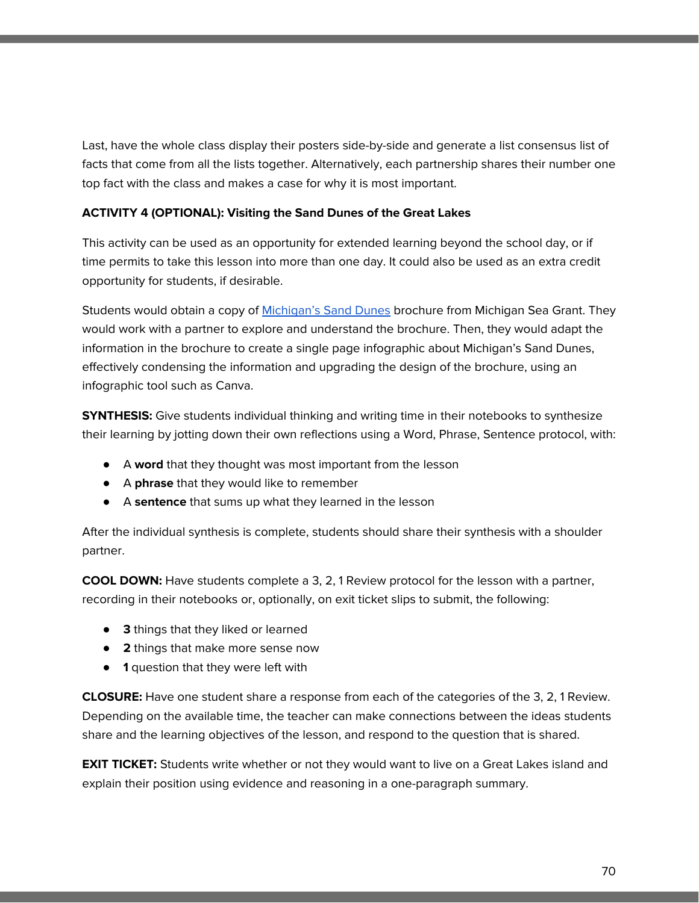Last, have the whole class display their posters side-by-side and generate a list consensus list of facts that come from all the lists together. Alternatively, each partnership shares their number one top fact with the class and makes a case for why it is most important.

**ACTIVITY 4 (OPTIONAL): Visiting the Sand Dunes of the Great Lakes**

This activity can be used as an opportunity for extended learning beyond the school day, or if time permits to take this lesson into more than one day. It could also be used as an extra credit opportunity for students, if desirable.

Students would obtain a copy of Michigan's Sand Dunes brochure from Michigan Sea Grant. They would work with a partner to explore and understand the brochure. Then, they would adapt the information in the brochure to create a single page infographic about Michigan's Sand Dunes, effectively condensing the information and upgrading the design of the brochure, using an infographic tool such as Canva.

**SYNTHESIS:** Give students individual thinking and writing time in their notebooks to synthesize their learning by jotting down their own reflections using a Word, Phrase, Sentence protocol, with:

- A **word** that they thought was most important from the lesson
- A **phrase** that they would like to remember
- A **sentence** that sums up what they learned in the lesson

After the individual synthesis is complete, students should share their synthesis with a shoulder partner.

**COOL DOWN:** Have students complete a 3, 2, 1 Review protocol for the lesson with a partner, recording in their notebooks or, optionally, on exit ticket slips to submit, the following:

- **3** things that they liked or learned
- **2** things that make more sense now
- **1** question that they were left with

**CLOSURE:** Have one student share a response from each of the categories of the 3, 2, 1 Review. Depending on the available time, the teacher can make connections between the ideas students share and the learning objectives of the lesson, and respond to the question that is shared.

**EXIT TICKET:** Students write whether or not they would want to live on a Great Lakes island and explain their position using evidence and reasoning in a one-paragraph summary.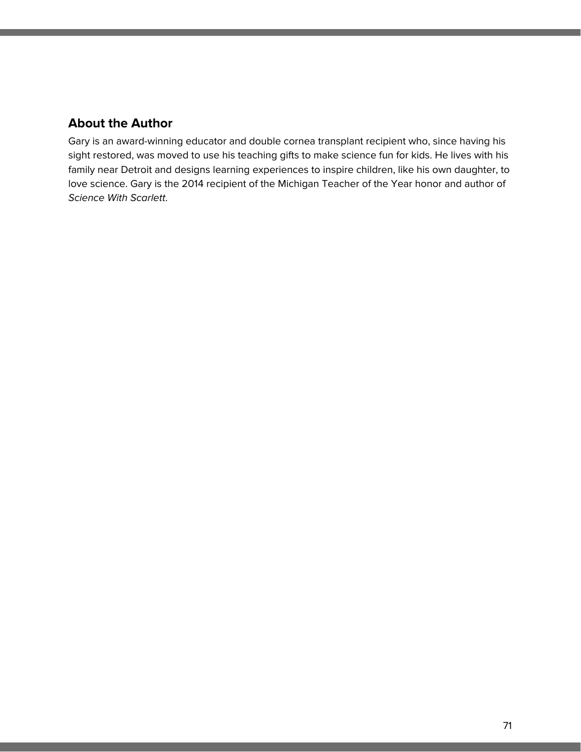## About the Author

Gary is an award-winning educator and double cornea transplant recipient who, since having his sight restored, was moved to use his teaching gifts to make science fun for kids. He lives with his family near Detroit and designs learning experiences to inspire children, like his own daughter, to love science. Gary is the 2014 recipient of the Michigan Teacher of the Year honor and author of *Science With Scarlett*.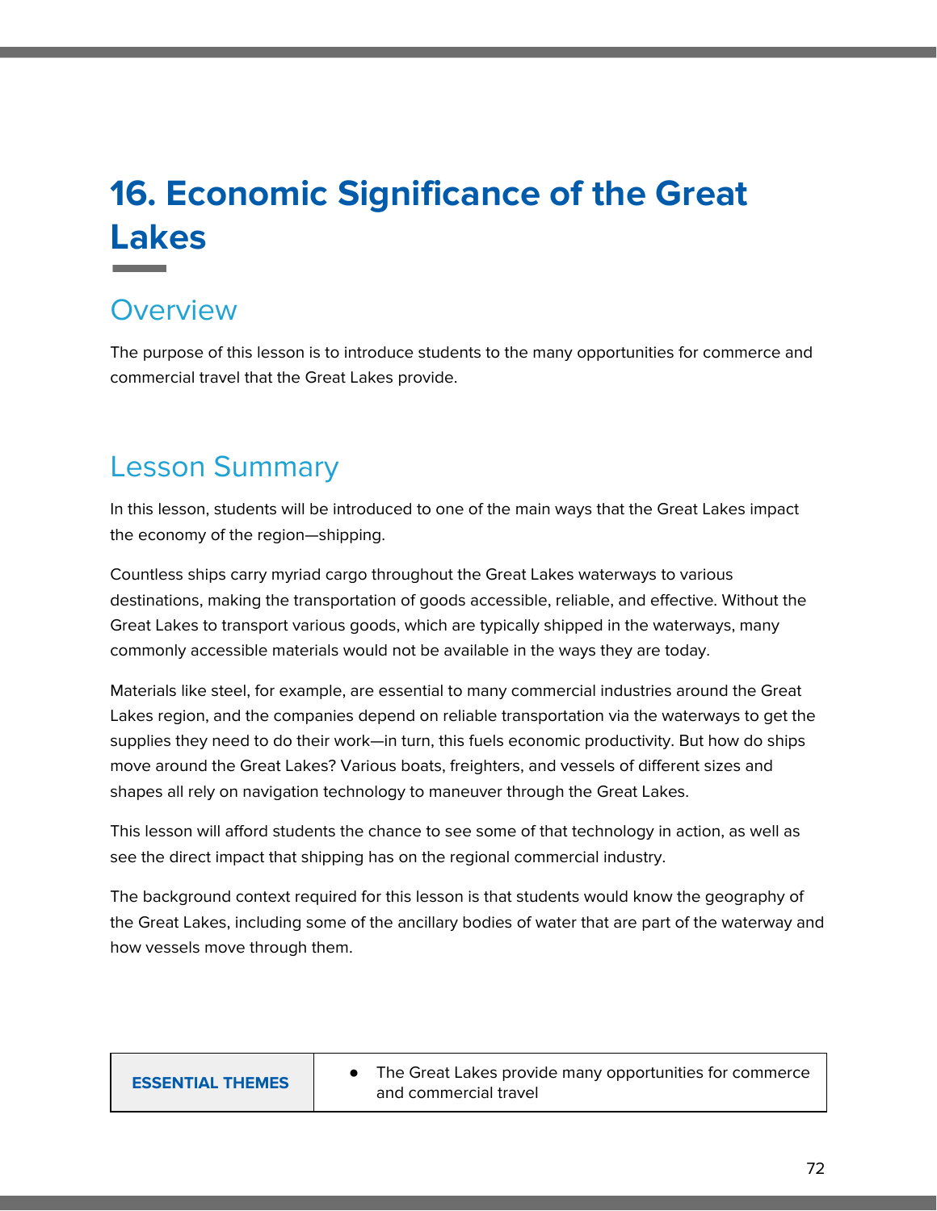# 16. Economic Significance of the Great Lakes

## Overview

The purpose of this lesson is to introduce students to the many opportunities for commerce and commercial travel that the Great Lakes provide.

## Lesson Summary

In this lesson, students will be introduced to one of the main ways that the Great Lakes impact the economy of the region—shipping.

Countless ships carry myriad cargo throughout the Great Lakes waterways to various destinations, making the transportation of goods accessible, reliable, and effective. Without the Great Lakes to transport various goods, which are typically shipped in the waterways, many commonly accessible materials would not be available in the ways they are today.

Materials like steel, for example, are essential to many commercial industries around the Great Lakes region, and the companies depend on reliable transportation via the waterways to get the supplies they need to do their work—in turn, this fuels economic productivity. But how do ships move around the Great Lakes? Various boats, freighters, and vessels of different sizes and shapes all rely on navigation technology to maneuver through the Great Lakes.

This lesson will afford students the chance to see some of that technology in action, as well as see the direct impact that shipping has on the regional commercial industry.

The background context required for this lesson is that students would know the geography of the Great Lakes, including some of the ancillary bodies of water that are part of the waterway and how vessels move through them.

| **ESSENTIAL THEMES** | • The Great Lakes provide many opportunities for commerce and commercial travel |
|---|---|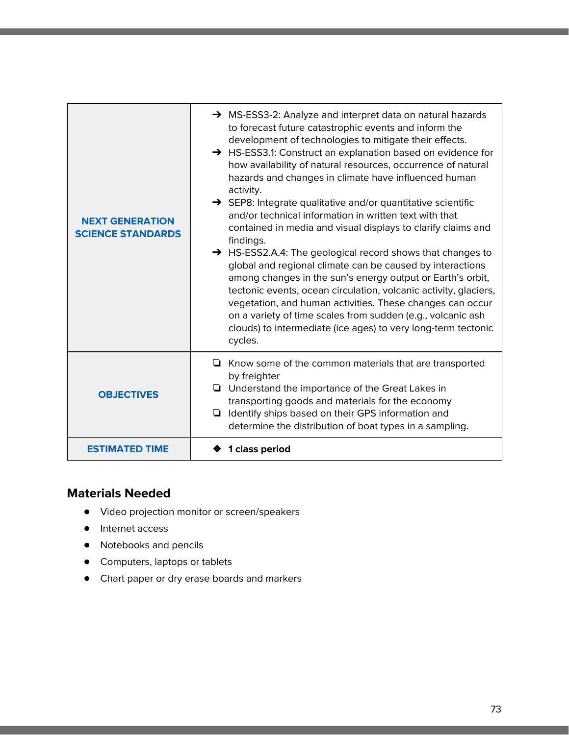| | |
|---|---|
| **NEXT GENERATION SCIENCE STANDARDS** | ➔ MS-ESS3-2: Analyze and interpret data on natural hazards to forecast future catastrophic events and inform the development of technologies to mitigate their effects.<br>➔ HS-ESS3.1: Construct an explanation based on evidence for how availability of natural resources, occurrence of natural hazards and changes in climate have influenced human activity.<br>➔ SEP8: Integrate qualitative and/or quantitative scientific and/or technical information in written text with that contained in media and visual displays to clarify claims and findings.<br>➔ HS-ESS2.A.4: The geological record shows that changes to global and regional climate can be caused by interactions among changes in the sun's energy output or Earth's orbit, tectonic events, ocean circulation, volcanic activity, glaciers, vegetation, and human activities. These changes can occur on a variety of time scales from sudden (e.g., volcanic ash clouds) to intermediate (ice ages) to very long-term tectonic cycles. |
| **OBJECTIVES** | ❏ Know some of the common materials that are transported by freighter<br>❏ Understand the importance of the Great Lakes in transporting goods and materials for the economy<br>❏ Identify ships based on their GPS information and determine the distribution of boat types in a sampling. |
| **ESTIMATED TIME** | ❖ **1 class period** |

## Materials Needed

- Video projection monitor or screen/speakers
- Internet access
- Notebooks and pencils
- Computers, laptops or tablets
- Chart paper or dry erase boards and markers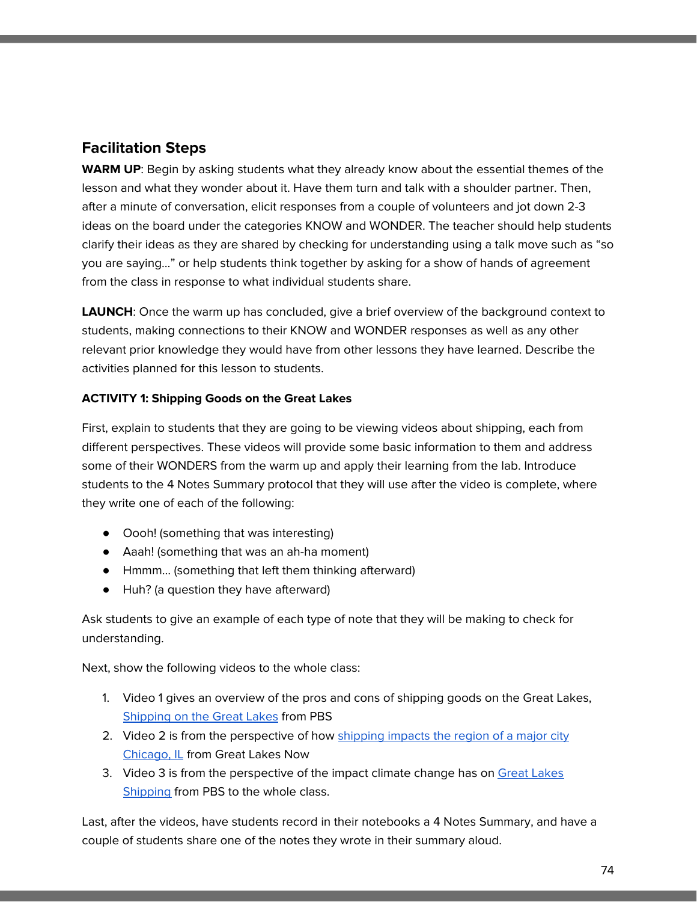## Facilitation Steps

**WARM UP**: Begin by asking students what they already know about the essential themes of the lesson and what they wonder about it. Have them turn and talk with a shoulder partner. Then, after a minute of conversation, elicit responses from a couple of volunteers and jot down 2-3 ideas on the board under the categories KNOW and WONDER. The teacher should help students clarify their ideas as they are shared by checking for understanding using a talk move such as "so you are saying…" or help students think together by asking for a show of hands of agreement from the class in response to what individual students share.

**LAUNCH**: Once the warm up has concluded, give a brief overview of the background context to students, making connections to their KNOW and WONDER responses as well as any other relevant prior knowledge they would have from other lessons they have learned. Describe the activities planned for this lesson to students.

**ACTIVITY 1: Shipping Goods on the Great Lakes**

First, explain to students that they are going to be viewing videos about shipping, each from different perspectives. These videos will provide some basic information to them and address some of their WONDERS from the warm up and apply their learning from the lab. Introduce students to the 4 Notes Summary protocol that they will use after the video is complete, where they write one of each of the following:

- Oooh! (something that was interesting)
- Aaah! (something that was an ah-ha moment)
- Hmmm… (something that left them thinking afterward)
- Huh? (a question they have afterward)

Ask students to give an example of each type of note that they will be making to check for understanding.

Next, show the following videos to the whole class:

1. Video 1 gives an overview of the pros and cons of shipping goods on the Great Lakes, Shipping on the Great Lakes from PBS
2. Video 2 is from the perspective of how shipping impacts the region of a major city Chicago, IL from Great Lakes Now
3. Video 3 is from the perspective of the impact climate change has on Great Lakes Shipping from PBS to the whole class.

Last, after the videos, have students record in their notebooks a 4 Notes Summary, and have a couple of students share one of the notes they wrote in their summary aloud.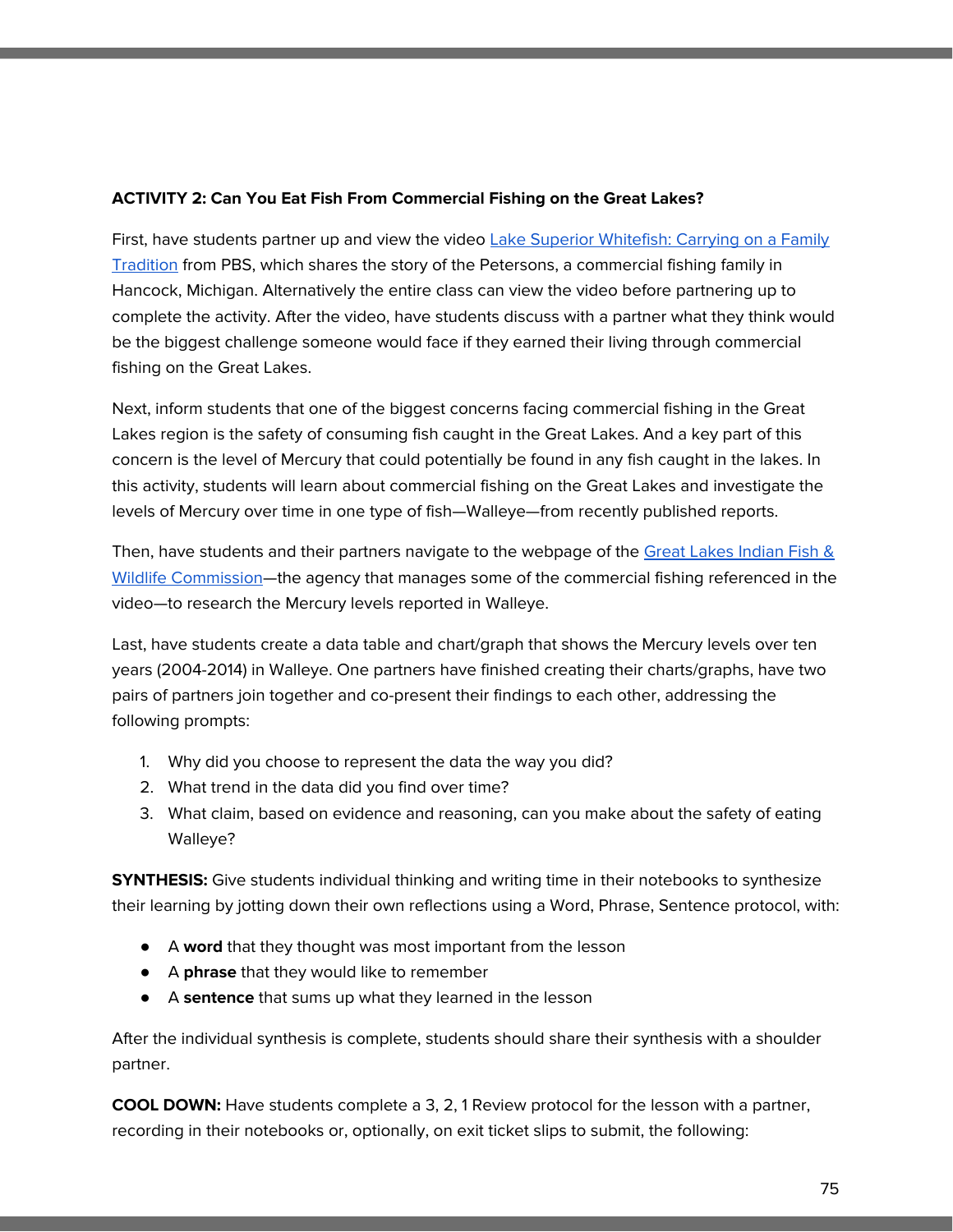**ACTIVITY 2: Can You Eat Fish From Commercial Fishing on the Great Lakes?**

First, have students partner up and view the video [Lake Superior Whitefish: Carrying on a Family Tradition]() from PBS, which shares the story of the Petersons, a commercial fishing family in Hancock, Michigan. Alternatively the entire class can view the video before partnering up to complete the activity. After the video, have students discuss with a partner what they think would be the biggest challenge someone would face if they earned their living through commercial fishing on the Great Lakes.

Next, inform students that one of the biggest concerns facing commercial fishing in the Great Lakes region is the safety of consuming fish caught in the Great Lakes. And a key part of this concern is the level of Mercury that could potentially be found in any fish caught in the lakes. In this activity, students will learn about commercial fishing on the Great Lakes and investigate the levels of Mercury over time in one type of fish—Walleye—from recently published reports.

Then, have students and their partners navigate to the webpage of the [Great Lakes Indian Fish & Wildlife Commission]()—the agency that manages some of the commercial fishing referenced in the video—to research the Mercury levels reported in Walleye.

Last, have students create a data table and chart/graph that shows the Mercury levels over ten years (2004-2014) in Walleye. One partners have finished creating their charts/graphs, have two pairs of partners join together and co-present their findings to each other, addressing the following prompts:

1. Why did you choose to represent the data the way you did?
2. What trend in the data did you find over time?
3. What claim, based on evidence and reasoning, can you make about the safety of eating Walleye?

**SYNTHESIS:** Give students individual thinking and writing time in their notebooks to synthesize their learning by jotting down their own reflections using a Word, Phrase, Sentence protocol, with:

- A **word** that they thought was most important from the lesson
- A **phrase** that they would like to remember
- A **sentence** that sums up what they learned in the lesson

After the individual synthesis is complete, students should share their synthesis with a shoulder partner.

**COOL DOWN:** Have students complete a 3, 2, 1 Review protocol for the lesson with a partner, recording in their notebooks or, optionally, on exit ticket slips to submit, the following: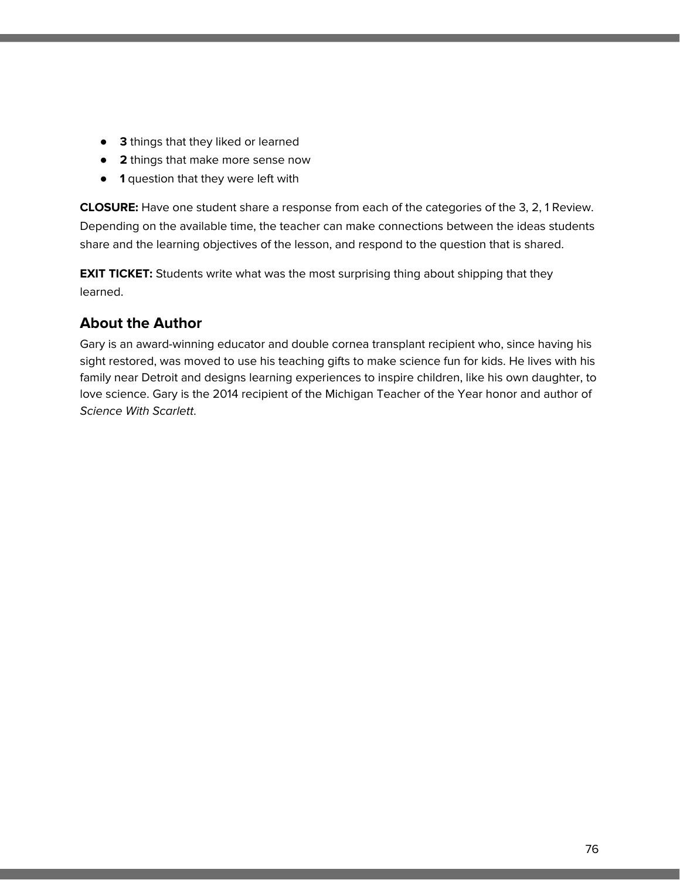- **3** things that they liked or learned
- **2** things that make more sense now
- **1** question that they were left with

**CLOSURE:** Have one student share a response from each of the categories of the 3, 2, 1 Review. Depending on the available time, the teacher can make connections between the ideas students share and the learning objectives of the lesson, and respond to the question that is shared.

**EXIT TICKET:** Students write what was the most surprising thing about shipping that they learned.

## About the Author

Gary is an award-winning educator and double cornea transplant recipient who, since having his sight restored, was moved to use his teaching gifts to make science fun for kids. He lives with his family near Detroit and designs learning experiences to inspire children, like his own daughter, to love science. Gary is the 2014 recipient of the Michigan Teacher of the Year honor and author of *Science With Scarlett*.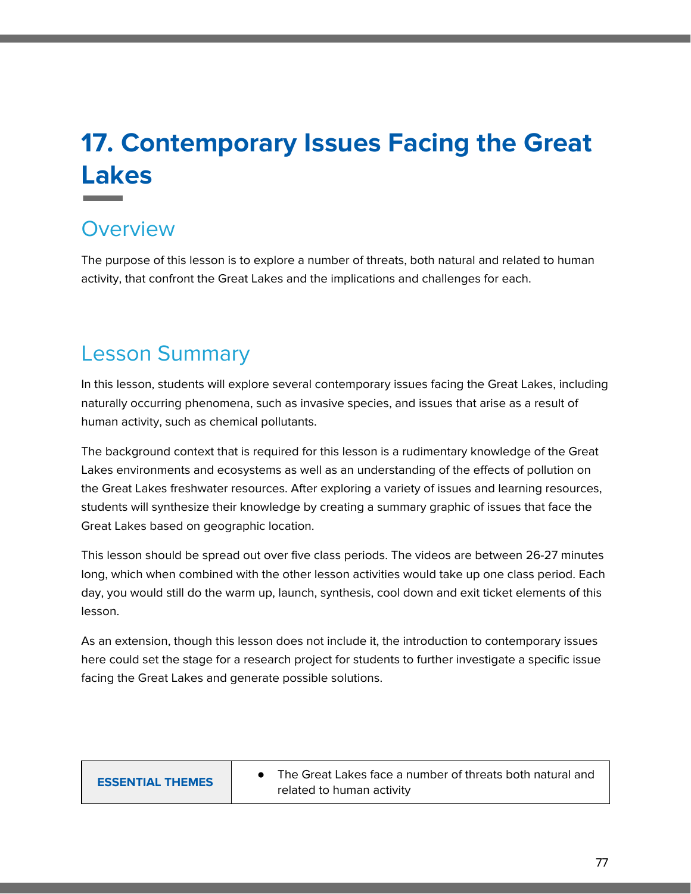# 17. Contemporary Issues Facing the Great Lakes

## Overview

The purpose of this lesson is to explore a number of threats, both natural and related to human activity, that confront the Great Lakes and the implications and challenges for each.

## Lesson Summary

In this lesson, students will explore several contemporary issues facing the Great Lakes, including naturally occurring phenomena, such as invasive species, and issues that arise as a result of human activity, such as chemical pollutants.

The background context that is required for this lesson is a rudimentary knowledge of the Great Lakes environments and ecosystems as well as an understanding of the effects of pollution on the Great Lakes freshwater resources. After exploring a variety of issues and learning resources, students will synthesize their knowledge by creating a summary graphic of issues that face the Great Lakes based on geographic location.

This lesson should be spread out over five class periods. The videos are between 26-27 minutes long, which when combined with the other lesson activities would take up one class period. Each day, you would still do the warm up, launch, synthesis, cool down and exit ticket elements of this lesson.

As an extension, though this lesson does not include it, the introduction to contemporary issues here could set the stage for a research project for students to further investigate a specific issue facing the Great Lakes and generate possible solutions.

| **ESSENTIAL THEMES** | • The Great Lakes face a number of threats both natural and related to human activity |
|---|---|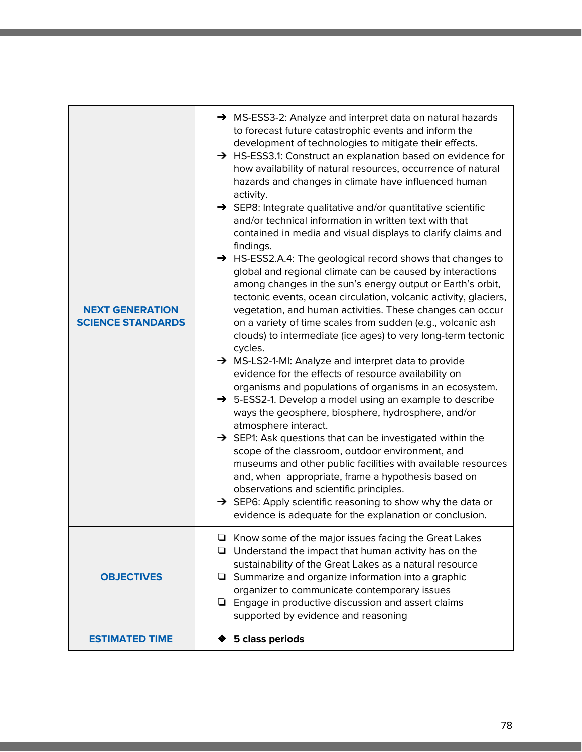| | |
|---|---|
| **NEXT GENERATION SCIENCE STANDARDS** | ➔ MS-ESS3-2: Analyze and interpret data on natural hazards to forecast future catastrophic events and inform the development of technologies to mitigate their effects.<br>➔ HS-ESS3.1: Construct an explanation based on evidence for how availability of natural resources, occurrence of natural hazards and changes in climate have influenced human activity.<br>➔ SEP8: Integrate qualitative and/or quantitative scientific and/or technical information in written text with that contained in media and visual displays to clarify claims and findings.<br>➔ HS-ESS2.A.4: The geological record shows that changes to global and regional climate can be caused by interactions among changes in the sun's energy output or Earth's orbit, tectonic events, ocean circulation, volcanic activity, glaciers, vegetation, and human activities. These changes can occur on a variety of time scales from sudden (e.g., volcanic ash clouds) to intermediate (ice ages) to very long-term tectonic cycles.<br>➔ MS-LS2-1-MI: Analyze and interpret data to provide evidence for the effects of resource availability on organisms and populations of organisms in an ecosystem.<br>➔ 5-ESS2-1. Develop a model using an example to describe ways the geosphere, biosphere, hydrosphere, and/or atmosphere interact.<br>➔ SEP1: Ask questions that can be investigated within the scope of the classroom, outdoor environment, and museums and other public facilities with available resources and, when appropriate, frame a hypothesis based on observations and scientific principles.<br>➔ SEP6: Apply scientific reasoning to show why the data or evidence is adequate for the explanation or conclusion. |
| **OBJECTIVES** | ❏ Know some of the major issues facing the Great Lakes<br>❏ Understand the impact that human activity has on the sustainability of the Great Lakes as a natural resource<br>❏ Summarize and organize information into a graphic organizer to communicate contemporary issues<br>❏ Engage in productive discussion and assert claims supported by evidence and reasoning |
| **ESTIMATED TIME** | ❖ **5 class periods** |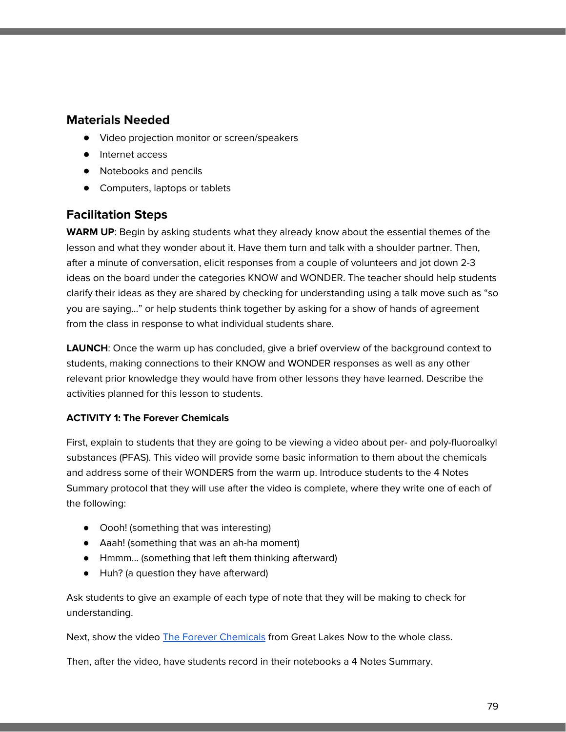## Materials Needed

- Video projection monitor or screen/speakers
- Internet access
- Notebooks and pencils
- Computers, laptops or tablets

## Facilitation Steps

**WARM UP**: Begin by asking students what they already know about the essential themes of the lesson and what they wonder about it. Have them turn and talk with a shoulder partner. Then, after a minute of conversation, elicit responses from a couple of volunteers and jot down 2-3 ideas on the board under the categories KNOW and WONDER. The teacher should help students clarify their ideas as they are shared by checking for understanding using a talk move such as "so you are saying..." or help students think together by asking for a show of hands of agreement from the class in response to what individual students share.

**LAUNCH**: Once the warm up has concluded, give a brief overview of the background context to students, making connections to their KNOW and WONDER responses as well as any other relevant prior knowledge they would have from other lessons they have learned. Describe the activities planned for this lesson to students.

**ACTIVITY 1: The Forever Chemicals**

First, explain to students that they are going to be viewing a video about per- and poly-fluoroalkyl substances (PFAS). This video will provide some basic information to them about the chemicals and address some of their WONDERS from the warm up. Introduce students to the 4 Notes Summary protocol that they will use after the video is complete, where they write one of each of the following:

- Oooh! (something that was interesting)
- Aaah! (something that was an ah-ha moment)
- Hmmm... (something that left them thinking afterward)
- Huh? (a question they have afterward)

Ask students to give an example of each type of note that they will be making to check for understanding.

Next, show the video The Forever Chemicals from Great Lakes Now to the whole class.

Then, after the video, have students record in their notebooks a 4 Notes Summary.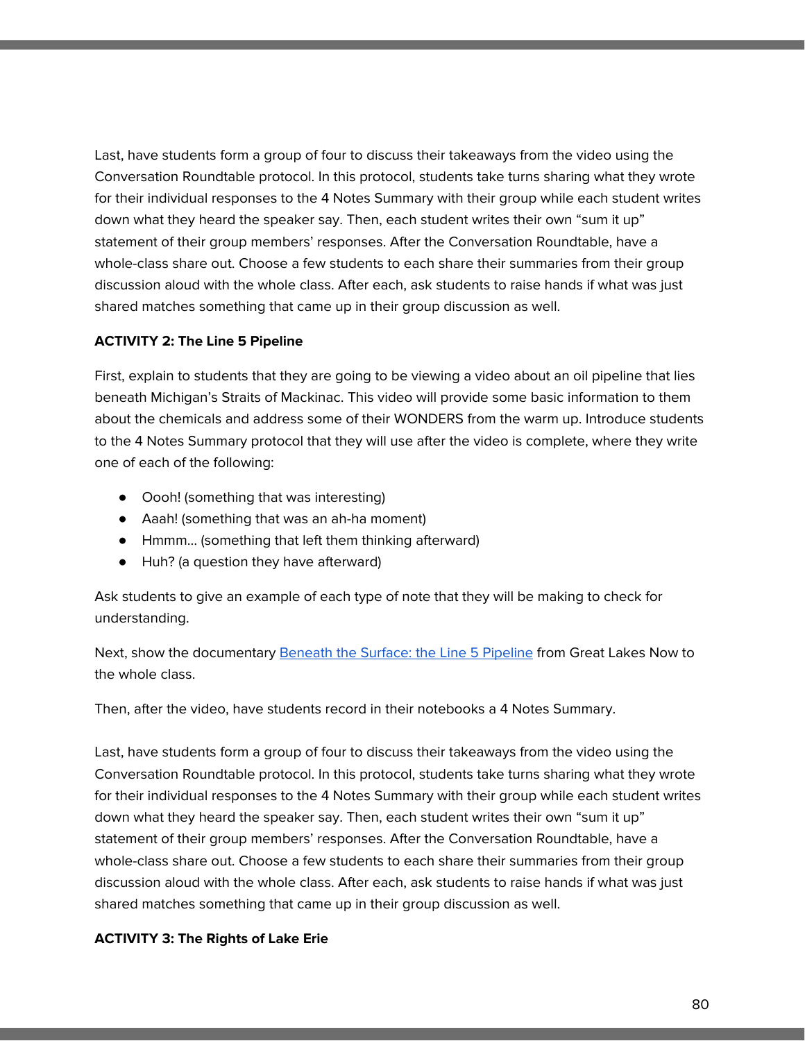Last, have students form a group of four to discuss their takeaways from the video using the Conversation Roundtable protocol. In this protocol, students take turns sharing what they wrote for their individual responses to the 4 Notes Summary with their group while each student writes down what they heard the speaker say. Then, each student writes their own "sum it up" statement of their group members' responses. After the Conversation Roundtable, have a whole-class share out. Choose a few students to each share their summaries from their group discussion aloud with the whole class. After each, ask students to raise hands if what was just shared matches something that came up in their group discussion as well.

**ACTIVITY 2: The Line 5 Pipeline**

First, explain to students that they are going to be viewing a video about an oil pipeline that lies beneath Michigan's Straits of Mackinac. This video will provide some basic information to them about the chemicals and address some of their WONDERS from the warm up. Introduce students to the 4 Notes Summary protocol that they will use after the video is complete, where they write one of each of the following:

- Oooh! (something that was interesting)
- Aaah! (something that was an ah-ha moment)
- Hmmm… (something that left them thinking afterward)
- Huh? (a question they have afterward)

Ask students to give an example of each type of note that they will be making to check for understanding.

Next, show the documentary Beneath the Surface: the Line 5 Pipeline from Great Lakes Now to the whole class.

Then, after the video, have students record in their notebooks a 4 Notes Summary.

Last, have students form a group of four to discuss their takeaways from the video using the Conversation Roundtable protocol. In this protocol, students take turns sharing what they wrote for their individual responses to the 4 Notes Summary with their group while each student writes down what they heard the speaker say. Then, each student writes their own "sum it up" statement of their group members' responses. After the Conversation Roundtable, have a whole-class share out. Choose a few students to each share their summaries from their group discussion aloud with the whole class. After each, ask students to raise hands if what was just shared matches something that came up in their group discussion as well.

**ACTIVITY 3: The Rights of Lake Erie**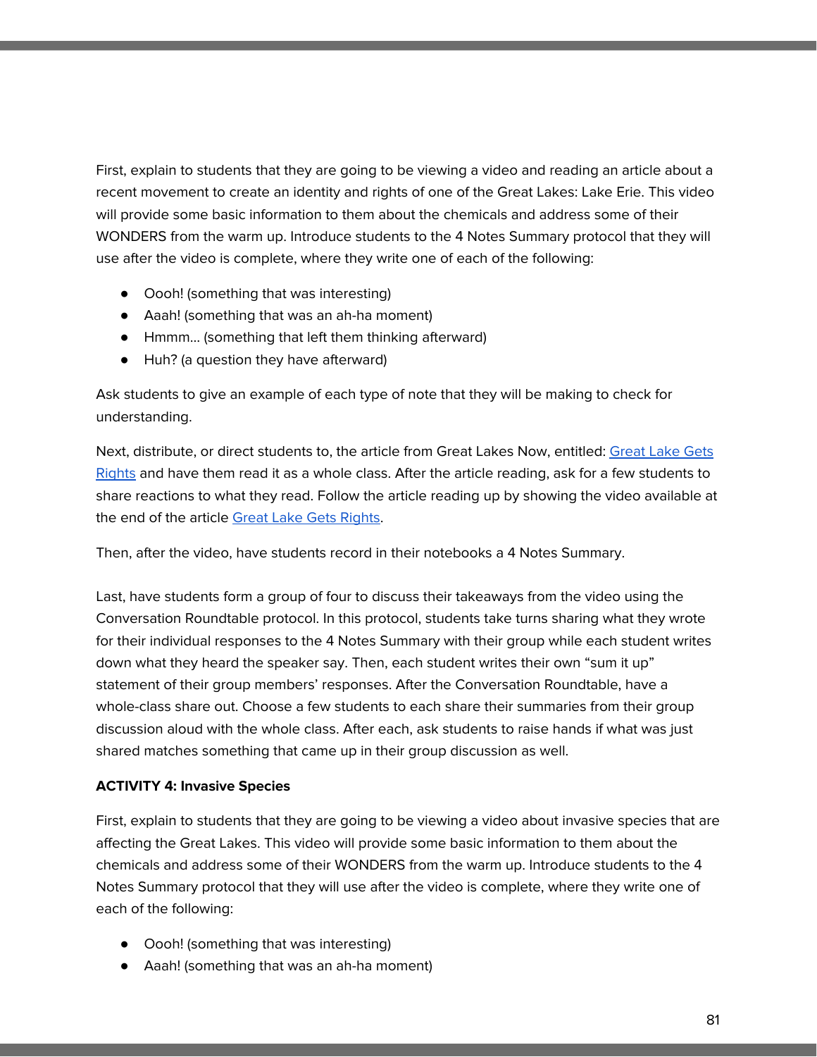First, explain to students that they are going to be viewing a video and reading an article about a recent movement to create an identity and rights of one of the Great Lakes: Lake Erie. This video will provide some basic information to them about the chemicals and address some of their WONDERS from the warm up. Introduce students to the 4 Notes Summary protocol that they will use after the video is complete, where they write one of each of the following:

- Oooh! (something that was interesting)
- Aaah! (something that was an ah-ha moment)
- Hmmm… (something that left them thinking afterward)
- Huh? (a question they have afterward)

Ask students to give an example of each type of note that they will be making to check for understanding.

Next, distribute, or direct students to, the article from Great Lakes Now, entitled: Great Lake Gets Rights and have them read it as a whole class. After the article reading, ask for a few students to share reactions to what they read. Follow the article reading up by showing the video available at the end of the article Great Lake Gets Rights.

Then, after the video, have students record in their notebooks a 4 Notes Summary.

Last, have students form a group of four to discuss their takeaways from the video using the Conversation Roundtable protocol. In this protocol, students take turns sharing what they wrote for their individual responses to the 4 Notes Summary with their group while each student writes down what they heard the speaker say. Then, each student writes their own "sum it up" statement of their group members' responses. After the Conversation Roundtable, have a whole-class share out. Choose a few students to each share their summaries from their group discussion aloud with the whole class. After each, ask students to raise hands if what was just shared matches something that came up in their group discussion as well.

**ACTIVITY 4: Invasive Species**

First, explain to students that they are going to be viewing a video about invasive species that are affecting the Great Lakes. This video will provide some basic information to them about the chemicals and address some of their WONDERS from the warm up. Introduce students to the 4 Notes Summary protocol that they will use after the video is complete, where they write one of each of the following:

- Oooh! (something that was interesting)
- Aaah! (something that was an ah-ha moment)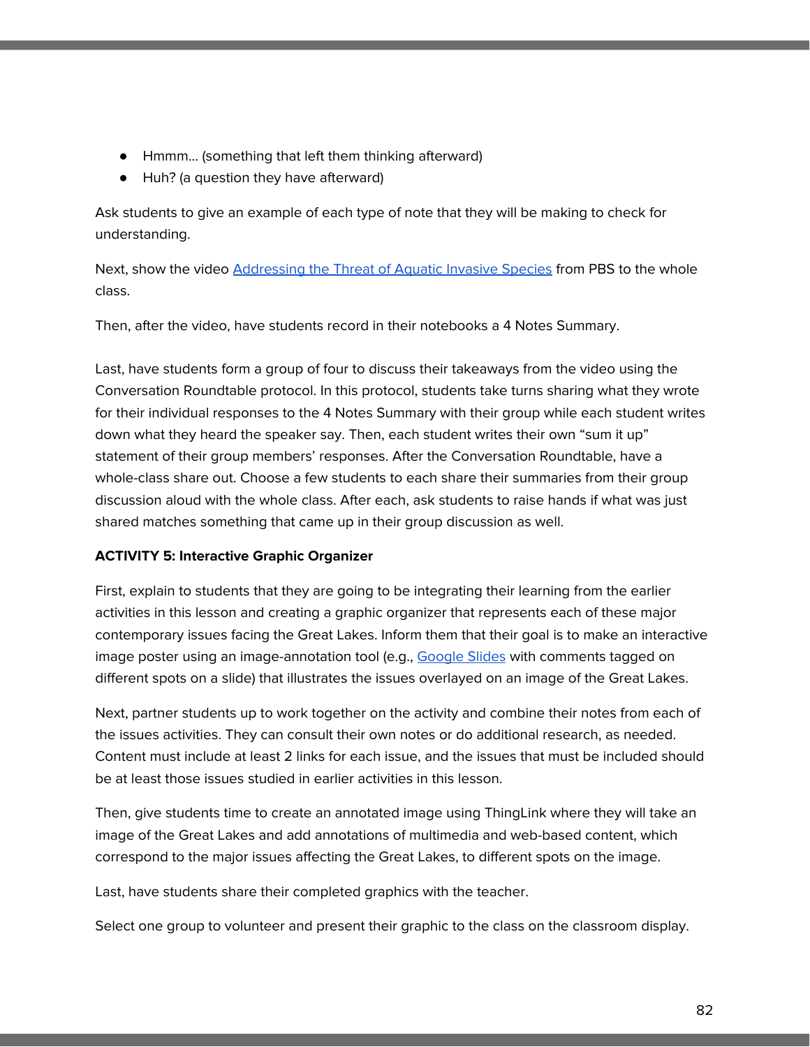- Hmmm… (something that left them thinking afterward)
- Huh? (a question they have afterward)

Ask students to give an example of each type of note that they will be making to check for understanding.

Next, show the video [Addressing the Threat of Aquatic Invasive Species]() from PBS to the whole class.

Then, after the video, have students record in their notebooks a 4 Notes Summary.

Last, have students form a group of four to discuss their takeaways from the video using the Conversation Roundtable protocol. In this protocol, students take turns sharing what they wrote for their individual responses to the 4 Notes Summary with their group while each student writes down what they heard the speaker say. Then, each student writes their own "sum it up" statement of their group members' responses. After the Conversation Roundtable, have a whole-class share out. Choose a few students to each share their summaries from their group discussion aloud with the whole class. After each, ask students to raise hands if what was just shared matches something that came up in their group discussion as well.

**ACTIVITY 5: Interactive Graphic Organizer**

First, explain to students that they are going to be integrating their learning from the earlier activities in this lesson and creating a graphic organizer that represents each of these major contemporary issues facing the Great Lakes. Inform them that their goal is to make an interactive image poster using an image-annotation tool (e.g., [Google Slides]() with comments tagged on different spots on a slide) that illustrates the issues overlayed on an image of the Great Lakes.

Next, partner students up to work together on the activity and combine their notes from each of the issues activities. They can consult their own notes or do additional research, as needed. Content must include at least 2 links for each issue, and the issues that must be included should be at least those issues studied in earlier activities in this lesson.

Then, give students time to create an annotated image using ThingLink where they will take an image of the Great Lakes and add annotations of multimedia and web-based content, which correspond to the major issues affecting the Great Lakes, to different spots on the image.

Last, have students share their completed graphics with the teacher.

Select one group to volunteer and present their graphic to the class on the classroom display.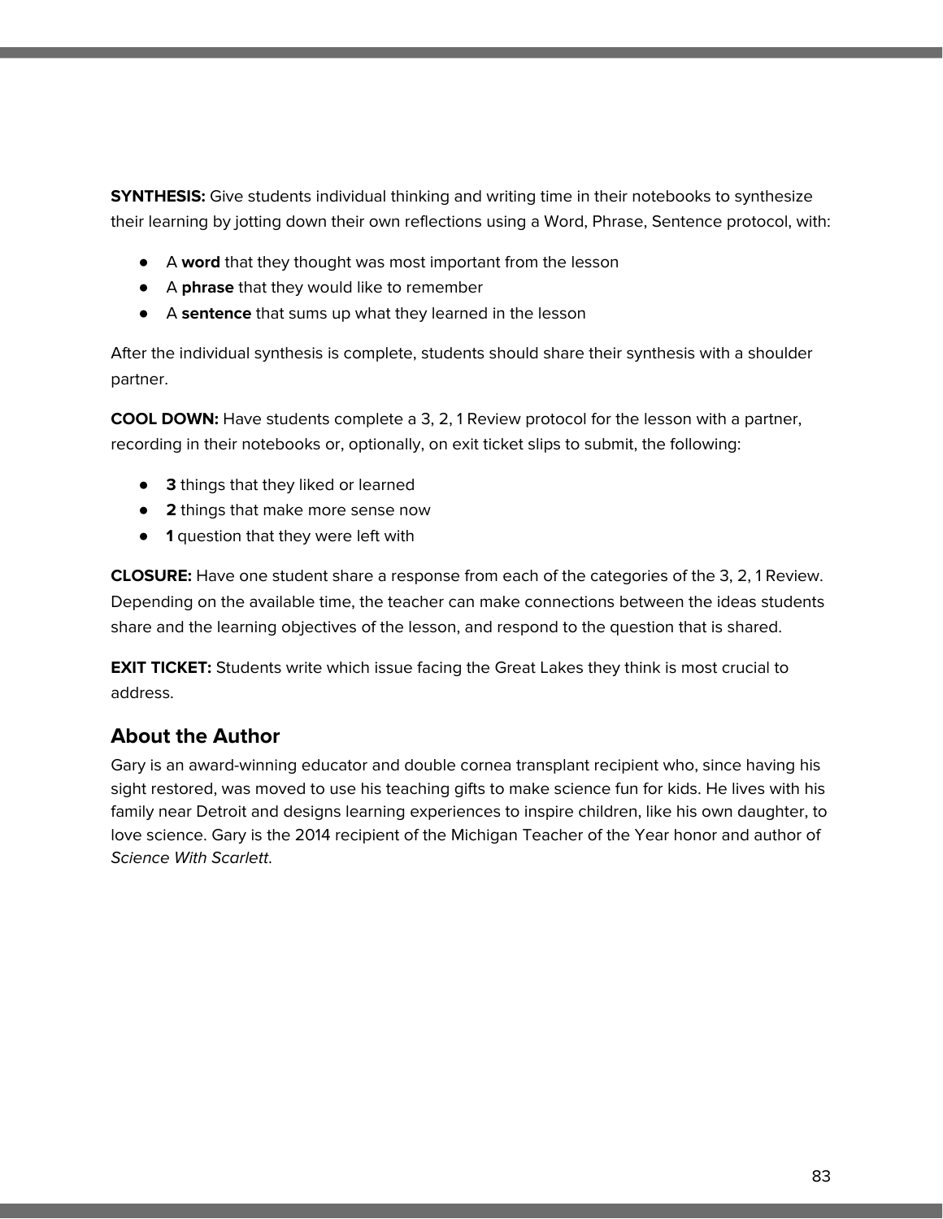**SYNTHESIS:** Give students individual thinking and writing time in their notebooks to synthesize their learning by jotting down their own reflections using a Word, Phrase, Sentence protocol, with:

- A **word** that they thought was most important from the lesson
- A **phrase** that they would like to remember
- A **sentence** that sums up what they learned in the lesson

After the individual synthesis is complete, students should share their synthesis with a shoulder partner.

**COOL DOWN:** Have students complete a 3, 2, 1 Review protocol for the lesson with a partner, recording in their notebooks or, optionally, on exit ticket slips to submit, the following:

- **3** things that they liked or learned
- **2** things that make more sense now
- **1** question that they were left with

**CLOSURE:** Have one student share a response from each of the categories of the 3, 2, 1 Review. Depending on the available time, the teacher can make connections between the ideas students share and the learning objectives of the lesson, and respond to the question that is shared.

**EXIT TICKET:** Students write which issue facing the Great Lakes they think is most crucial to address.

## About the Author

Gary is an award-winning educator and double cornea transplant recipient who, since having his sight restored, was moved to use his teaching gifts to make science fun for kids. He lives with his family near Detroit and designs learning experiences to inspire children, like his own daughter, to love science. Gary is the 2014 recipient of the Michigan Teacher of the Year honor and author of *Science With Scarlett.*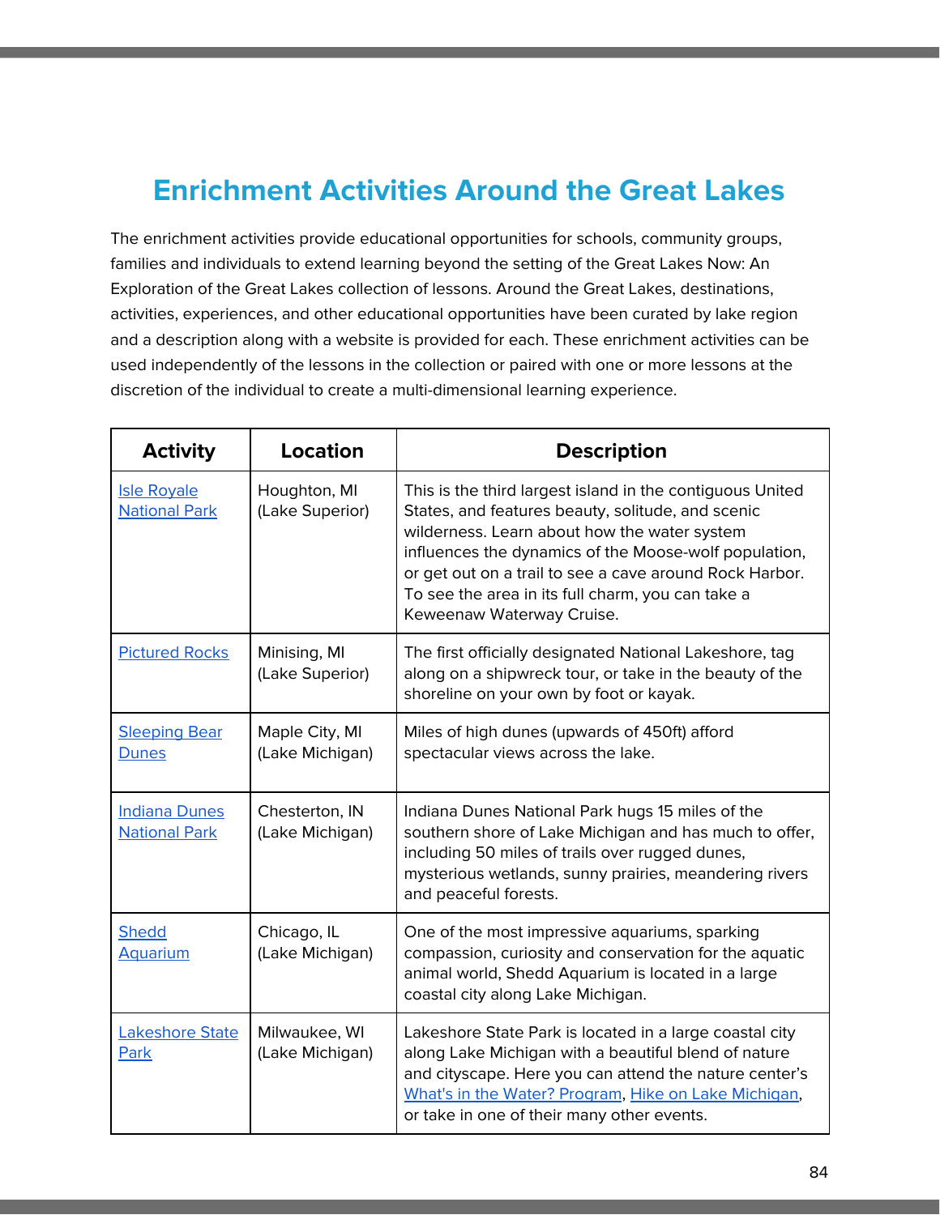# Enrichment Activities Around the Great Lakes

The enrichment activities provide educational opportunities for schools, community groups, families and individuals to extend learning beyond the setting of the Great Lakes Now: An Exploration of the Great Lakes collection of lessons. Around the Great Lakes, destinations, activities, experiences, and other educational opportunities have been curated by lake region and a description along with a website is provided for each. These enrichment activities can be used independently of the lessons in the collection or paired with one or more lessons at the discretion of the individual to create a multi-dimensional learning experience.

| Activity | Location | Description |
|---|---|---|
| Isle Royale National Park | Houghton, MI (Lake Superior) | This is the third largest island in the contiguous United States, and features beauty, solitude, and scenic wilderness. Learn about how the water system influences the dynamics of the Moose-wolf population, or get out on a trail to see a cave around Rock Harbor. To see the area in its full charm, you can take a Keweenaw Waterway Cruise. |
| Pictured Rocks | Minising, MI (Lake Superior) | The first officially designated National Lakeshore, tag along on a shipwreck tour, or take in the beauty of the shoreline on your own by foot or kayak. |
| Sleeping Bear Dunes | Maple City, MI (Lake Michigan) | Miles of high dunes (upwards of 450ft) afford spectacular views across the lake. |
| Indiana Dunes National Park | Chesterton, IN (Lake Michigan) | Indiana Dunes National Park hugs 15 miles of the southern shore of Lake Michigan and has much to offer, including 50 miles of trails over rugged dunes, mysterious wetlands, sunny prairies, meandering rivers and peaceful forests. |
| Shedd Aquarium | Chicago, IL (Lake Michigan) | One of the most impressive aquariums, sparking compassion, curiosity and conservation for the aquatic animal world, Shedd Aquarium is located in a large coastal city along Lake Michigan. |
| Lakeshore State Park | Milwaukee, WI (Lake Michigan) | Lakeshore State Park is located in a large coastal city along Lake Michigan with a beautiful blend of nature and cityscape. Here you can attend the nature center's What's in the Water? Program, Hike on Lake Michigan, or take in one of their many other events. |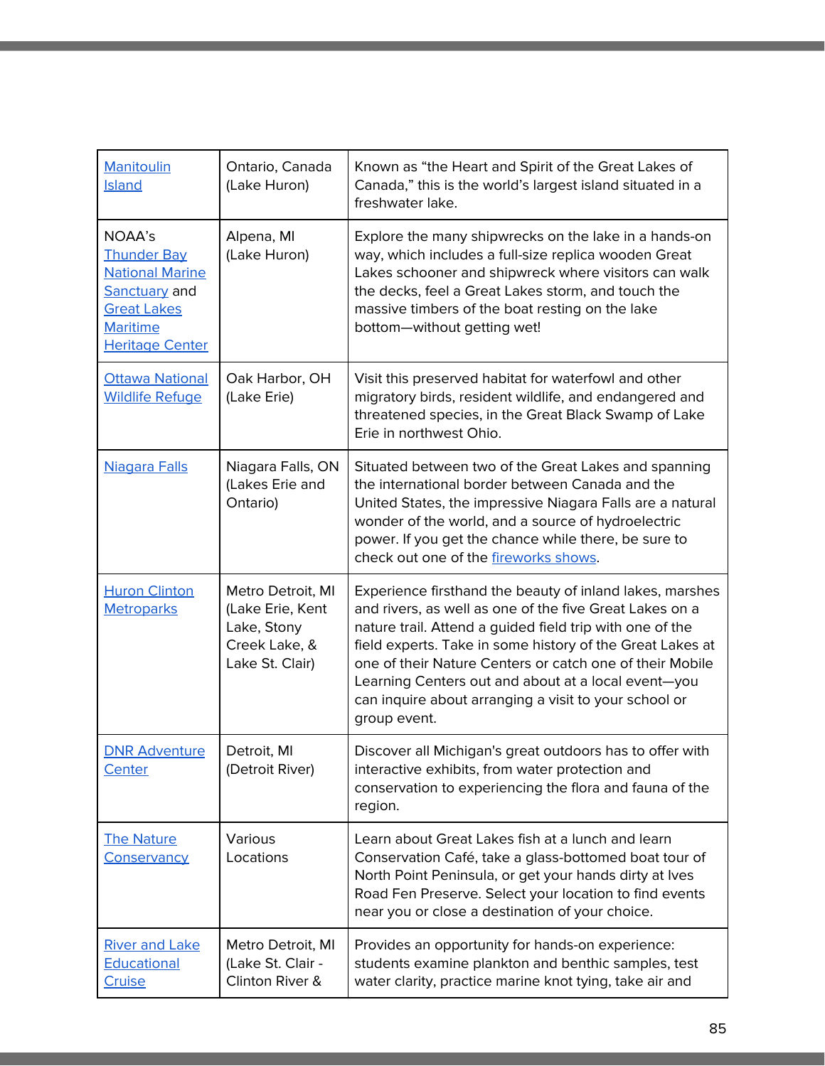| Manitoulin Island | Ontario, Canada (Lake Huron) | Known as “the Heart and Spirit of the Great Lakes of Canada,” this is the world’s largest island situated in a freshwater lake. |
|---|---|---|
| NOAA’s Thunder Bay National Marine Sanctuary and Great Lakes Maritime Heritage Center | Alpena, MI (Lake Huron) | Explore the many shipwrecks on the lake in a hands-on way, which includes a full-size replica wooden Great Lakes schooner and shipwreck where visitors can walk the decks, feel a Great Lakes storm, and touch the massive timbers of the boat resting on the lake bottom—without getting wet! |
| Ottawa National Wildlife Refuge | Oak Harbor, OH (Lake Erie) | Visit this preserved habitat for waterfowl and other migratory birds, resident wildlife, and endangered and threatened species, in the Great Black Swamp of Lake Erie in northwest Ohio. |
| Niagara Falls | Niagara Falls, ON (Lakes Erie and Ontario) | Situated between two of the Great Lakes and spanning the international border between Canada and the United States, the impressive Niagara Falls are a natural wonder of the world, and a source of hydroelectric power. If you get the chance while there, be sure to check out one of the fireworks shows. |
| Huron Clinton Metroparks | Metro Detroit, MI (Lake Erie, Kent Lake, Stony Creek Lake, & Lake St. Clair) | Experience firsthand the beauty of inland lakes, marshes and rivers, as well as one of the five Great Lakes on a nature trail. Attend a guided field trip with one of the field experts. Take in some history of the Great Lakes at one of their Nature Centers or catch one of their Mobile Learning Centers out and about at a local event—you can inquire about arranging a visit to your school or group event. |
| DNR Adventure Center | Detroit, MI (Detroit River) | Discover all Michigan's great outdoors has to offer with interactive exhibits, from water protection and conservation to experiencing the flora and fauna of the region. |
| The Nature Conservancy | Various Locations | Learn about Great Lakes fish at a lunch and learn Conservation Café, take a glass-bottomed boat tour of North Point Peninsula, or get your hands dirty at Ives Road Fen Preserve. Select your location to find events near you or close a destination of your choice. |
| River and Lake Educational Cruise | Metro Detroit, MI (Lake St. Clair - Clinton River & | Provides an opportunity for hands-on experience: students examine plankton and benthic samples, test water clarity, practice marine knot tying, take air and |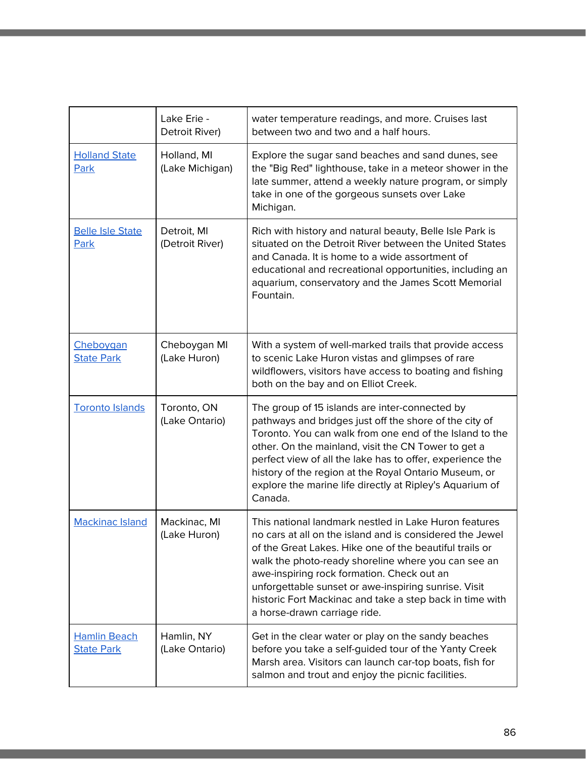| | | |
|---|---|---|
| | Lake Erie - Detroit River) | water temperature readings, and more. Cruises last between two and two and a half hours. |
| Holland State Park | Holland, MI (Lake Michigan) | Explore the sugar sand beaches and sand dunes, see the "Big Red" lighthouse, take in a meteor shower in the late summer, attend a weekly nature program, or simply take in one of the gorgeous sunsets over Lake Michigan. |
| Belle Isle State Park | Detroit, MI (Detroit River) | Rich with history and natural beauty, Belle Isle Park is situated on the Detroit River between the United States and Canada. It is home to a wide assortment of educational and recreational opportunities, including an aquarium, conservatory and the James Scott Memorial Fountain. |
| Cheboygan State Park | Cheboygan MI (Lake Huron) | With a system of well-marked trails that provide access to scenic Lake Huron vistas and glimpses of rare wildflowers, visitors have access to boating and fishing both on the bay and on Elliot Creek. |
| Toronto Islands | Toronto, ON (Lake Ontario) | The group of 15 islands are inter-connected by pathways and bridges just off the shore of the city of Toronto. You can walk from one end of the Island to the other. On the mainland, visit the CN Tower to get a perfect view of all the lake has to offer, experience the history of the region at the Royal Ontario Museum, or explore the marine life directly at Ripley's Aquarium of Canada. |
| Mackinac Island | Mackinac, MI (Lake Huron) | This national landmark nestled in Lake Huron features no cars at all on the island and is considered the Jewel of the Great Lakes. Hike one of the beautiful trails or walk the photo-ready shoreline where you can see an awe-inspiring rock formation. Check out an unforgettable sunset or awe-inspiring sunrise. Visit historic Fort Mackinac and take a step back in time with a horse-drawn carriage ride. |
| Hamlin Beach State Park | Hamlin, NY (Lake Ontario) | Get in the clear water or play on the sandy beaches before you take a self-guided tour of the Yanty Creek Marsh area. Visitors can launch car-top boats, fish for salmon and trout and enjoy the picnic facilities. |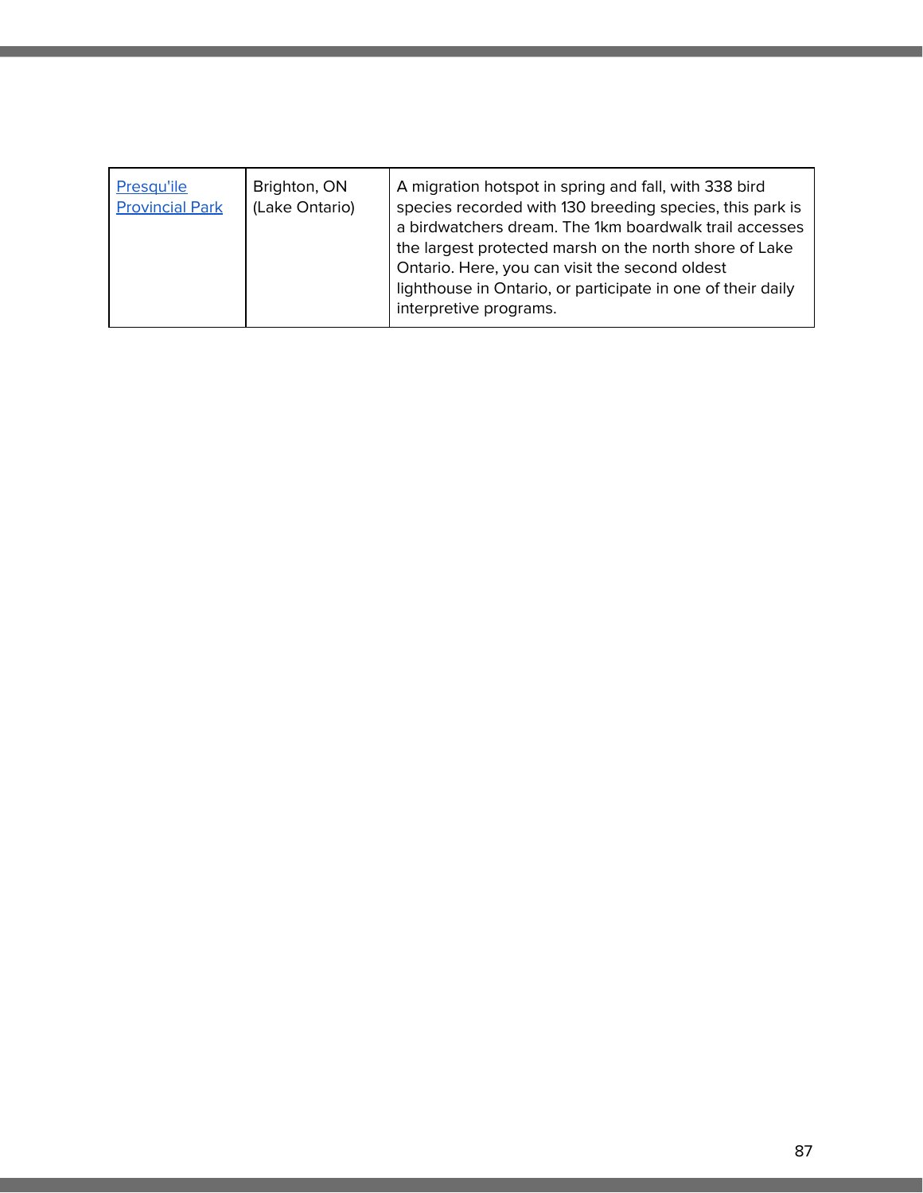| | | |
|---|---|---|
| Presqu'ile Provincial Park | Brighton, ON (Lake Ontario) | A migration hotspot in spring and fall, with 338 bird species recorded with 130 breeding species, this park is a birdwatchers dream. The 1km boardwalk trail accesses the largest protected marsh on the north shore of Lake Ontario. Here, you can visit the second oldest lighthouse in Ontario, or participate in one of their daily interpretive programs. |